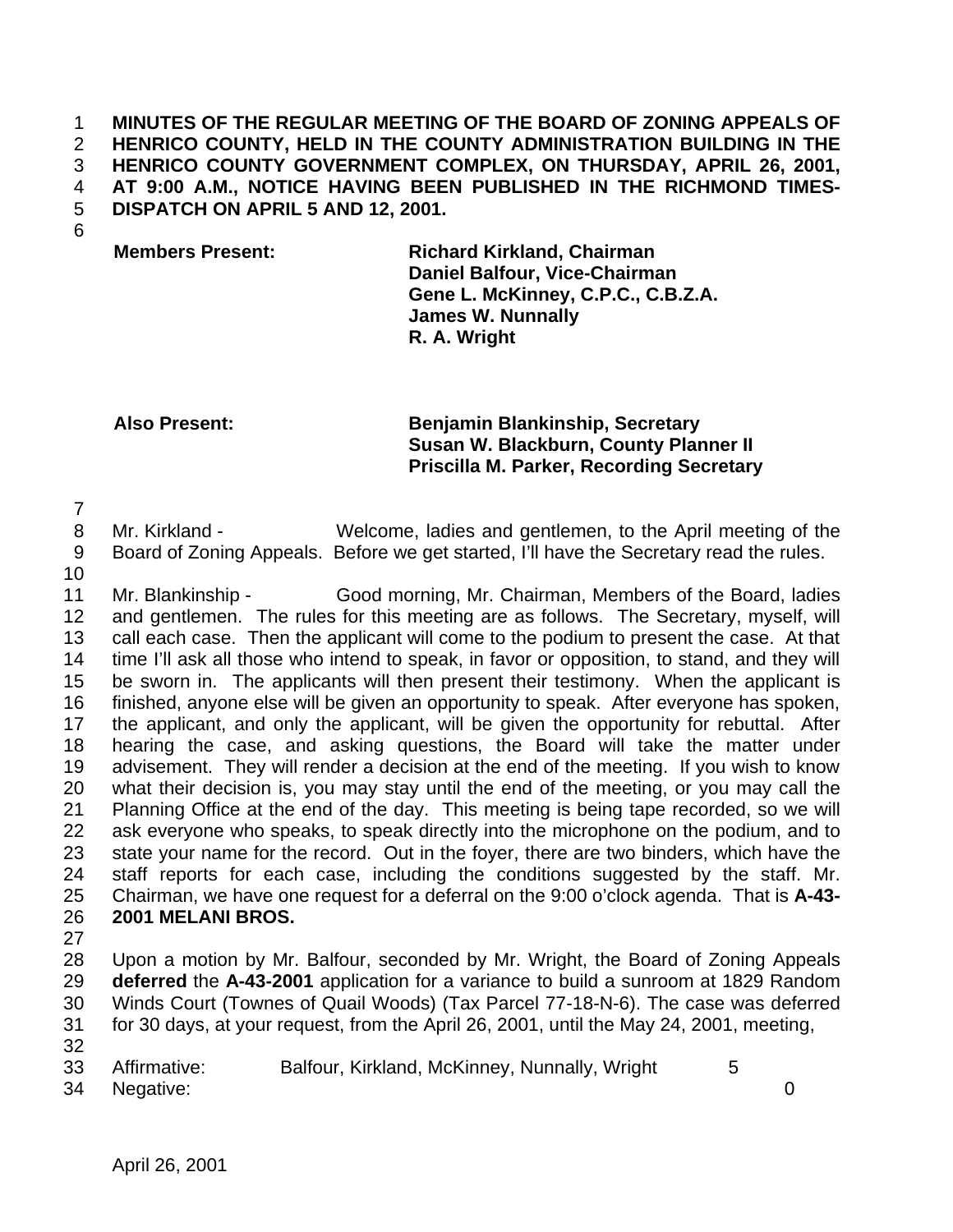**MINUTES OF THE REGULAR MEETING OF THE BOARD OF ZONING APPEALS OF HENRICO COUNTY, HELD IN THE COUNTY ADMINISTRATION BUILDING IN THE HENRICO COUNTY GOVERNMENT COMPLEX, ON THURSDAY, APRIL 26, 2001, AT 9:00 A.M., NOTICE HAVING BEEN PUBLISHED IN THE RICHMOND TIMES-DISPATCH ON APRIL 5 AND 12, 2001.**

| | |
|---|---|
| **Members Present:** | **Richard Kirkland, Chairman** |
| | **Daniel Balfour, Vice-Chairman** |
| | **Gene L. McKinney, C.P.C., C.B.Z.A.** |
| | **James W. Nunnally** |
| | **R. A. Wright** |
| | |
| **Also Present:** | **Benjamin Blankinship, Secretary** |
| | **Susan W. Blackburn, County Planner II** |
| | **Priscilla M. Parker, Recording Secretary** |

Mr. Kirkland - Welcome, ladies and gentlemen, to the April meeting of the Board of Zoning Appeals. Before we get started, I'll have the Secretary read the rules.

Mr. Blankinship - Good morning, Mr. Chairman, Members of the Board, ladies and gentlemen. The rules for this meeting are as follows. The Secretary, myself, will call each case. Then the applicant will come to the podium to present the case. At that time I'll ask all those who intend to speak, in favor or opposition, to stand, and they will be sworn in. The applicants will then present their testimony. When the applicant is finished, anyone else will be given an opportunity to speak. After everyone has spoken, the applicant, and only the applicant, will be given the opportunity for rebuttal. After hearing the case, and asking questions, the Board will take the matter under advisement. They will render a decision at the end of the meeting. If you wish to know what their decision is, you may stay until the end of the meeting, or you may call the Planning Office at the end of the day. This meeting is being tape recorded, so we will ask everyone who speaks, to speak directly into the microphone on the podium, and to state your name for the record. Out in the foyer, there are two binders, which have the staff reports for each case, including the conditions suggested by the staff. Mr. Chairman, we have one request for a deferral on the 9:00 o'clock agenda. That is **A-43-2001 MELANI BROS.**

Upon a motion by Mr. Balfour, seconded by Mr. Wright, the Board of Zoning Appeals **deferred** the **A-43-2001** application for a variance to build a sunroom at 1829 Random Winds Court (Townes of Quail Woods) (Tax Parcel 77-18-N-6). The case was deferred for 30 days, at your request, from the April 26, 2001, until the May 24, 2001, meeting,

| | | |
|---|---|---|
| Affirmative: | Balfour, Kirkland, McKinney, Nunnally, Wright | 5 |
| Negative: | | 0 |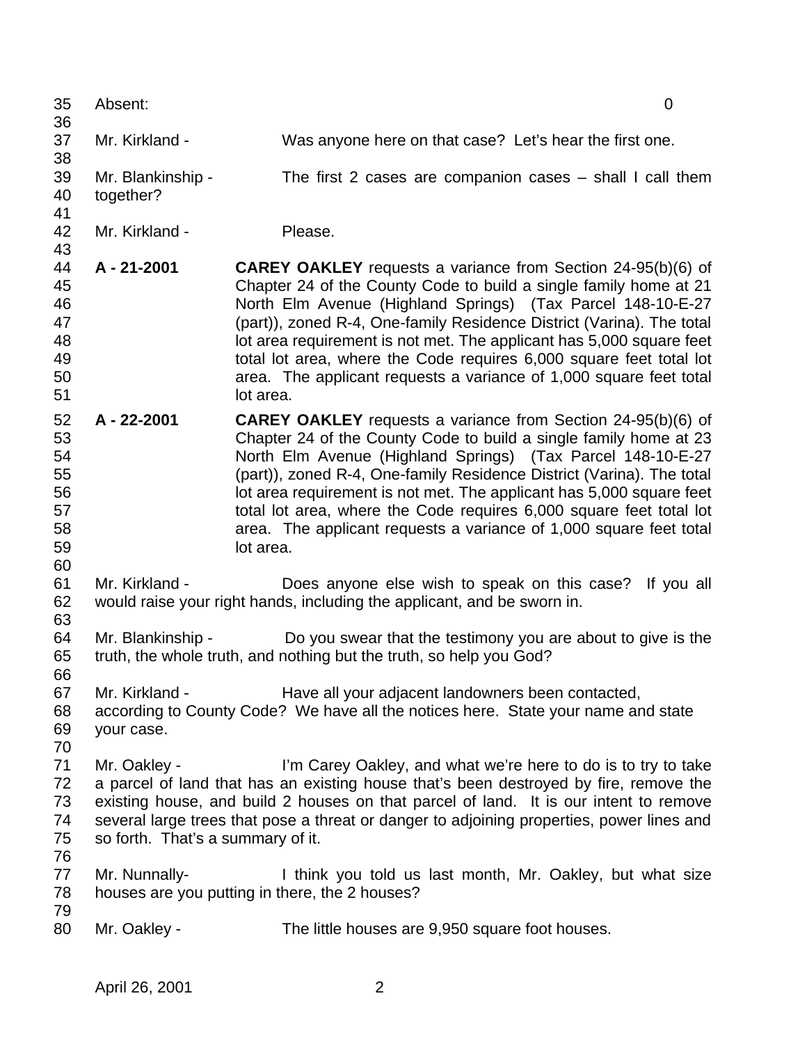Absent: 0

Mr. Kirkland - Was anyone here on that case? Let's hear the first one.

Mr. Blankinship - The first 2 cases are companion cases – shall I call them together?

Mr. Kirkland - Please.

**A - 21-2001** **CAREY OAKLEY** requests a variance from Section 24-95(b)(6) of Chapter 24 of the County Code to build a single family home at 21 North Elm Avenue (Highland Springs) (Tax Parcel 148-10-E-27 (part)), zoned R-4, One-family Residence District (Varina). The total lot area requirement is not met. The applicant has 5,000 square feet total lot area, where the Code requires 6,000 square feet total lot area. The applicant requests a variance of 1,000 square feet total lot area.

**A - 22-2001** **CAREY OAKLEY** requests a variance from Section 24-95(b)(6) of Chapter 24 of the County Code to build a single family home at 23 North Elm Avenue (Highland Springs) (Tax Parcel 148-10-E-27 (part)), zoned R-4, One-family Residence District (Varina). The total lot area requirement is not met. The applicant has 5,000 square feet total lot area, where the Code requires 6,000 square feet total lot area. The applicant requests a variance of 1,000 square feet total lot area.

Mr. Kirkland - Does anyone else wish to speak on this case? If you all would raise your right hands, including the applicant, and be sworn in.

Mr. Blankinship - Do you swear that the testimony you are about to give is the truth, the whole truth, and nothing but the truth, so help you God?

Mr. Kirkland - Have all your adjacent landowners been contacted, according to County Code? We have all the notices here. State your name and state your case.

Mr. Oakley - I'm Carey Oakley, and what we're here to do is to try to take a parcel of land that has an existing house that's been destroyed by fire, remove the existing house, and build 2 houses on that parcel of land. It is our intent to remove several large trees that pose a threat or danger to adjoining properties, power lines and so forth. That's a summary of it.

Mr. Nunnally- I think you told us last month, Mr. Oakley, but what size houses are you putting in there, the 2 houses?

Mr. Oakley - The little houses are 9,950 square foot houses.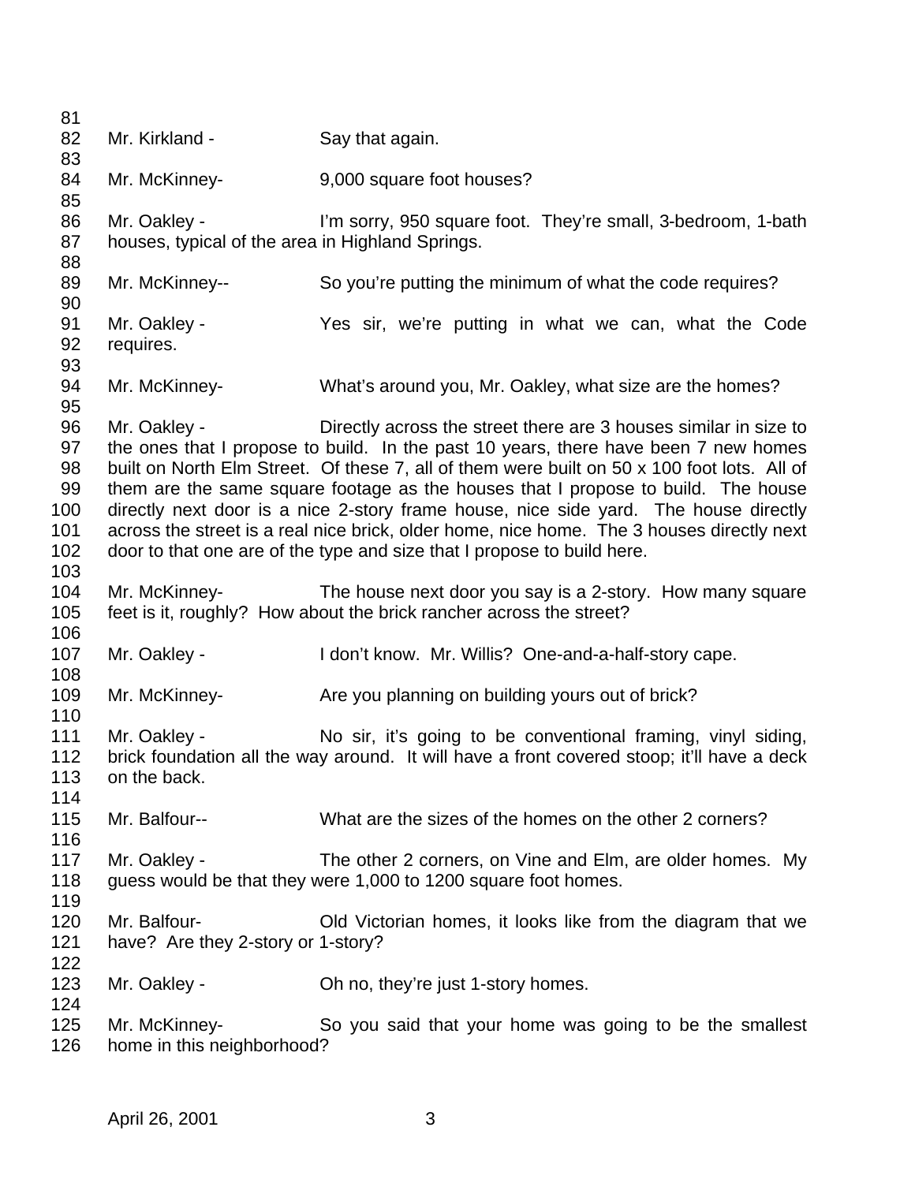Mr. Kirkland - Say that again.

Mr. McKinney- 9,000 square foot houses?

Mr. Oakley - I'm sorry, 950 square foot. They're small, 3-bedroom, 1-bath houses, typical of the area in Highland Springs.

Mr. McKinney-- So you're putting the minimum of what the code requires?

Mr. Oakley - Yes sir, we're putting in what we can, what the Code requires.

Mr. McKinney- What's around you, Mr. Oakley, what size are the homes?

Mr. Oakley - Directly across the street there are 3 houses similar in size to the ones that I propose to build. In the past 10 years, there have been 7 new homes built on North Elm Street. Of these 7, all of them were built on 50 x 100 foot lots. All of them are the same square footage as the houses that I propose to build. The house directly next door is a nice 2-story frame house, nice side yard. The house directly across the street is a real nice brick, older home, nice home. The 3 houses directly next door to that one are of the type and size that I propose to build here.

Mr. McKinney- The house next door you say is a 2-story. How many square feet is it, roughly? How about the brick rancher across the street?

Mr. Oakley - I don't know. Mr. Willis? One-and-a-half-story cape.

Mr. McKinney- Are you planning on building yours out of brick?

Mr. Oakley - No sir, it's going to be conventional framing, vinyl siding, brick foundation all the way around. It will have a front covered stoop; it'll have a deck on the back.

Mr. Balfour-- What are the sizes of the homes on the other 2 corners?

Mr. Oakley - The other 2 corners, on Vine and Elm, are older homes. My guess would be that they were 1,000 to 1200 square foot homes.

Mr. Balfour- Old Victorian homes, it looks like from the diagram that we have? Are they 2-story or 1-story?

Mr. Oakley - Oh no, they're just 1-story homes.

Mr. McKinney- So you said that your home was going to be the smallest home in this neighborhood?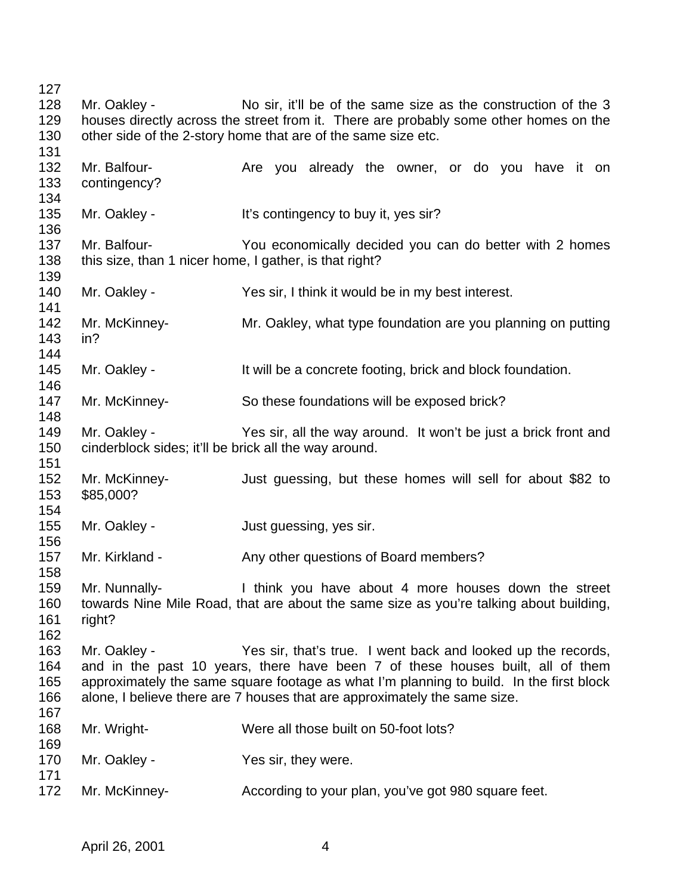Mr. Oakley - No sir, it'll be of the same size as the construction of the 3 houses directly across the street from it. There are probably some other homes on the other side of the 2-story home that are of the same size etc.

Mr. Balfour- Are you already the owner, or do you have it on contingency?

Mr. Oakley - It's contingency to buy it, yes sir?

Mr. Balfour- You economically decided you can do better with 2 homes this size, than 1 nicer home, I gather, is that right?

Mr. Oakley - Yes sir, I think it would be in my best interest.

Mr. McKinney- Mr. Oakley, what type foundation are you planning on putting in?

Mr. Oakley - It will be a concrete footing, brick and block foundation.

Mr. McKinney- So these foundations will be exposed brick?

Mr. Oakley - Yes sir, all the way around. It won't be just a brick front and cinderblock sides; it'll be brick all the way around.

Mr. McKinney- Just guessing, but these homes will sell for about $82 to $85,000?

Mr. Oakley - Just guessing, yes sir.

Mr. Kirkland - Any other questions of Board members?

Mr. Nunnally- I think you have about 4 more houses down the street towards Nine Mile Road, that are about the same size as you're talking about building, right?

Mr. Oakley - Yes sir, that's true. I went back and looked up the records, and in the past 10 years, there have been 7 of these houses built, all of them approximately the same square footage as what I'm planning to build. In the first block alone, I believe there are 7 houses that are approximately the same size.

Mr. Wright- Were all those built on 50-foot lots?

Mr. Oakley - Yes sir, they were.

Mr. McKinney- According to your plan, you've got 980 square feet.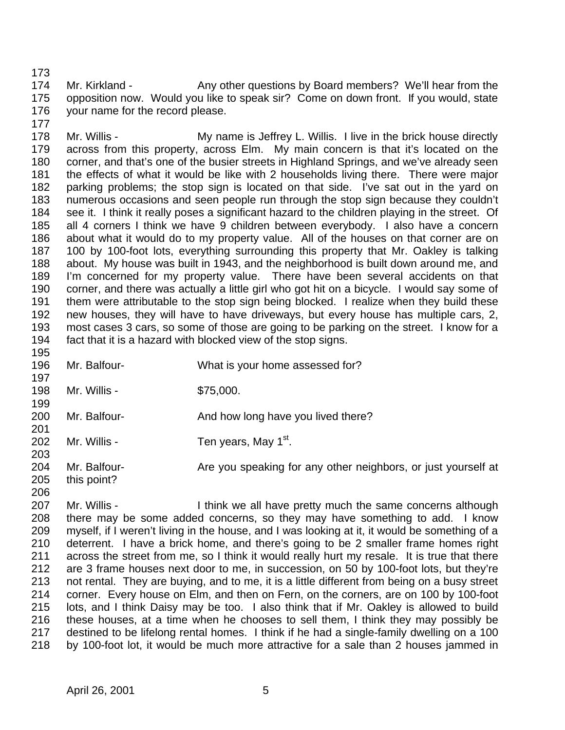Mr. Kirkland - Any other questions by Board members? We'll hear from the opposition now. Would you like to speak sir? Come on down front. If you would, state your name for the record please.

Mr. Willis - My name is Jeffrey L. Willis. I live in the brick house directly across from this property, across Elm. My main concern is that it's located on the corner, and that's one of the busier streets in Highland Springs, and we've already seen the effects of what it would be like with 2 households living there. There were major parking problems; the stop sign is located on that side. I've sat out in the yard on numerous occasions and seen people run through the stop sign because they couldn't see it. I think it really poses a significant hazard to the children playing in the street. Of all 4 corners I think we have 9 children between everybody. I also have a concern about what it would do to my property value. All of the houses on that corner are on 100 by 100-foot lots, everything surrounding this property that Mr. Oakley is talking about. My house was built in 1943, and the neighborhood is built down around me, and I'm concerned for my property value. There have been several accidents on that corner, and there was actually a little girl who got hit on a bicycle. I would say some of them were attributable to the stop sign being blocked. I realize when they build these new houses, they will have to have driveways, but every house has multiple cars, 2, most cases 3 cars, so some of those are going to be parking on the street. I know for a fact that it is a hazard with blocked view of the stop signs.

Mr. Balfour- What is your home assessed for?

Mr. Willis - $75,000.

Mr. Balfour- And how long have you lived there?

Mr. Willis - Ten years, May 1st.

Mr. Balfour- Are you speaking for any other neighbors, or just yourself at this point?

Mr. Willis - I think we all have pretty much the same concerns although there may be some added concerns, so they may have something to add. I know myself, if I weren't living in the house, and I was looking at it, it would be something of a deterrent. I have a brick home, and there's going to be 2 smaller frame homes right across the street from me, so I think it would really hurt my resale. It is true that there are 3 frame houses next door to me, in succession, on 50 by 100-foot lots, but they're not rental. They are buying, and to me, it is a little different from being on a busy street corner. Every house on Elm, and then on Fern, on the corners, are on 100 by 100-foot lots, and I think Daisy may be too. I also think that if Mr. Oakley is allowed to build these houses, at a time when he chooses to sell them, I think they may possibly be destined to be lifelong rental homes. I think if he had a single-family dwelling on a 100 by 100-foot lot, it would be much more attractive for a sale than 2 houses jammed in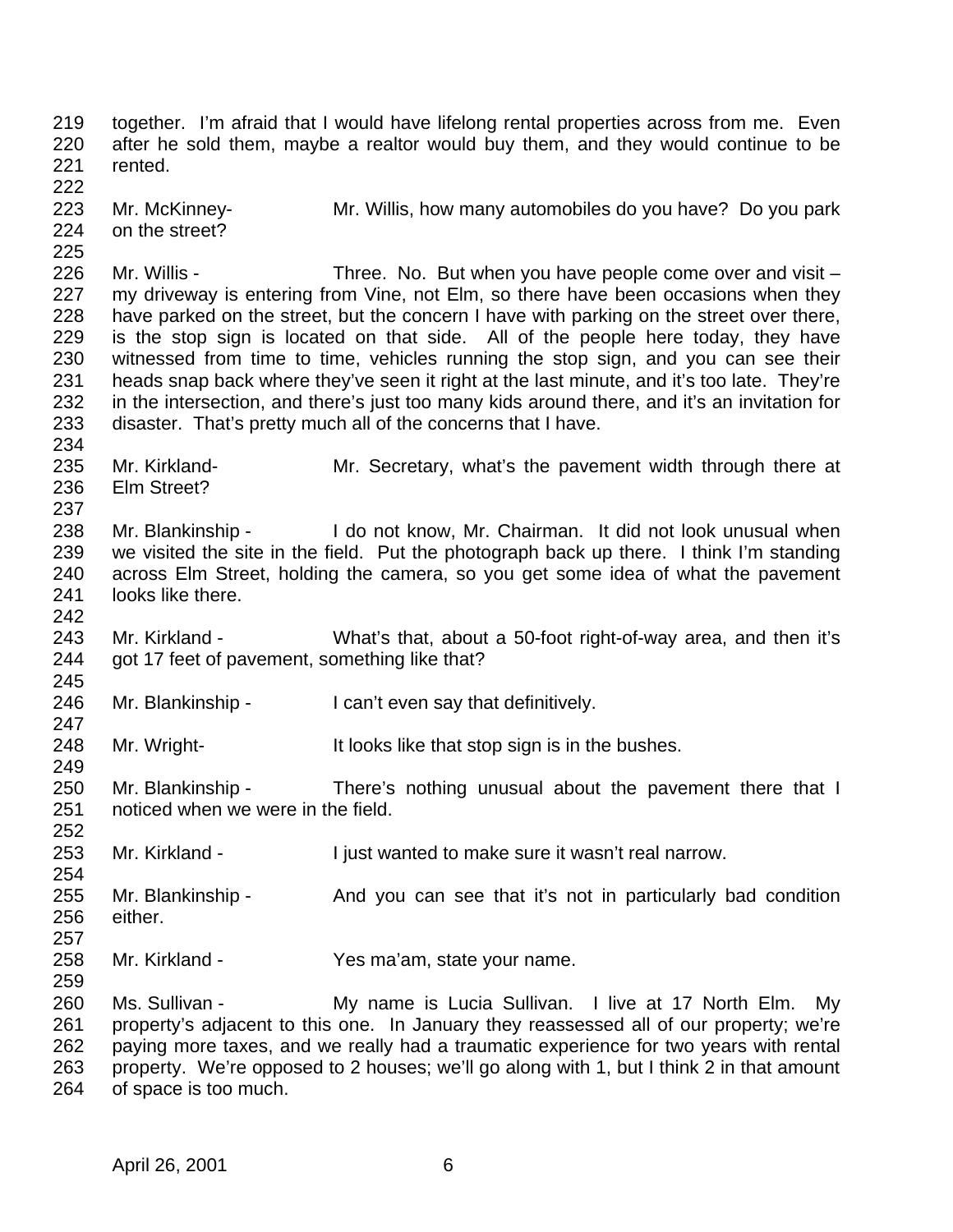together. I'm afraid that I would have lifelong rental properties across from me. Even after he sold them, maybe a realtor would buy them, and they would continue to be rented.

Mr. McKinney- Mr. Willis, how many automobiles do you have? Do you park on the street?

Mr. Willis - Three. No. But when you have people come over and visit – my driveway is entering from Vine, not Elm, so there have been occasions when they have parked on the street, but the concern I have with parking on the street over there, is the stop sign is located on that side. All of the people here today, they have witnessed from time to time, vehicles running the stop sign, and you can see their heads snap back where they've seen it right at the last minute, and it's too late. They're in the intersection, and there's just too many kids around there, and it's an invitation for disaster. That's pretty much all of the concerns that I have.

Mr. Kirkland- Mr. Secretary, what's the pavement width through there at Elm Street?

Mr. Blankinship - I do not know, Mr. Chairman. It did not look unusual when we visited the site in the field. Put the photograph back up there. I think I'm standing across Elm Street, holding the camera, so you get some idea of what the pavement looks like there.

Mr. Kirkland - What's that, about a 50-foot right-of-way area, and then it's got 17 feet of pavement, something like that?

Mr. Blankinship - I can't even say that definitively.

Mr. Wright- It looks like that stop sign is in the bushes.

Mr. Blankinship - There's nothing unusual about the pavement there that I noticed when we were in the field.

Mr. Kirkland - I just wanted to make sure it wasn't real narrow.

Mr. Blankinship - And you can see that it's not in particularly bad condition either.

Mr. Kirkland - Yes ma'am, state your name.

Ms. Sullivan - My name is Lucia Sullivan. I live at 17 North Elm. My property's adjacent to this one. In January they reassessed all of our property; we're paying more taxes, and we really had a traumatic experience for two years with rental property. We're opposed to 2 houses; we'll go along with 1, but I think 2 in that amount of space is too much.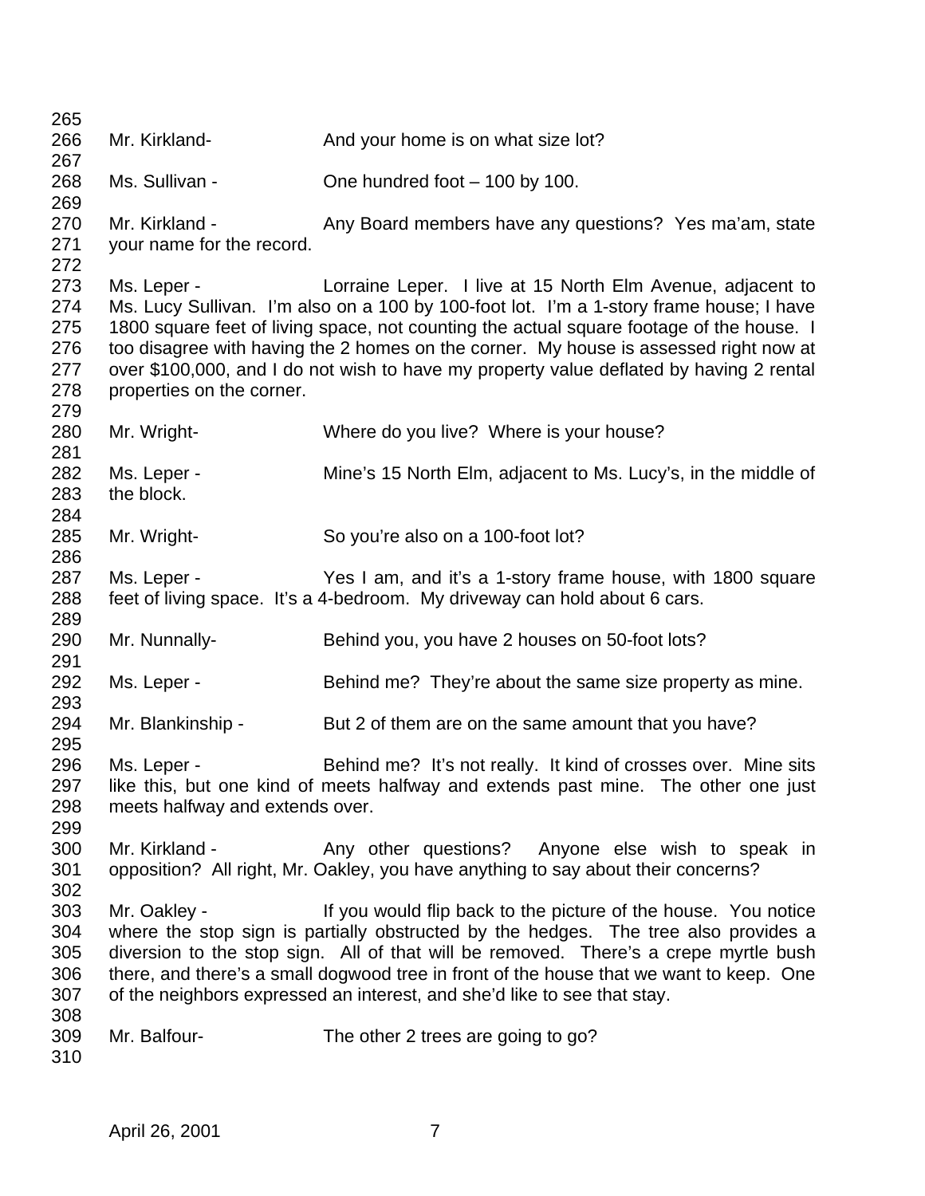Mr. Kirkland- And your home is on what size lot?

Ms. Sullivan - One hundred foot – 100 by 100.

Mr. Kirkland - Any Board members have any questions? Yes ma'am, state your name for the record.

Ms. Leper - Lorraine Leper. I live at 15 North Elm Avenue, adjacent to Ms. Lucy Sullivan. I'm also on a 100 by 100-foot lot. I'm a 1-story frame house; I have 1800 square feet of living space, not counting the actual square footage of the house. I too disagree with having the 2 homes on the corner. My house is assessed right now at over $100,000, and I do not wish to have my property value deflated by having 2 rental properties on the corner.

Mr. Wright- Where do you live? Where is your house?

Ms. Leper - Mine's 15 North Elm, adjacent to Ms. Lucy's, in the middle of the block.

Mr. Wright- So you're also on a 100-foot lot?

Ms. Leper - Yes I am, and it's a 1-story frame house, with 1800 square feet of living space. It's a 4-bedroom. My driveway can hold about 6 cars.

Mr. Nunnally- Behind you, you have 2 houses on 50-foot lots?

Ms. Leper - Behind me? They're about the same size property as mine.

Mr. Blankinship - But 2 of them are on the same amount that you have?

Ms. Leper - Behind me? It's not really. It kind of crosses over. Mine sits like this, but one kind of meets halfway and extends past mine. The other one just meets halfway and extends over.

Mr. Kirkland - Any other questions? Anyone else wish to speak in opposition? All right, Mr. Oakley, you have anything to say about their concerns?

Mr. Oakley - If you would flip back to the picture of the house. You notice where the stop sign is partially obstructed by the hedges. The tree also provides a diversion to the stop sign. All of that will be removed. There's a crepe myrtle bush there, and there's a small dogwood tree in front of the house that we want to keep. One of the neighbors expressed an interest, and she'd like to see that stay.

Mr. Balfour- The other 2 trees are going to go?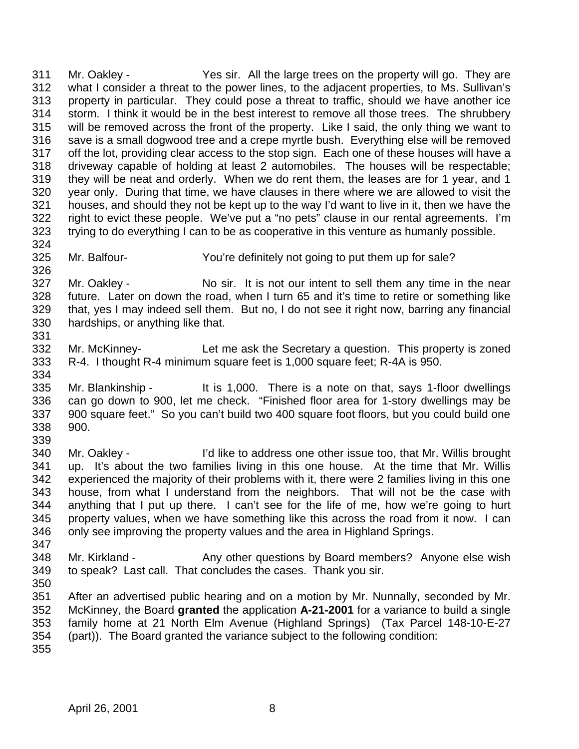Mr. Oakley - Yes sir. All the large trees on the property will go. They are what I consider a threat to the power lines, to the adjacent properties, to Ms. Sullivan's property in particular. They could pose a threat to traffic, should we have another ice storm. I think it would be in the best interest to remove all those trees. The shrubbery will be removed across the front of the property. Like I said, the only thing we want to save is a small dogwood tree and a crepe myrtle bush. Everything else will be removed off the lot, providing clear access to the stop sign. Each one of these houses will have a driveway capable of holding at least 2 automobiles. The houses will be respectable; they will be neat and orderly. When we do rent them, the leases are for 1 year, and 1 year only. During that time, we have clauses in there where we are allowed to visit the houses, and should they not be kept up to the way I'd want to live in it, then we have the right to evict these people. We've put a "no pets" clause in our rental agreements. I'm trying to do everything I can to be as cooperative in this venture as humanly possible.

Mr. Balfour- You're definitely not going to put them up for sale?

Mr. Oakley - No sir. It is not our intent to sell them any time in the near future. Later on down the road, when I turn 65 and it's time to retire or something like that, yes I may indeed sell them. But no, I do not see it right now, barring any financial hardships, or anything like that.

Mr. McKinney- Let me ask the Secretary a question. This property is zoned R-4. I thought R-4 minimum square feet is 1,000 square feet; R-4A is 950.

Mr. Blankinship - It is 1,000. There is a note on that, says 1-floor dwellings can go down to 900, let me check. "Finished floor area for 1-story dwellings may be 900 square feet." So you can't build two 400 square foot floors, but you could build one 900.

Mr. Oakley - I'd like to address one other issue too, that Mr. Willis brought up. It's about the two families living in this one house. At the time that Mr. Willis experienced the majority of their problems with it, there were 2 families living in this one house, from what I understand from the neighbors. That will not be the case with anything that I put up there. I can't see for the life of me, how we're going to hurt property values, when we have something like this across the road from it now. I can only see improving the property values and the area in Highland Springs.

Mr. Kirkland - Any other questions by Board members? Anyone else wish to speak? Last call. That concludes the cases. Thank you sir.

After an advertised public hearing and on a motion by Mr. Nunnally, seconded by Mr. McKinney, the Board **granted** the application **A-21-2001** for a variance to build a single family home at 21 North Elm Avenue (Highland Springs) (Tax Parcel 148-10-E-27 (part)). The Board granted the variance subject to the following condition: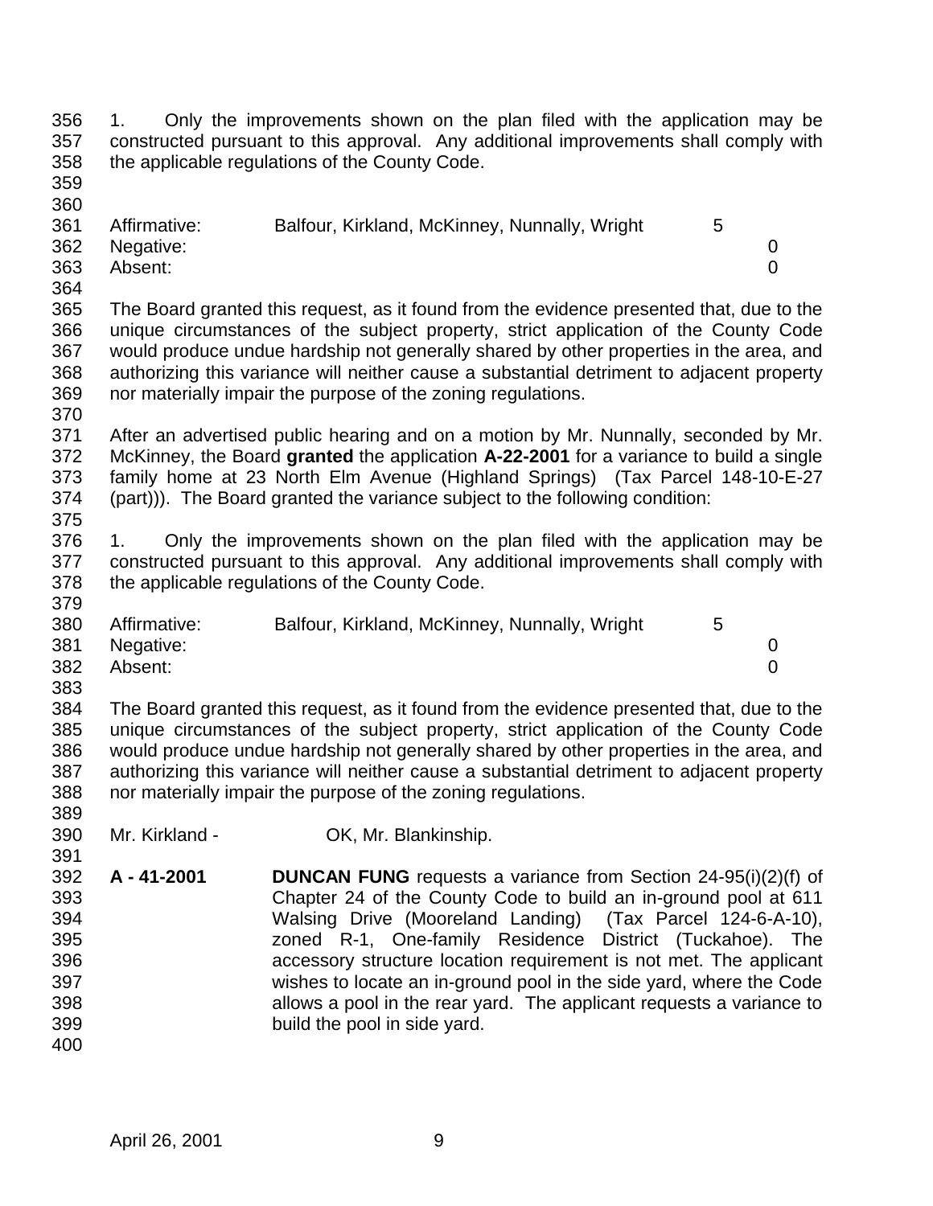1. Only the improvements shown on the plan filed with the application may be constructed pursuant to this approval. Any additional improvements shall comply with the applicable regulations of the County Code.

| | | |
|---|---|---|
| Affirmative: | Balfour, Kirkland, McKinney, Nunnally, Wright | 5 |
| Negative: | | 0 |
| Absent: | | 0 |

The Board granted this request, as it found from the evidence presented that, due to the unique circumstances of the subject property, strict application of the County Code would produce undue hardship not generally shared by other properties in the area, and authorizing this variance will neither cause a substantial detriment to adjacent property nor materially impair the purpose of the zoning regulations.

After an advertised public hearing and on a motion by Mr. Nunnally, seconded by Mr. McKinney, the Board **granted** the application **A-22-2001** for a variance to build a single family home at 23 North Elm Avenue (Highland Springs) (Tax Parcel 148-10-E-27 (part))). The Board granted the variance subject to the following condition:

1. Only the improvements shown on the plan filed with the application may be constructed pursuant to this approval. Any additional improvements shall comply with the applicable regulations of the County Code.

| | | |
|---|---|---|
| Affirmative: | Balfour, Kirkland, McKinney, Nunnally, Wright | 5 |
| Negative: | | 0 |
| Absent: | | 0 |

The Board granted this request, as it found from the evidence presented that, due to the unique circumstances of the subject property, strict application of the County Code would produce undue hardship not generally shared by other properties in the area, and authorizing this variance will neither cause a substantial detriment to adjacent property nor materially impair the purpose of the zoning regulations.

Mr. Kirkland - OK, Mr. Blankinship.

**A - 41-2001** **DUNCAN FUNG** requests a variance from Section 24-95(i)(2)(f) of Chapter 24 of the County Code to build an in-ground pool at 611 Walsing Drive (Mooreland Landing) (Tax Parcel 124-6-A-10), zoned R-1, One-family Residence District (Tuckahoe). The accessory structure location requirement is not met. The applicant wishes to locate an in-ground pool in the side yard, where the Code allows a pool in the rear yard. The applicant requests a variance to build the pool in side yard.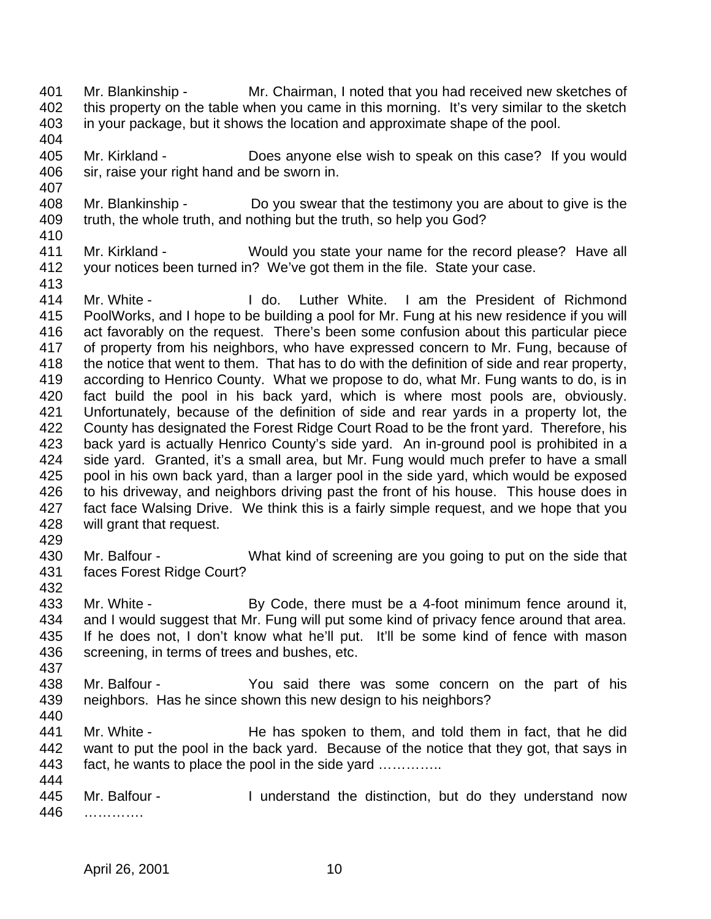401 Mr. Blankinship - Mr. Chairman, I noted that you had received new sketches of
402 this property on the table when you came in this morning. It's very similar to the sketch
403 in your package, but it shows the location and approximate shape of the pool.
404
405 Mr. Kirkland - Does anyone else wish to speak on this case? If you would
406 sir, raise your right hand and be sworn in.
407
408 Mr. Blankinship - Do you swear that the testimony you are about to give is the
409 truth, the whole truth, and nothing but the truth, so help you God?
410
411 Mr. Kirkland - Would you state your name for the record please? Have all
412 your notices been turned in? We've got them in the file. State your case.
413
414 Mr. White - I do. Luther White. I am the President of Richmond
415 PoolWorks, and I hope to be building a pool for Mr. Fung at his new residence if you will
416 act favorably on the request. There's been some confusion about this particular piece
417 of property from his neighbors, who have expressed concern to Mr. Fung, because of
418 the notice that went to them. That has to do with the definition of side and rear property,
419 according to Henrico County. What we propose to do, what Mr. Fung wants to do, is in
420 fact build the pool in his back yard, which is where most pools are, obviously.
421 Unfortunately, because of the definition of side and rear yards in a property lot, the
422 County has designated the Forest Ridge Court Road to be the front yard. Therefore, his
423 back yard is actually Henrico County's side yard. An in-ground pool is prohibited in a
424 side yard. Granted, it's a small area, but Mr. Fung would much prefer to have a small
425 pool in his own back yard, than a larger pool in the side yard, which would be exposed
426 to his driveway, and neighbors driving past the front of his house. This house does in
427 fact face Walsing Drive. We think this is a fairly simple request, and we hope that you
428 will grant that request.
429
430 Mr. Balfour - What kind of screening are you going to put on the side that
431 faces Forest Ridge Court?
432
433 Mr. White - By Code, there must be a 4-foot minimum fence around it,
434 and I would suggest that Mr. Fung will put some kind of privacy fence around that area.
435 If he does not, I don't know what he'll put. It'll be some kind of fence with mason
436 screening, in terms of trees and bushes, etc.
437
438 Mr. Balfour - You said there was some concern on the part of his
439 neighbors. Has he since shown this new design to his neighbors?
440
441 Mr. White - He has spoken to them, and told them in fact, that he did
442 want to put the pool in the back yard. Because of the notice that they got, that says in
443 fact, he wants to place the pool in the side yard …………..
444
445 Mr. Balfour - I understand the distinction, but do they understand now
446 ………….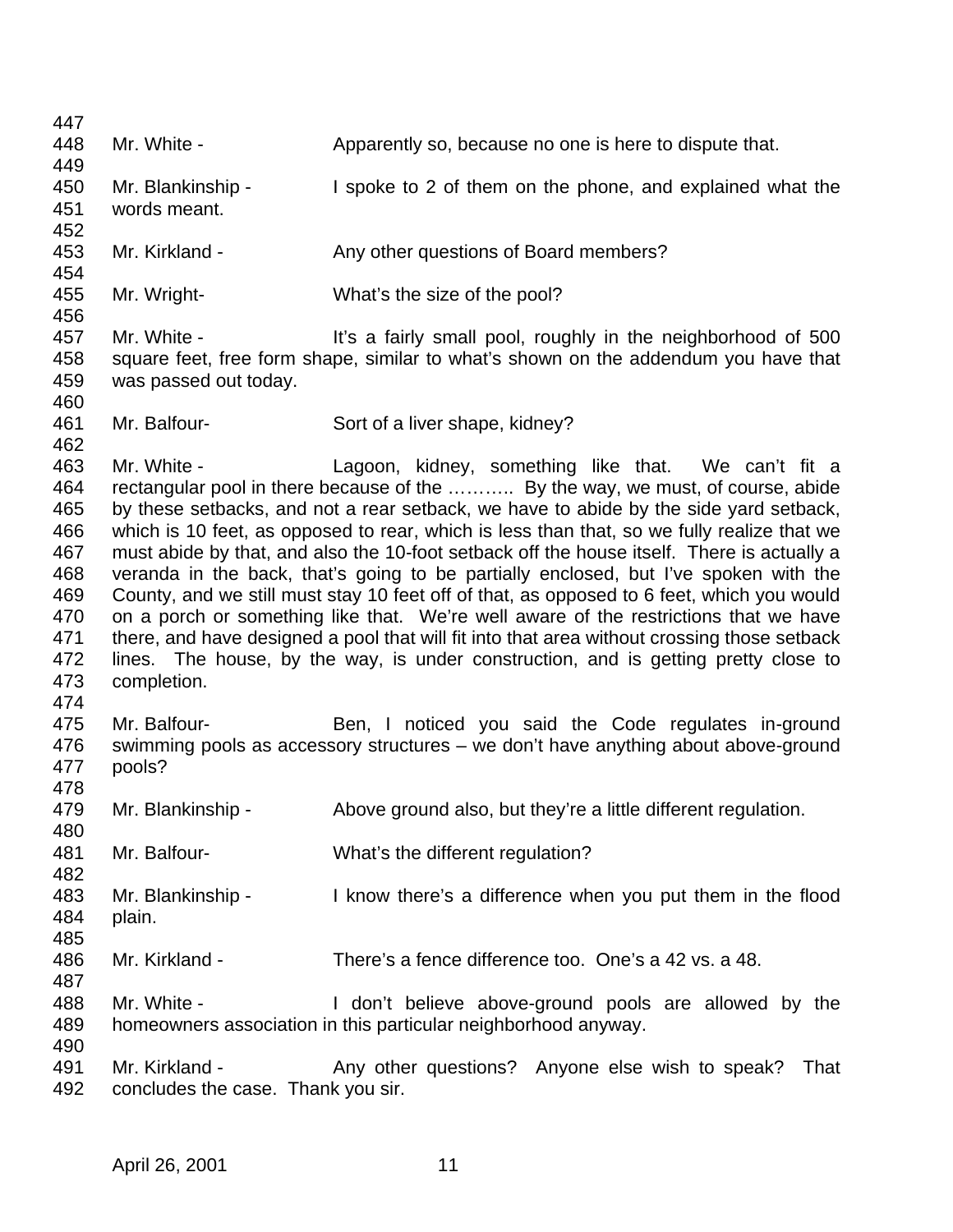Mr. White - Apparently so, because no one is here to dispute that.

Mr. Blankinship - I spoke to 2 of them on the phone, and explained what the words meant.

Mr. Kirkland - Any other questions of Board members?

Mr. Wright- What's the size of the pool?

Mr. White - It's a fairly small pool, roughly in the neighborhood of 500 square feet, free form shape, similar to what's shown on the addendum you have that was passed out today.

Mr. Balfour- Sort of a liver shape, kidney?

Mr. White - Lagoon, kidney, something like that. We can't fit a rectangular pool in there because of the ……….. By the way, we must, of course, abide by these setbacks, and not a rear setback, we have to abide by the side yard setback, which is 10 feet, as opposed to rear, which is less than that, so we fully realize that we must abide by that, and also the 10-foot setback off the house itself. There is actually a veranda in the back, that's going to be partially enclosed, but I've spoken with the County, and we still must stay 10 feet off of that, as opposed to 6 feet, which you would on a porch or something like that. We're well aware of the restrictions that we have there, and have designed a pool that will fit into that area without crossing those setback lines. The house, by the way, is under construction, and is getting pretty close to completion.

Mr. Balfour- Ben, I noticed you said the Code regulates in-ground swimming pools as accessory structures – we don't have anything about above-ground pools?

Mr. Blankinship - Above ground also, but they're a little different regulation.

Mr. Balfour- What's the different regulation?

Mr. Blankinship - I know there's a difference when you put them in the flood plain.

Mr. Kirkland - There's a fence difference too. One's a 42 vs. a 48.

Mr. White - I don't believe above-ground pools are allowed by the homeowners association in this particular neighborhood anyway.

Mr. Kirkland - Any other questions? Anyone else wish to speak? That concludes the case. Thank you sir.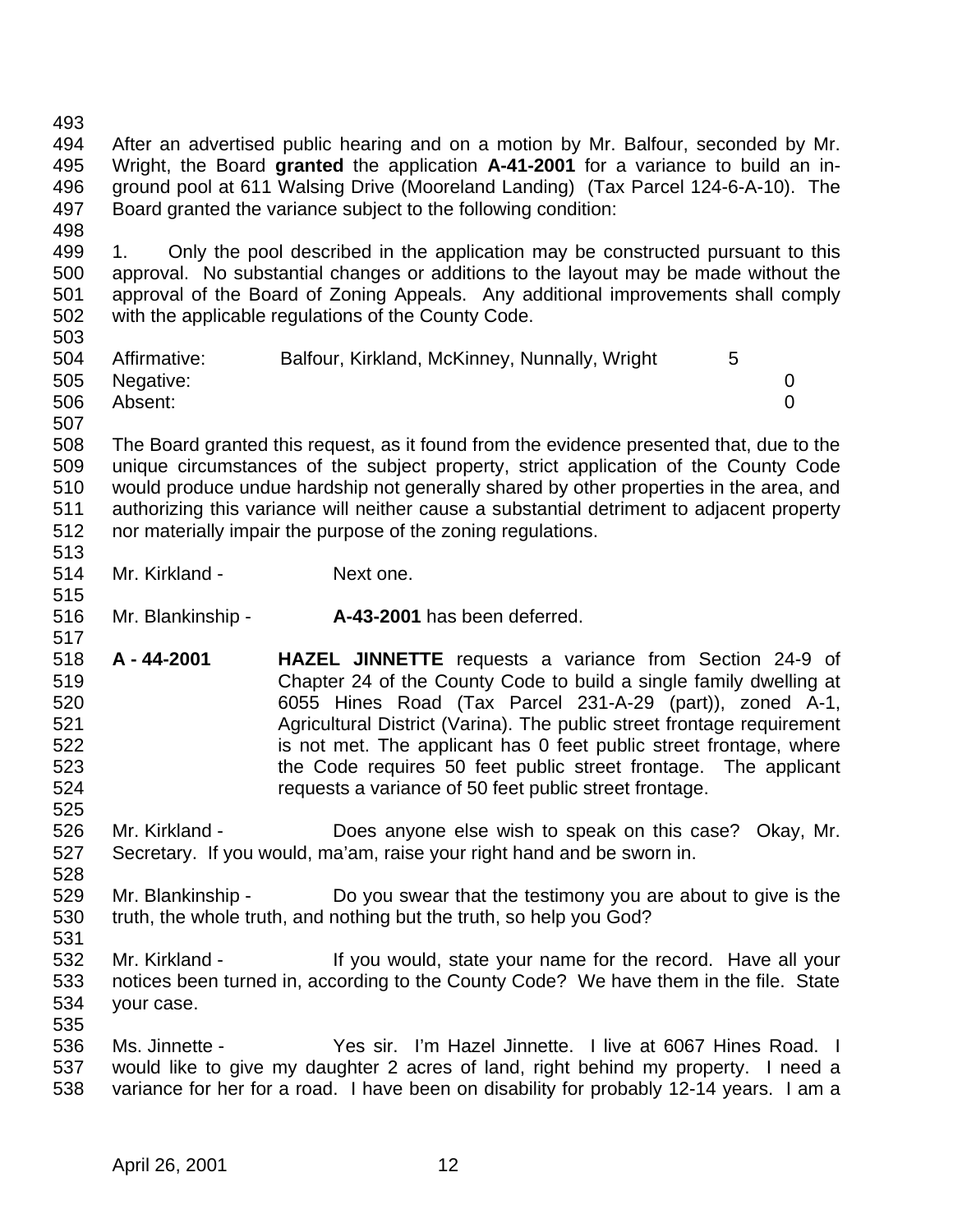After an advertised public hearing and on a motion by Mr. Balfour, seconded by Mr. Wright, the Board **granted** the application **A-41-2001** for a variance to build an in-ground pool at 611 Walsing Drive (Mooreland Landing) (Tax Parcel 124-6-A-10). The Board granted the variance subject to the following condition:

1. Only the pool described in the application may be constructed pursuant to this approval. No substantial changes or additions to the layout may be made without the approval of the Board of Zoning Appeals. Any additional improvements shall comply with the applicable regulations of the County Code.

| | | |
|---|---|---|
| Affirmative: | Balfour, Kirkland, McKinney, Nunnally, Wright | 5 |
| Negative: | | 0 |
| Absent: | | 0 |

The Board granted this request, as it found from the evidence presented that, due to the unique circumstances of the subject property, strict application of the County Code would produce undue hardship not generally shared by other properties in the area, and authorizing this variance will neither cause a substantial detriment to adjacent property nor materially impair the purpose of the zoning regulations.

Mr. Kirkland - Next one.

Mr. Blankinship - **A-43-2001** has been deferred.

**A - 44-2001** **HAZEL JINNETTE** requests a variance from Section 24-9 of Chapter 24 of the County Code to build a single family dwelling at 6055 Hines Road (Tax Parcel 231-A-29 (part)), zoned A-1, Agricultural District (Varina). The public street frontage requirement is not met. The applicant has 0 feet public street frontage, where the Code requires 50 feet public street frontage. The applicant requests a variance of 50 feet public street frontage.

Mr. Kirkland - Does anyone else wish to speak on this case? Okay, Mr. Secretary. If you would, ma'am, raise your right hand and be sworn in.

Mr. Blankinship - Do you swear that the testimony you are about to give is the truth, the whole truth, and nothing but the truth, so help you God?

Mr. Kirkland - If you would, state your name for the record. Have all your notices been turned in, according to the County Code? We have them in the file. State your case.

Ms. Jinnette - Yes sir. I'm Hazel Jinnette. I live at 6067 Hines Road. I would like to give my daughter 2 acres of land, right behind my property. I need a variance for her for a road. I have been on disability for probably 12-14 years. I am a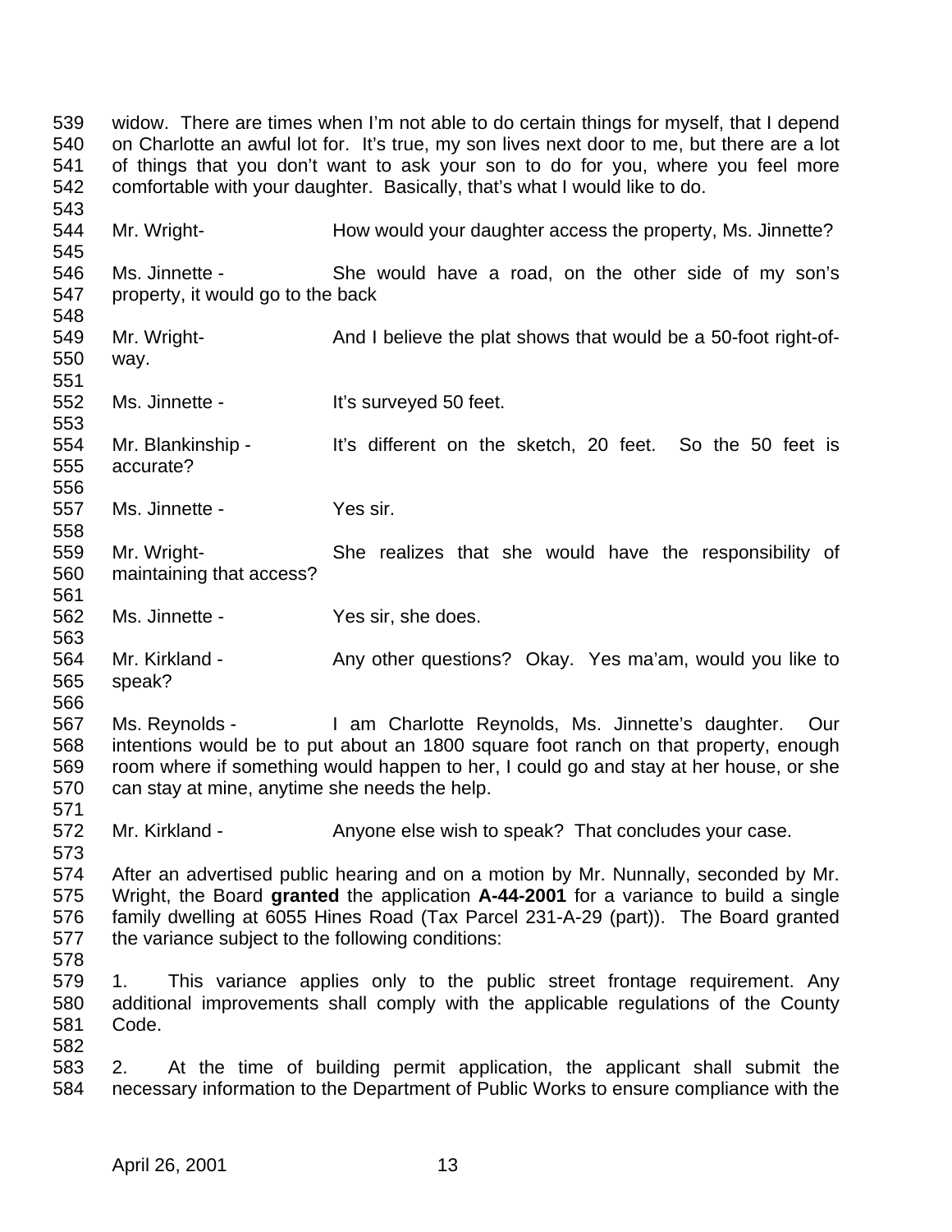widow. There are times when I'm not able to do certain things for myself, that I depend on Charlotte an awful lot for. It's true, my son lives next door to me, but there are a lot of things that you don't want to ask your son to do for you, where you feel more comfortable with your daughter. Basically, that's what I would like to do.

Mr. Wright- How would your daughter access the property, Ms. Jinnette?

Ms. Jinnette - She would have a road, on the other side of my son's property, it would go to the back

Mr. Wright- And I believe the plat shows that would be a 50-foot right-of-way.

Ms. Jinnette - It's surveyed 50 feet.

Mr. Blankinship - It's different on the sketch, 20 feet. So the 50 feet is accurate?

Ms. Jinnette - Yes sir.

Mr. Wright- She realizes that she would have the responsibility of maintaining that access?

Ms. Jinnette - Yes sir, she does.

Mr. Kirkland - Any other questions? Okay. Yes ma'am, would you like to speak?

Ms. Reynolds - I am Charlotte Reynolds, Ms. Jinnette's daughter. Our intentions would be to put about an 1800 square foot ranch on that property, enough room where if something would happen to her, I could go and stay at her house, or she can stay at mine, anytime she needs the help.

Mr. Kirkland - Anyone else wish to speak? That concludes your case.

After an advertised public hearing and on a motion by Mr. Nunnally, seconded by Mr. Wright, the Board **granted** the application **A-44-2001** for a variance to build a single family dwelling at 6055 Hines Road (Tax Parcel 231-A-29 (part)). The Board granted the variance subject to the following conditions:

1. This variance applies only to the public street frontage requirement. Any additional improvements shall comply with the applicable regulations of the County Code.

2. At the time of building permit application, the applicant shall submit the necessary information to the Department of Public Works to ensure compliance with the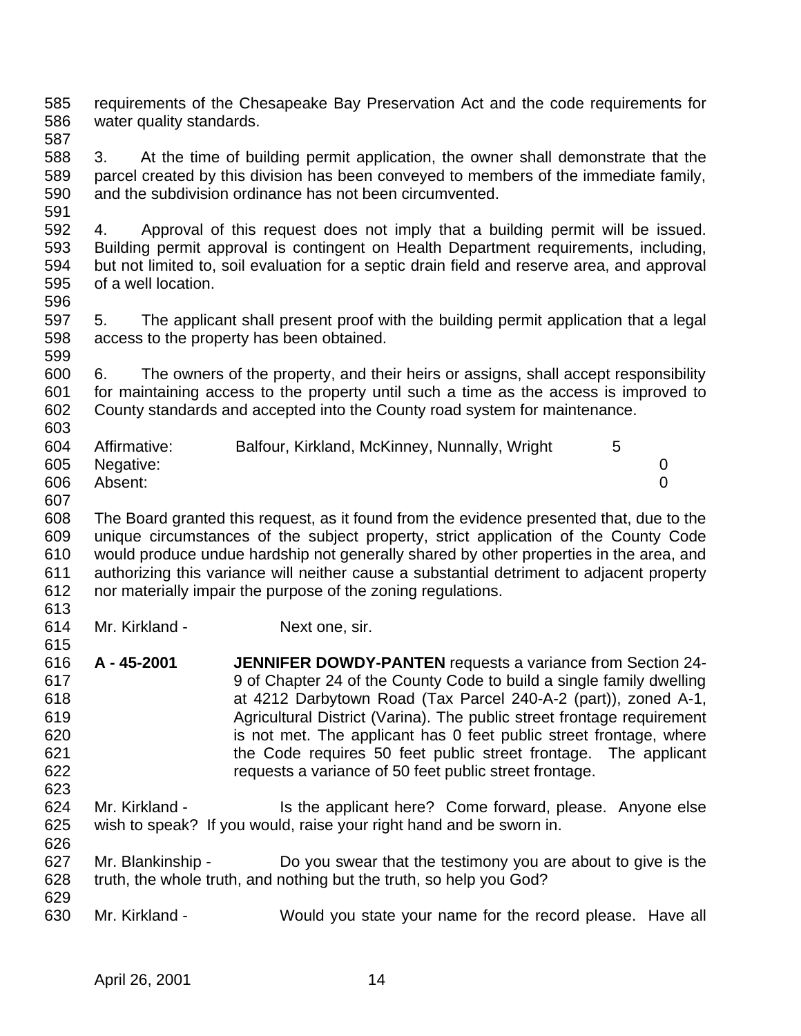requirements of the Chesapeake Bay Preservation Act and the code requirements for water quality standards.

3. At the time of building permit application, the owner shall demonstrate that the parcel created by this division has been conveyed to members of the immediate family, and the subdivision ordinance has not been circumvented.

4. Approval of this request does not imply that a building permit will be issued. Building permit approval is contingent on Health Department requirements, including, but not limited to, soil evaluation for a septic drain field and reserve area, and approval of a well location.

5. The applicant shall present proof with the building permit application that a legal access to the property has been obtained.

6. The owners of the property, and their heirs or assigns, shall accept responsibility for maintaining access to the property until such a time as the access is improved to County standards and accepted into the County road system for maintenance.

| | | |
|---|---|---|
| Affirmative: | Balfour, Kirkland, McKinney, Nunnally, Wright | 5 |
| Negative: | | 0 |
| Absent: | | 0 |

The Board granted this request, as it found from the evidence presented that, due to the unique circumstances of the subject property, strict application of the County Code would produce undue hardship not generally shared by other properties in the area, and authorizing this variance will neither cause a substantial detriment to adjacent property nor materially impair the purpose of the zoning regulations.

Mr. Kirkland - Next one, sir.

**A - 45-2001** **JENNIFER DOWDY-PANTEN** requests a variance from Section 24-9 of Chapter 24 of the County Code to build a single family dwelling at 4212 Darbytown Road (Tax Parcel 240-A-2 (part)), zoned A-1, Agricultural District (Varina). The public street frontage requirement is not met. The applicant has 0 feet public street frontage, where the Code requires 50 feet public street frontage. The applicant requests a variance of 50 feet public street frontage.

Mr. Kirkland - Is the applicant here? Come forward, please. Anyone else wish to speak? If you would, raise your right hand and be sworn in.

Mr. Blankinship - Do you swear that the testimony you are about to give is the truth, the whole truth, and nothing but the truth, so help you God?

Mr. Kirkland - Would you state your name for the record please. Have all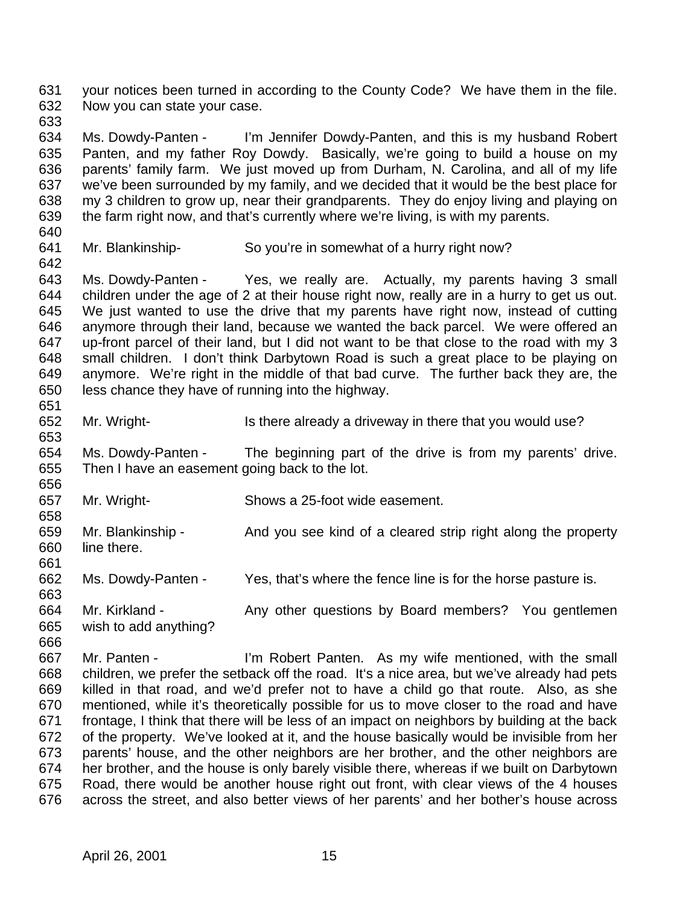your notices been turned in according to the County Code? We have them in the file. Now you can state your case.

Ms. Dowdy-Panten - I'm Jennifer Dowdy-Panten, and this is my husband Robert Panten, and my father Roy Dowdy. Basically, we're going to build a house on my parents' family farm. We just moved up from Durham, N. Carolina, and all of my life we've been surrounded by my family, and we decided that it would be the best place for my 3 children to grow up, near their grandparents. They do enjoy living and playing on the farm right now, and that's currently where we're living, is with my parents.

Mr. Blankinship- So you're in somewhat of a hurry right now?

Ms. Dowdy-Panten - Yes, we really are. Actually, my parents having 3 small children under the age of 2 at their house right now, really are in a hurry to get us out. We just wanted to use the drive that my parents have right now, instead of cutting anymore through their land, because we wanted the back parcel. We were offered an up-front parcel of their land, but I did not want to be that close to the road with my 3 small children. I don't think Darbytown Road is such a great place to be playing on anymore. We're right in the middle of that bad curve. The further back they are, the less chance they have of running into the highway.

Mr. Wright- Is there already a driveway in there that you would use?

Ms. Dowdy-Panten - The beginning part of the drive is from my parents' drive. Then I have an easement going back to the lot.

Mr. Wright- Shows a 25-foot wide easement.

Mr. Blankinship - And you see kind of a cleared strip right along the property line there.

Ms. Dowdy-Panten - Yes, that's where the fence line is for the horse pasture is.

Mr. Kirkland - Any other questions by Board members? You gentlemen wish to add anything?

Mr. Panten - I'm Robert Panten. As my wife mentioned, with the small children, we prefer the setback off the road. It's a nice area, but we've already had pets killed in that road, and we'd prefer not to have a child go that route. Also, as she mentioned, while it's theoretically possible for us to move closer to the road and have frontage, I think that there will be less of an impact on neighbors by building at the back of the property. We've looked at it, and the house basically would be invisible from her parents' house, and the other neighbors are her brother, and the other neighbors are her brother, and the house is only barely visible there, whereas if we built on Darbytown Road, there would be another house right out front, with clear views of the 4 houses across the street, and also better views of her parents' and her bother's house across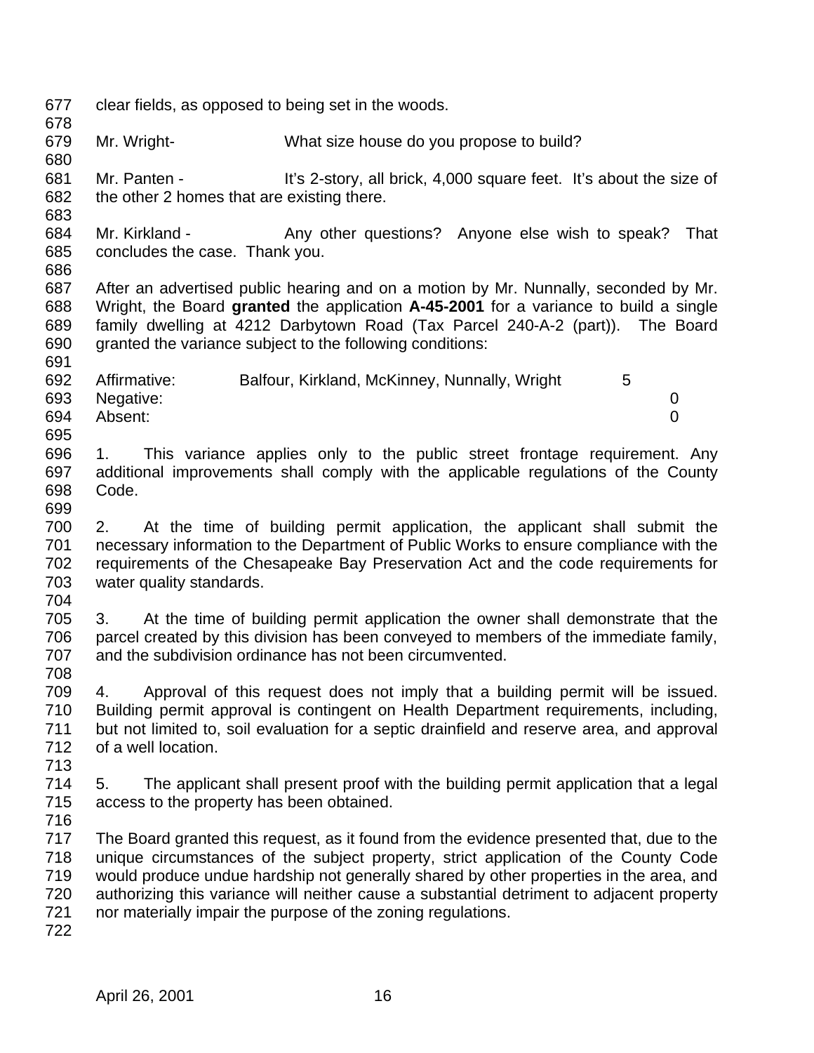clear fields, as opposed to being set in the woods.

Mr. Wright- What size house do you propose to build?

Mr. Panten - It's 2-story, all brick, 4,000 square feet. It's about the size of the other 2 homes that are existing there.

Mr. Kirkland - Any other questions? Anyone else wish to speak? That concludes the case. Thank you.

After an advertised public hearing and on a motion by Mr. Nunnally, seconded by Mr. Wright, the Board **granted** the application **A-45-2001** for a variance to build a single family dwelling at 4212 Darbytown Road (Tax Parcel 240-A-2 (part)). The Board granted the variance subject to the following conditions:

| | | |
|---|---|---|
| Affirmative: | Balfour, Kirkland, McKinney, Nunnally, Wright | 5 |
| Negative: | | 0 |
| Absent: | | 0 |

1. This variance applies only to the public street frontage requirement. Any additional improvements shall comply with the applicable regulations of the County Code.

2. At the time of building permit application, the applicant shall submit the necessary information to the Department of Public Works to ensure compliance with the requirements of the Chesapeake Bay Preservation Act and the code requirements for water quality standards.

3. At the time of building permit application the owner shall demonstrate that the parcel created by this division has been conveyed to members of the immediate family, and the subdivision ordinance has not been circumvented.

4. Approval of this request does not imply that a building permit will be issued. Building permit approval is contingent on Health Department requirements, including, but not limited to, soil evaluation for a septic drainfield and reserve area, and approval of a well location.

5. The applicant shall present proof with the building permit application that a legal access to the property has been obtained.

The Board granted this request, as it found from the evidence presented that, due to the unique circumstances of the subject property, strict application of the County Code would produce undue hardship not generally shared by other properties in the area, and authorizing this variance will neither cause a substantial detriment to adjacent property nor materially impair the purpose of the zoning regulations.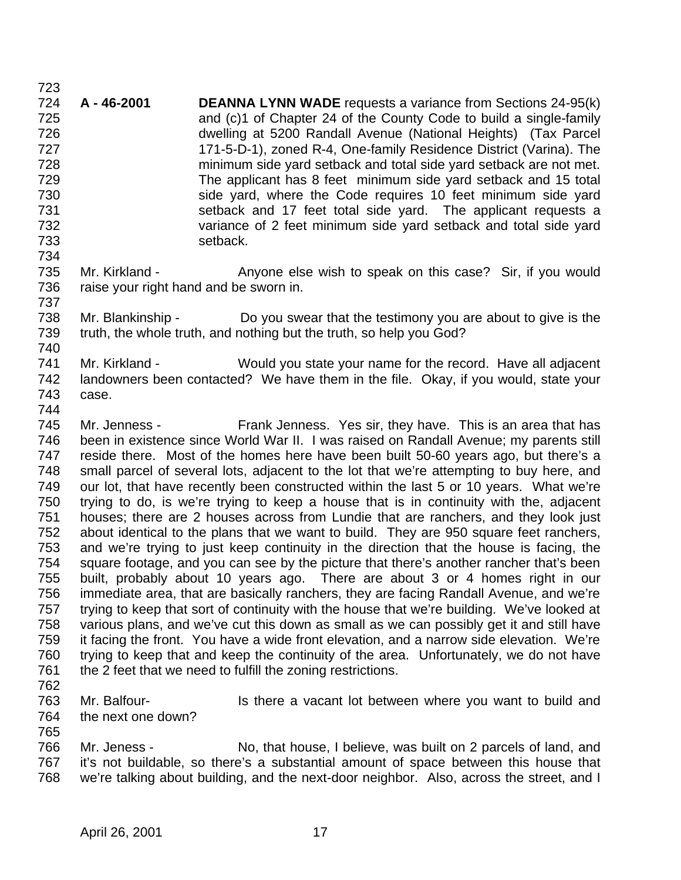**A - 46-2001** **DEANNA LYNN WADE** requests a variance from Sections 24-95(k) and (c)1 of Chapter 24 of the County Code to build a single-family dwelling at 5200 Randall Avenue (National Heights) (Tax Parcel 171-5-D-1), zoned R-4, One-family Residence District (Varina). The minimum side yard setback and total side yard setback are not met. The applicant has 8 feet minimum side yard setback and 15 total side yard, where the Code requires 10 feet minimum side yard setback and 17 feet total side yard. The applicant requests a variance of 2 feet minimum side yard setback and total side yard setback.

Mr. Kirkland - Anyone else wish to speak on this case? Sir, if you would raise your right hand and be sworn in.

Mr. Blankinship - Do you swear that the testimony you are about to give is the truth, the whole truth, and nothing but the truth, so help you God?

Mr. Kirkland - Would you state your name for the record. Have all adjacent landowners been contacted? We have them in the file. Okay, if you would, state your case.

Mr. Jenness - Frank Jenness. Yes sir, they have. This is an area that has been in existence since World War II. I was raised on Randall Avenue; my parents still reside there. Most of the homes here have been built 50-60 years ago, but there's a small parcel of several lots, adjacent to the lot that we're attempting to buy here, and our lot, that have recently been constructed within the last 5 or 10 years. What we're trying to do, is we're trying to keep a house that is in continuity with the, adjacent houses; there are 2 houses across from Lundie that are ranchers, and they look just about identical to the plans that we want to build. They are 950 square feet ranchers, and we're trying to just keep continuity in the direction that the house is facing, the square footage, and you can see by the picture that there's another rancher that's been built, probably about 10 years ago. There are about 3 or 4 homes right in our immediate area, that are basically ranchers, they are facing Randall Avenue, and we're trying to keep that sort of continuity with the house that we're building. We've looked at various plans, and we've cut this down as small as we can possibly get it and still have it facing the front. You have a wide front elevation, and a narrow side elevation. We're trying to keep that and keep the continuity of the area. Unfortunately, we do not have the 2 feet that we need to fulfill the zoning restrictions.

Mr. Balfour- Is there a vacant lot between where you want to build and the next one down?

Mr. Jeness - No, that house, I believe, was built on 2 parcels of land, and it's not buildable, so there's a substantial amount of space between this house that we're talking about building, and the next-door neighbor. Also, across the street, and I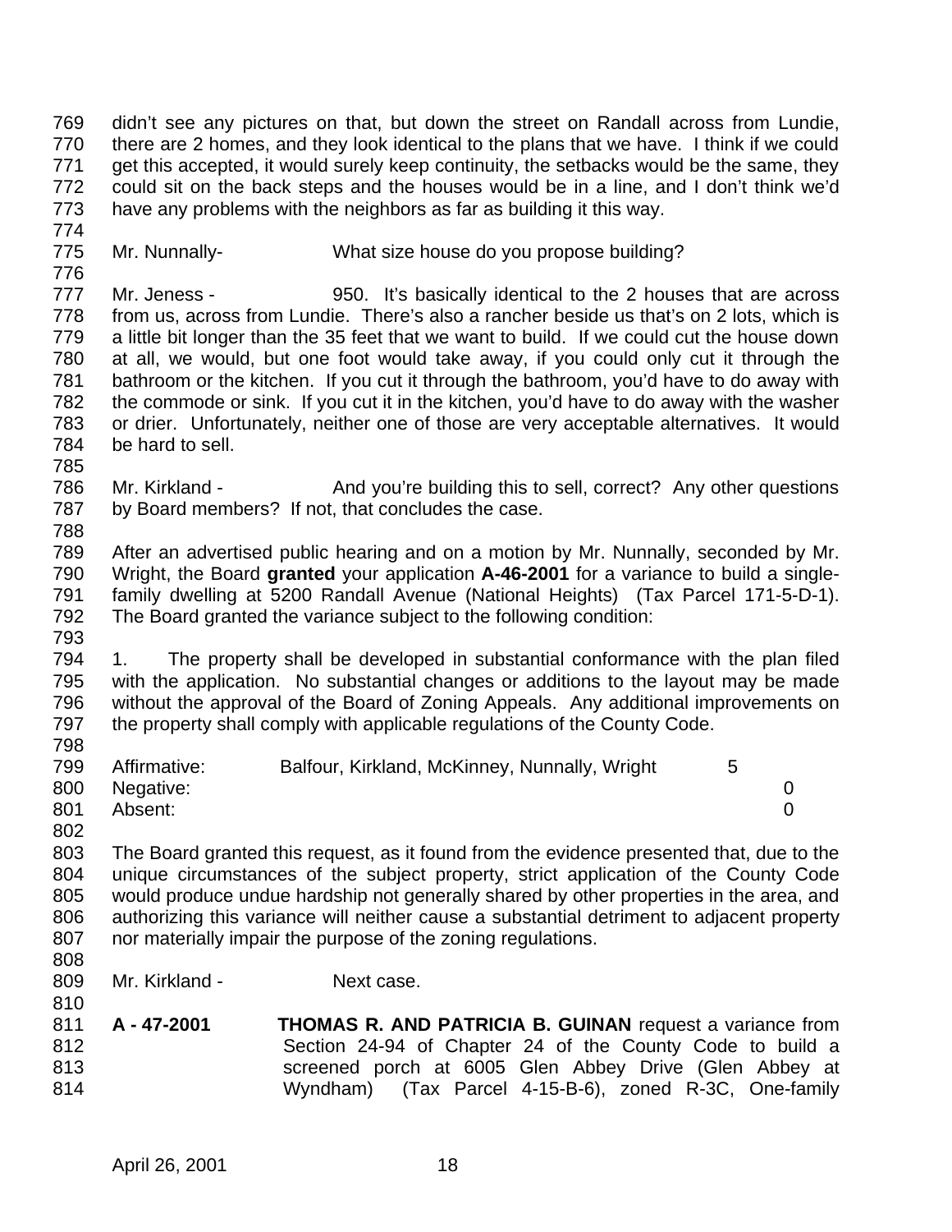didn't see any pictures on that, but down the street on Randall across from Lundie, there are 2 homes, and they look identical to the plans that we have. I think if we could get this accepted, it would surely keep continuity, the setbacks would be the same, they could sit on the back steps and the houses would be in a line, and I don't think we'd have any problems with the neighbors as far as building it this way.

Mr. Nunnally- What size house do you propose building?

Mr. Jeness - 950. It's basically identical to the 2 houses that are across from us, across from Lundie. There's also a rancher beside us that's on 2 lots, which is a little bit longer than the 35 feet that we want to build. If we could cut the house down at all, we would, but one foot would take away, if you could only cut it through the bathroom or the kitchen. If you cut it through the bathroom, you'd have to do away with the commode or sink. If you cut it in the kitchen, you'd have to do away with the washer or drier. Unfortunately, neither one of those are very acceptable alternatives. It would be hard to sell.

Mr. Kirkland - And you're building this to sell, correct? Any other questions by Board members? If not, that concludes the case.

After an advertised public hearing and on a motion by Mr. Nunnally, seconded by Mr. Wright, the Board **granted** your application **A-46-2001** for a variance to build a single-family dwelling at 5200 Randall Avenue (National Heights) (Tax Parcel 171-5-D-1). The Board granted the variance subject to the following condition:

1. The property shall be developed in substantial conformance with the plan filed with the application. No substantial changes or additions to the layout may be made without the approval of the Board of Zoning Appeals. Any additional improvements on the property shall comply with applicable regulations of the County Code.

| | | |
|---|---|---|
| Affirmative: | Balfour, Kirkland, McKinney, Nunnally, Wright | 5 |
| Negative: | | 0 |
| Absent: | | 0 |

The Board granted this request, as it found from the evidence presented that, due to the unique circumstances of the subject property, strict application of the County Code would produce undue hardship not generally shared by other properties in the area, and authorizing this variance will neither cause a substantial detriment to adjacent property nor materially impair the purpose of the zoning regulations.

Mr. Kirkland - Next case.

**A - 47-2001** **THOMAS R. AND PATRICIA B. GUINAN** request a variance from Section 24-94 of Chapter 24 of the County Code to build a screened porch at 6005 Glen Abbey Drive (Glen Abbey at Wyndham) (Tax Parcel 4-15-B-6), zoned R-3C, One-family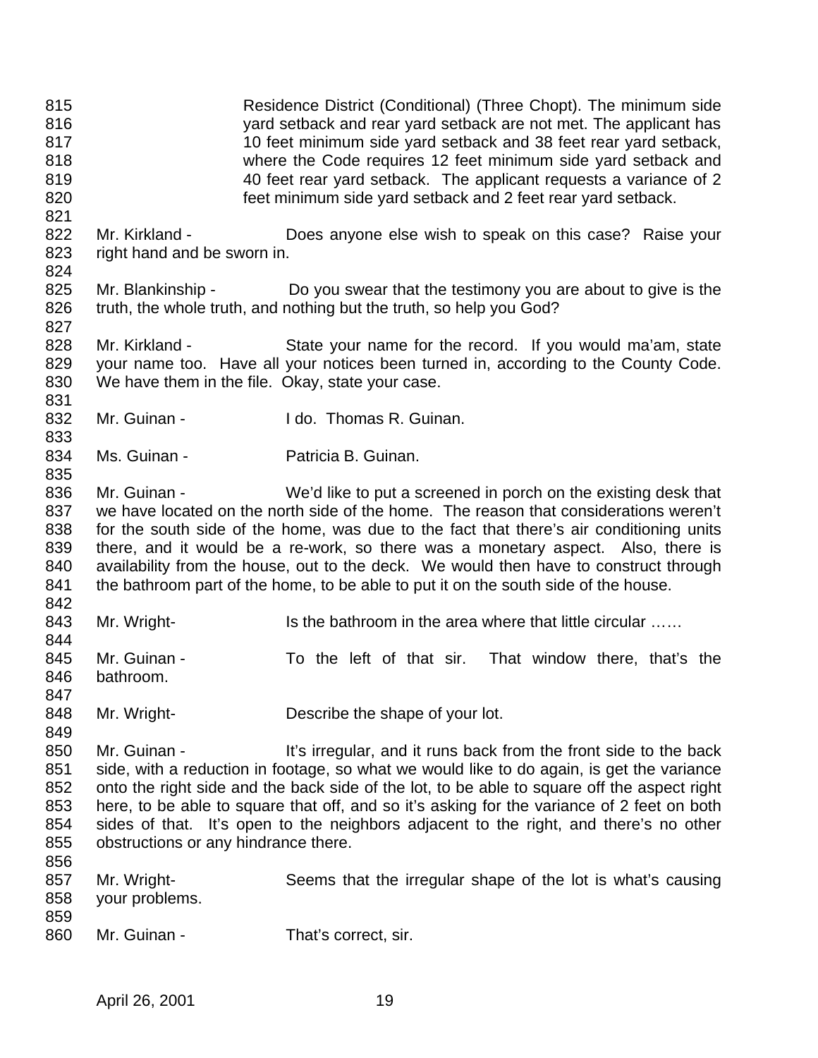Residence District (Conditional) (Three Chopt). The minimum side yard setback and rear yard setback are not met. The applicant has 10 feet minimum side yard setback and 38 feet rear yard setback, where the Code requires 12 feet minimum side yard setback and 40 feet rear yard setback. The applicant requests a variance of 2 feet minimum side yard setback and 2 feet rear yard setback.

Mr. Kirkland - Does anyone else wish to speak on this case? Raise your right hand and be sworn in.

Mr. Blankinship - Do you swear that the testimony you are about to give is the truth, the whole truth, and nothing but the truth, so help you God?

Mr. Kirkland - State your name for the record. If you would ma'am, state your name too. Have all your notices been turned in, according to the County Code. We have them in the file. Okay, state your case.

Mr. Guinan - I do. Thomas R. Guinan.

Ms. Guinan - Patricia B. Guinan.

Mr. Guinan - We'd like to put a screened in porch on the existing desk that we have located on the north side of the home. The reason that considerations weren't for the south side of the home, was due to the fact that there's air conditioning units there, and it would be a re-work, so there was a monetary aspect. Also, there is availability from the house, out to the deck. We would then have to construct through the bathroom part of the home, to be able to put it on the south side of the house.

Mr. Wright- Is the bathroom in the area where that little circular ……

Mr. Guinan - To the left of that sir. That window there, that's the bathroom.

Mr. Wright- Describe the shape of your lot.

Mr. Guinan - It's irregular, and it runs back from the front side to the back side, with a reduction in footage, so what we would like to do again, is get the variance onto the right side and the back side of the lot, to be able to square off the aspect right here, to be able to square that off, and so it's asking for the variance of 2 feet on both sides of that. It's open to the neighbors adjacent to the right, and there's no other obstructions or any hindrance there.

Mr. Wright- Seems that the irregular shape of the lot is what's causing your problems.

Mr. Guinan - That's correct, sir.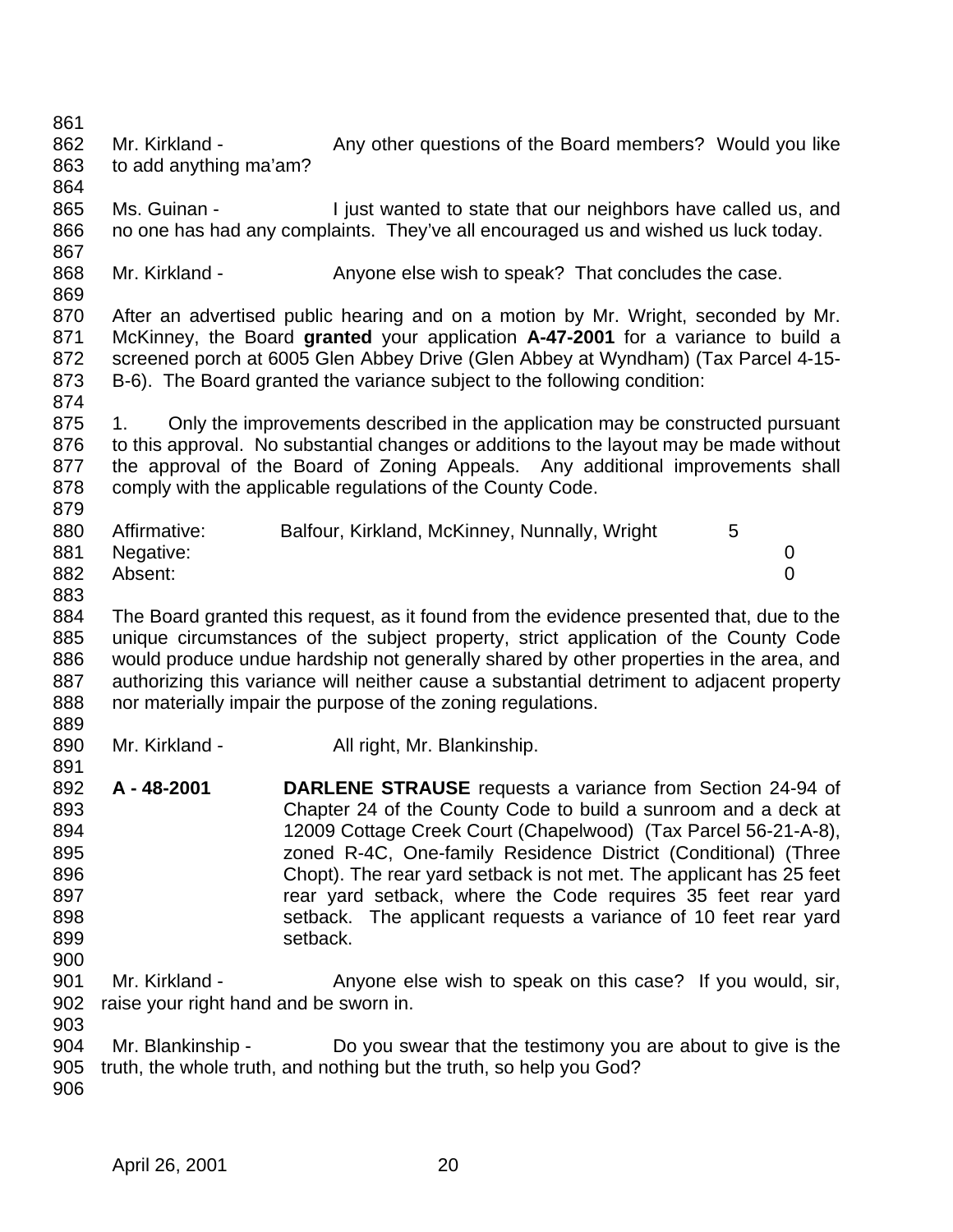Mr. Kirkland - Any other questions of the Board members? Would you like to add anything ma'am?

Ms. Guinan - I just wanted to state that our neighbors have called us, and no one has had any complaints. They've all encouraged us and wished us luck today.

Mr. Kirkland - Anyone else wish to speak? That concludes the case.

After an advertised public hearing and on a motion by Mr. Wright, seconded by Mr. McKinney, the Board **granted** your application **A-47-2001** for a variance to build a screened porch at 6005 Glen Abbey Drive (Glen Abbey at Wyndham) (Tax Parcel 4-15-B-6). The Board granted the variance subject to the following condition:

1. Only the improvements described in the application may be constructed pursuant to this approval. No substantial changes or additions to the layout may be made without the approval of the Board of Zoning Appeals. Any additional improvements shall comply with the applicable regulations of the County Code.

| | | |
|---|---|---|
| Affirmative: | Balfour, Kirkland, McKinney, Nunnally, Wright | 5 |
| Negative: | | 0 |
| Absent: | | 0 |

The Board granted this request, as it found from the evidence presented that, due to the unique circumstances of the subject property, strict application of the County Code would produce undue hardship not generally shared by other properties in the area, and authorizing this variance will neither cause a substantial detriment to adjacent property nor materially impair the purpose of the zoning regulations.

Mr. Kirkland - All right, Mr. Blankinship.

**A - 48-2001** **DARLENE STRAUSE** requests a variance from Section 24-94 of Chapter 24 of the County Code to build a sunroom and a deck at 12009 Cottage Creek Court (Chapelwood) (Tax Parcel 56-21-A-8), zoned R-4C, One-family Residence District (Conditional) (Three Chopt). The rear yard setback is not met. The applicant has 25 feet rear yard setback, where the Code requires 35 feet rear yard setback. The applicant requests a variance of 10 feet rear yard setback.

Mr. Kirkland - Anyone else wish to speak on this case? If you would, sir, raise your right hand and be sworn in.

Mr. Blankinship - Do you swear that the testimony you are about to give is the truth, the whole truth, and nothing but the truth, so help you God?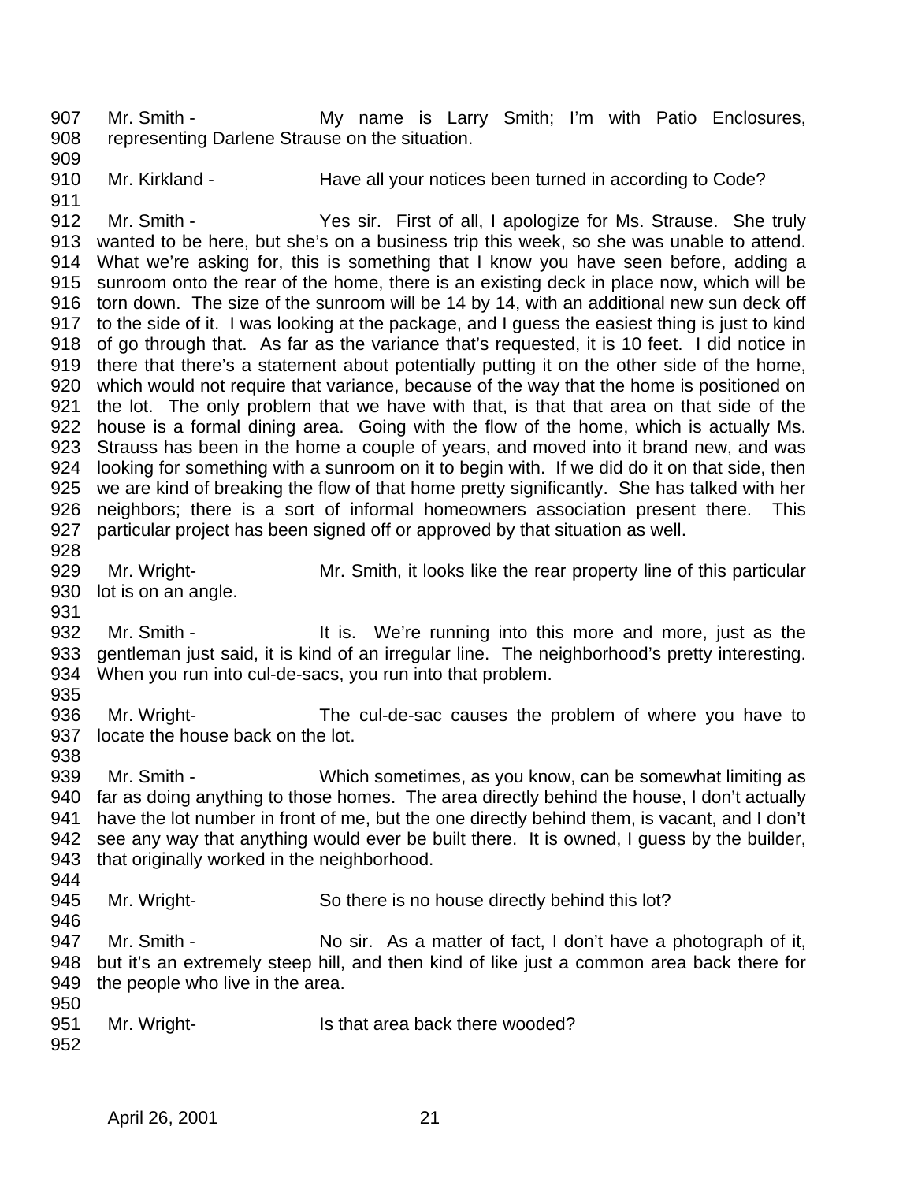907 Mr. Smith - My name is Larry Smith; I'm with Patio Enclosures,
908 representing Darlene Strause on the situation.
909
910 Mr. Kirkland - Have all your notices been turned in according to Code?
911
912 Mr. Smith - Yes sir. First of all, I apologize for Ms. Strause. She truly
913 wanted to be here, but she's on a business trip this week, so she was unable to attend.
914 What we're asking for, this is something that I know you have seen before, adding a
915 sunroom onto the rear of the home, there is an existing deck in place now, which will be
916 torn down. The size of the sunroom will be 14 by 14, with an additional new sun deck off
917 to the side of it. I was looking at the package, and I guess the easiest thing is just to kind
918 of go through that. As far as the variance that's requested, it is 10 feet. I did notice in
919 there that there's a statement about potentially putting it on the other side of the home,
920 which would not require that variance, because of the way that the home is positioned on
921 the lot. The only problem that we have with that, is that that area on that side of the
922 house is a formal dining area. Going with the flow of the home, which is actually Ms.
923 Strauss has been in the home a couple of years, and moved into it brand new, and was
924 looking for something with a sunroom on it to begin with. If we did do it on that side, then
925 we are kind of breaking the flow of that home pretty significantly. She has talked with her
926 neighbors; there is a sort of informal homeowners association present there. This
927 particular project has been signed off or approved by that situation as well.
928
929 Mr. Wright- Mr. Smith, it looks like the rear property line of this particular
930 lot is on an angle.
931
932 Mr. Smith - It is. We're running into this more and more, just as the
933 gentleman just said, it is kind of an irregular line. The neighborhood's pretty interesting.
934 When you run into cul-de-sacs, you run into that problem.
935
936 Mr. Wright- The cul-de-sac causes the problem of where you have to
937 locate the house back on the lot.
938
939 Mr. Smith - Which sometimes, as you know, can be somewhat limiting as
940 far as doing anything to those homes. The area directly behind the house, I don't actually
941 have the lot number in front of me, but the one directly behind them, is vacant, and I don't
942 see any way that anything would ever be built there. It is owned, I guess by the builder,
943 that originally worked in the neighborhood.
944
945 Mr. Wright- So there is no house directly behind this lot?
946
947 Mr. Smith - No sir. As a matter of fact, I don't have a photograph of it,
948 but it's an extremely steep hill, and then kind of like just a common area back there for
949 the people who live in the area.
950
951 Mr. Wright- Is that area back there wooded?
952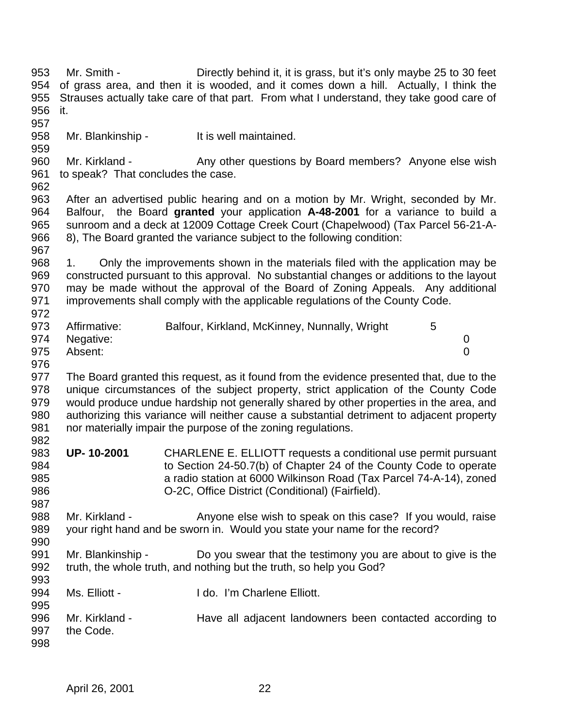Mr. Smith - Directly behind it, it is grass, but it's only maybe 25 to 30 feet of grass area, and then it is wooded, and it comes down a hill. Actually, I think the Strauses actually take care of that part. From what I understand, they take good care of it.

Mr. Blankinship - It is well maintained.

Mr. Kirkland - Any other questions by Board members? Anyone else wish to speak? That concludes the case.

After an advertised public hearing and on a motion by Mr. Wright, seconded by Mr. Balfour, the Board **granted** your application **A-48-2001** for a variance to build a sunroom and a deck at 12009 Cottage Creek Court (Chapelwood) (Tax Parcel 56-21-A-8), The Board granted the variance subject to the following condition:

1. Only the improvements shown in the materials filed with the application may be constructed pursuant to this approval. No substantial changes or additions to the layout may be made without the approval of the Board of Zoning Appeals. Any additional improvements shall comply with the applicable regulations of the County Code.

| | | |
|---|---|---|
| Affirmative: | Balfour, Kirkland, McKinney, Nunnally, Wright | 5 |
| Negative: | | 0 |
| Absent: | | 0 |

The Board granted this request, as it found from the evidence presented that, due to the unique circumstances of the subject property, strict application of the County Code would produce undue hardship not generally shared by other properties in the area, and authorizing this variance will neither cause a substantial detriment to adjacent property nor materially impair the purpose of the zoning regulations.

**UP- 10-2001** CHARLENE E. ELLIOTT requests a conditional use permit pursuant to Section 24-50.7(b) of Chapter 24 of the County Code to operate a radio station at 6000 Wilkinson Road (Tax Parcel 74-A-14), zoned O-2C, Office District (Conditional) (Fairfield).

Mr. Kirkland - Anyone else wish to speak on this case? If you would, raise your right hand and be sworn in. Would you state your name for the record?

Mr. Blankinship - Do you swear that the testimony you are about to give is the truth, the whole truth, and nothing but the truth, so help you God?

Ms. Elliott - I do. I'm Charlene Elliott.

Mr. Kirkland - Have all adjacent landowners been contacted according to the Code.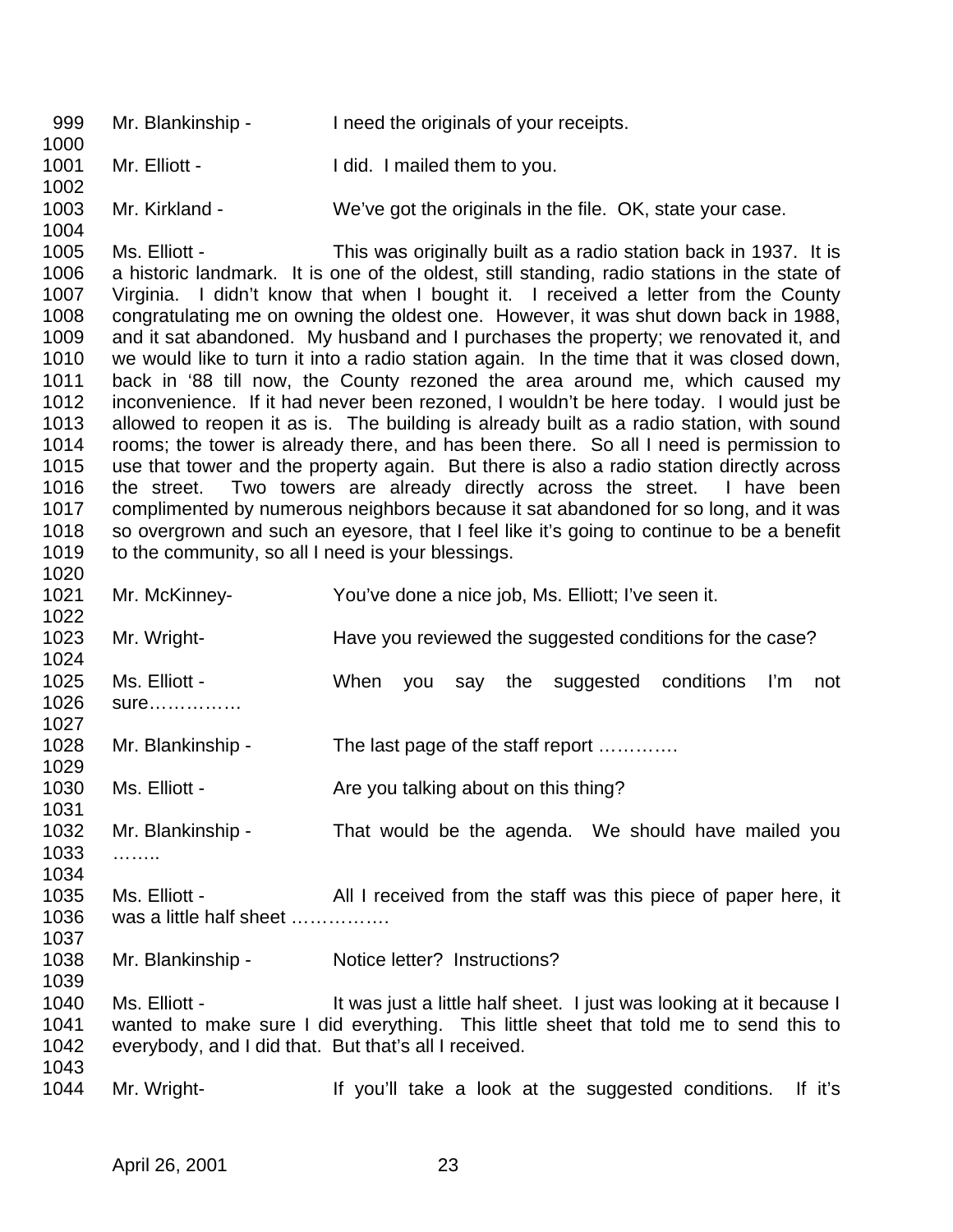999 Mr. Blankinship - I need the originals of your receipts.
1000
1001 Mr. Elliott - I did. I mailed them to you.
1002
1003 Mr. Kirkland - We've got the originals in the file. OK, state your case.
1004
1005 Ms. Elliott - This was originally built as a radio station back in 1937. It is
1006 a historic landmark. It is one of the oldest, still standing, radio stations in the state of
1007 Virginia. I didn't know that when I bought it. I received a letter from the County
1008 congratulating me on owning the oldest one. However, it was shut down back in 1988,
1009 and it sat abandoned. My husband and I purchases the property; we renovated it, and
1010 we would like to turn it into a radio station again. In the time that it was closed down,
1011 back in '88 till now, the County rezoned the area around me, which caused my
1012 inconvenience. If it had never been rezoned, I wouldn't be here today. I would just be
1013 allowed to reopen it as is. The building is already built as a radio station, with sound
1014 rooms; the tower is already there, and has been there. So all I need is permission to
1015 use that tower and the property again. But there is also a radio station directly across
1016 the street. Two towers are already directly across the street. I have been
1017 complimented by numerous neighbors because it sat abandoned for so long, and it was
1018 so overgrown and such an eyesore, that I feel like it's going to continue to be a benefit
1019 to the community, so all I need is your blessings.
1020
1021 Mr. McKinney- You've done a nice job, Ms. Elliott; I've seen it.
1022
1023 Mr. Wright- Have you reviewed the suggested conditions for the case?
1024
1025 Ms. Elliott - When you say the suggested conditions I'm not
1026 sure……………
1027
1028 Mr. Blankinship - The last page of the staff report ………….
1029
1030 Ms. Elliott - Are you talking about on this thing?
1031
1032 Mr. Blankinship - That would be the agenda. We should have mailed you
1033 ……..
1034
1035 Ms. Elliott - All I received from the staff was this piece of paper here, it
1036 was a little half sheet …………….
1037
1038 Mr. Blankinship - Notice letter? Instructions?
1039
1040 Ms. Elliott - It was just a little half sheet. I just was looking at it because I
1041 wanted to make sure I did everything. This little sheet that told me to send this to
1042 everybody, and I did that. But that's all I received.
1043
1044 Mr. Wright- If you'll take a look at the suggested conditions. If it's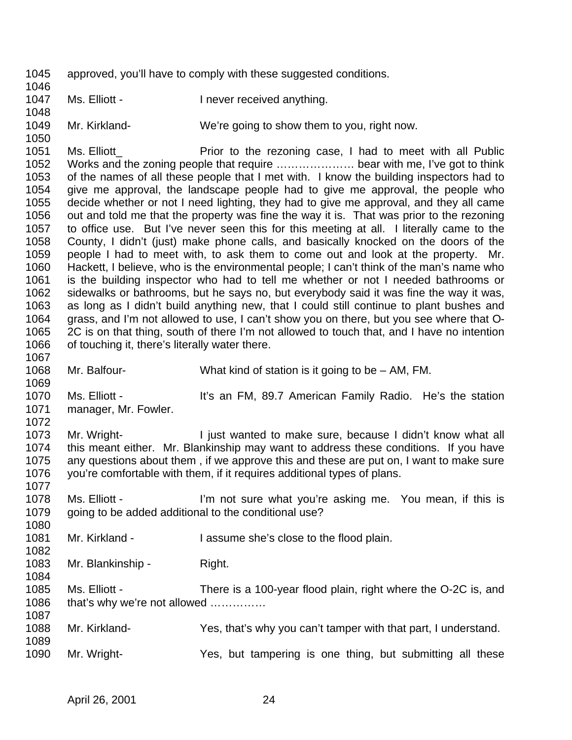1045 approved, you'll have to comply with these suggested conditions.
1046
1047 Ms. Elliott - I never received anything.
1048
1049 Mr. Kirkland- We're going to show them to you, right now.
1050
1051 Ms. Elliott_ Prior to the rezoning case, I had to meet with all Public
1052 Works and the zoning people that require ………………… bear with me, I've got to think
1053 of the names of all these people that I met with. I know the building inspectors had to
1054 give me approval, the landscape people had to give me approval, the people who
1055 decide whether or not I need lighting, they had to give me approval, and they all came
1056 out and told me that the property was fine the way it is. That was prior to the rezoning
1057 to office use. But I've never seen this for this meeting at all. I literally came to the
1058 County, I didn't (just) make phone calls, and basically knocked on the doors of the
1059 people I had to meet with, to ask them to come out and look at the property. Mr.
1060 Hackett, I believe, who is the environmental people; I can't think of the man's name who
1061 is the building inspector who had to tell me whether or not I needed bathrooms or
1062 sidewalks or bathrooms, but he says no, but everybody said it was fine the way it was,
1063 as long as I didn't build anything new, that I could still continue to plant bushes and
1064 grass, and I'm not allowed to use, I can't show you on there, but you see where that O-
1065 2C is on that thing, south of there I'm not allowed to touch that, and I have no intention
1066 of touching it, there's literally water there.
1067
1068 Mr. Balfour- What kind of station is it going to be – AM, FM.
1069
1070 Ms. Elliott - It's an FM, 89.7 American Family Radio. He's the station
1071 manager, Mr. Fowler.
1072
1073 Mr. Wright- I just wanted to make sure, because I didn't know what all
1074 this meant either. Mr. Blankinship may want to address these conditions. If you have
1075 any questions about them , if we approve this and these are put on, I want to make sure
1076 you're comfortable with them, if it requires additional types of plans.
1077
1078 Ms. Elliott - I'm not sure what you're asking me. You mean, if this is
1079 going to be added additional to the conditional use?
1080
1081 Mr. Kirkland - I assume she's close to the flood plain.
1082
1083 Mr. Blankinship - Right.
1084
1085 Ms. Elliott - There is a 100-year flood plain, right where the O-2C is, and
1086 that's why we're not allowed ……………
1087
1088 Mr. Kirkland- Yes, that's why you can't tamper with that part, I understand.
1089
1090 Mr. Wright- Yes, but tampering is one thing, but submitting all these

April 26, 2001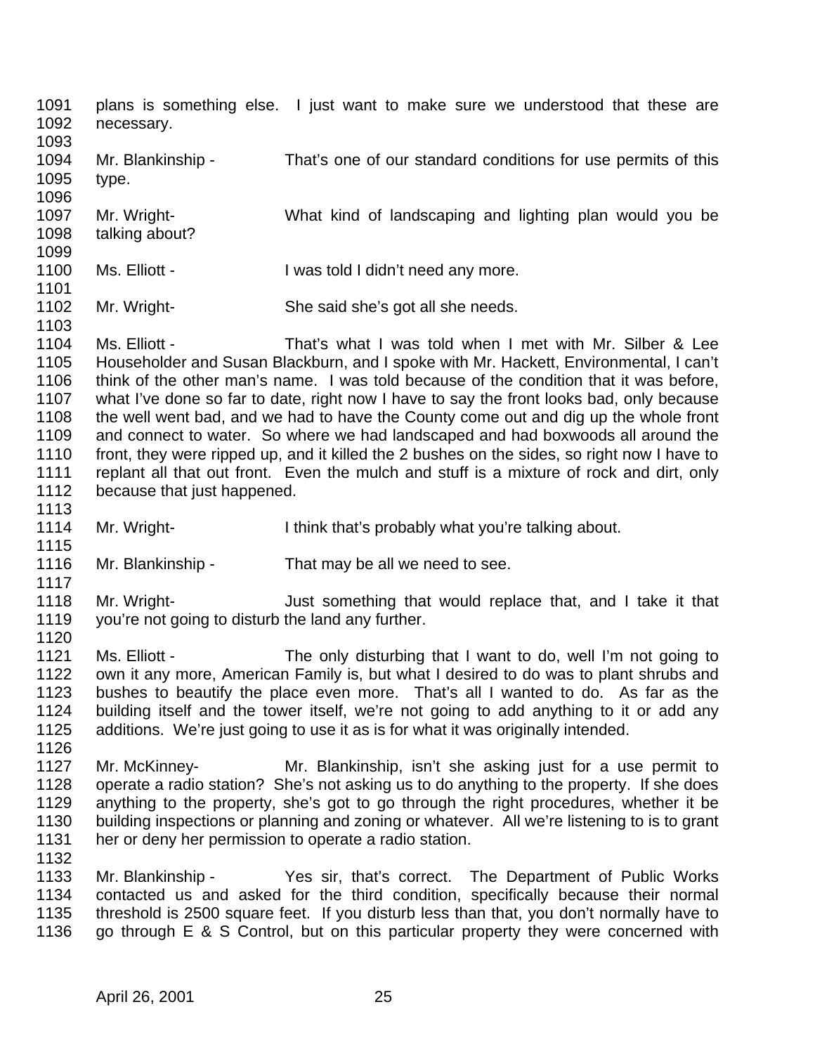plans is something else. I just want to make sure we understood that these are necessary.

Mr. Blankinship - That's one of our standard conditions for use permits of this type.

Mr. Wright- What kind of landscaping and lighting plan would you be talking about?

Ms. Elliott - I was told I didn't need any more.

Mr. Wright- She said she's got all she needs.

Ms. Elliott - That's what I was told when I met with Mr. Silber & Lee Householder and Susan Blackburn, and I spoke with Mr. Hackett, Environmental, I can't think of the other man's name. I was told because of the condition that it was before, what I've done so far to date, right now I have to say the front looks bad, only because the well went bad, and we had to have the County come out and dig up the whole front and connect to water. So where we had landscaped and had boxwoods all around the front, they were ripped up, and it killed the 2 bushes on the sides, so right now I have to replant all that out front. Even the mulch and stuff is a mixture of rock and dirt, only because that just happened.

Mr. Wright- I think that's probably what you're talking about.

Mr. Blankinship - That may be all we need to see.

Mr. Wright- Just something that would replace that, and I take it that you're not going to disturb the land any further.

Ms. Elliott - The only disturbing that I want to do, well I'm not going to own it any more, American Family is, but what I desired to do was to plant shrubs and bushes to beautify the place even more. That's all I wanted to do. As far as the building itself and the tower itself, we're not going to add anything to it or add any additions. We're just going to use it as is for what it was originally intended.

Mr. McKinney- Mr. Blankinship, isn't she asking just for a use permit to operate a radio station? She's not asking us to do anything to the property. If she does anything to the property, she's got to go through the right procedures, whether it be building inspections or planning and zoning or whatever. All we're listening to is to grant her or deny her permission to operate a radio station.

Mr. Blankinship - Yes sir, that's correct. The Department of Public Works contacted us and asked for the third condition, specifically because their normal threshold is 2500 square feet. If you disturb less than that, you don't normally have to go through E & S Control, but on this particular property they were concerned with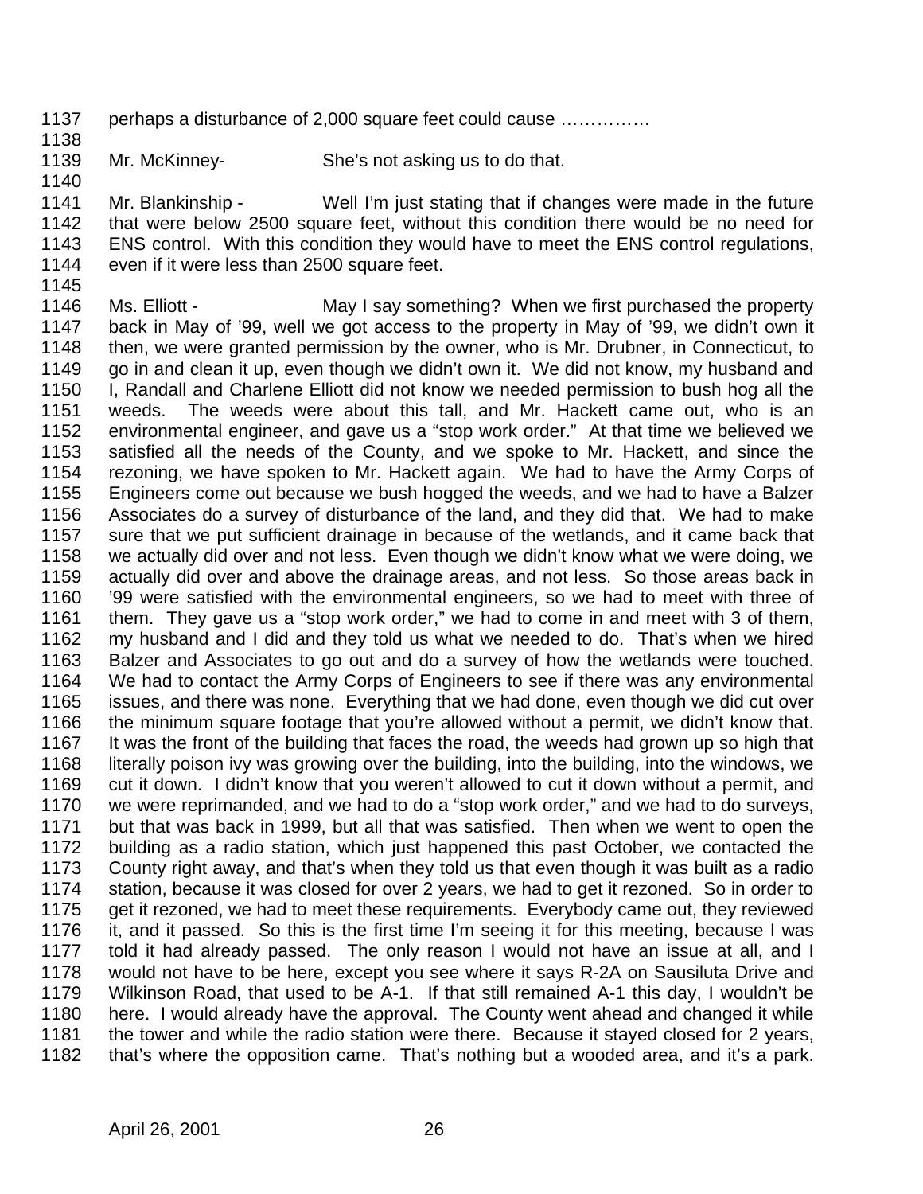1137 perhaps a disturbance of 2,000 square feet could cause ……………

1138

1139 Mr. McKinney- She's not asking us to do that.

1140

1141 Mr. Blankinship - Well I'm just stating that if changes were made in the future
1142 that were below 2500 square feet, without this condition there would be no need for
1143 ENS control. With this condition they would have to meet the ENS control regulations,
1144 even if it were less than 2500 square feet.

1145

1146 Ms. Elliott - May I say something? When we first purchased the property
1147 back in May of '99, well we got access to the property in May of '99, we didn't own it
1148 then, we were granted permission by the owner, who is Mr. Drubner, in Connecticut, to
1149 go in and clean it up, even though we didn't own it. We did not know, my husband and
1150 I, Randall and Charlene Elliott did not know we needed permission to bush hog all the
1151 weeds. The weeds were about this tall, and Mr. Hackett came out, who is an
1152 environmental engineer, and gave us a "stop work order." At that time we believed we
1153 satisfied all the needs of the County, and we spoke to Mr. Hackett, and since the
1154 rezoning, we have spoken to Mr. Hackett again. We had to have the Army Corps of
1155 Engineers come out because we bush hogged the weeds, and we had to have a Balzer
1156 Associates do a survey of disturbance of the land, and they did that. We had to make
1157 sure that we put sufficient drainage in because of the wetlands, and it came back that
1158 we actually did over and not less. Even though we didn't know what we were doing, we
1159 actually did over and above the drainage areas, and not less. So those areas back in
1160 '99 were satisfied with the environmental engineers, so we had to meet with three of
1161 them. They gave us a "stop work order," we had to come in and meet with 3 of them,
1162 my husband and I did and they told us what we needed to do. That's when we hired
1163 Balzer and Associates to go out and do a survey of how the wetlands were touched.
1164 We had to contact the Army Corps of Engineers to see if there was any environmental
1165 issues, and there was none. Everything that we had done, even though we did cut over
1166 the minimum square footage that you're allowed without a permit, we didn't know that.
1167 It was the front of the building that faces the road, the weeds had grown up so high that
1168 literally poison ivy was growing over the building, into the building, into the windows, we
1169 cut it down. I didn't know that you weren't allowed to cut it down without a permit, and
1170 we were reprimanded, and we had to do a "stop work order," and we had to do surveys,
1171 but that was back in 1999, but all that was satisfied. Then when we went to open the
1172 building as a radio station, which just happened this past October, we contacted the
1173 County right away, and that's when they told us that even though it was built as a radio
1174 station, because it was closed for over 2 years, we had to get it rezoned. So in order to
1175 get it rezoned, we had to meet these requirements. Everybody came out, they reviewed
1176 it, and it passed. So this is the first time I'm seeing it for this meeting, because I was
1177 told it had already passed. The only reason I would not have an issue at all, and I
1178 would not have to be here, except you see where it says R-2A on Sausiluta Drive and
1179 Wilkinson Road, that used to be A-1. If that still remained A-1 this day, I wouldn't be
1180 here. I would already have the approval. The County went ahead and changed it while
1181 the tower and while the radio station were there. Because it stayed closed for 2 years,
1182 that's where the opposition came. That's nothing but a wooded area, and it's a park.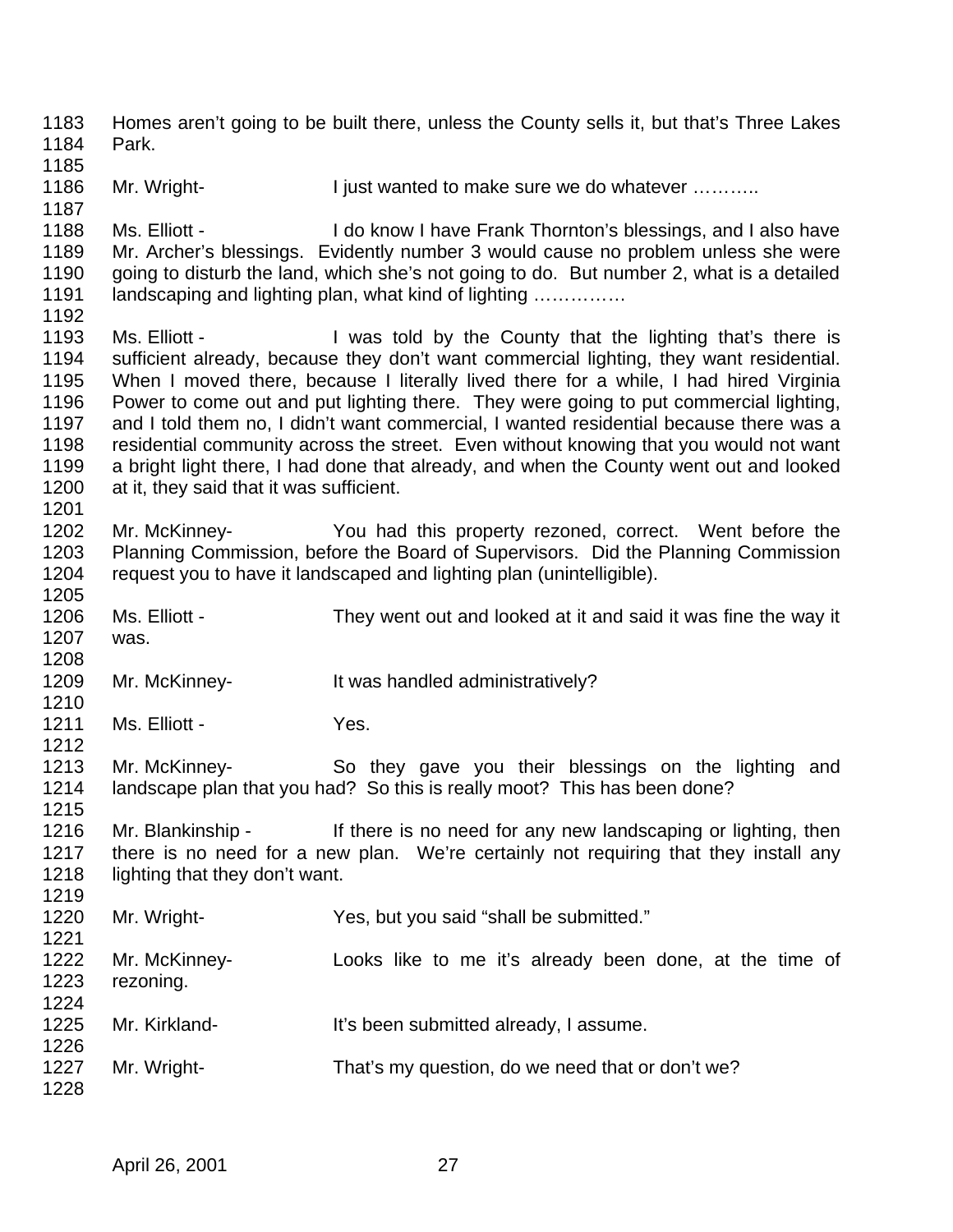Homes aren't going to be built there, unless the County sells it, but that's Three Lakes Park.

Mr. Wright- I just wanted to make sure we do whatever ………..

Ms. Elliott - I do know I have Frank Thornton's blessings, and I also have Mr. Archer's blessings. Evidently number 3 would cause no problem unless she were going to disturb the land, which she's not going to do. But number 2, what is a detailed landscaping and lighting plan, what kind of lighting ……………

Ms. Elliott - I was told by the County that the lighting that's there is sufficient already, because they don't want commercial lighting, they want residential. When I moved there, because I literally lived there for a while, I had hired Virginia Power to come out and put lighting there. They were going to put commercial lighting, and I told them no, I didn't want commercial, I wanted residential because there was a residential community across the street. Even without knowing that you would not want a bright light there, I had done that already, and when the County went out and looked at it, they said that it was sufficient.

Mr. McKinney- You had this property rezoned, correct. Went before the Planning Commission, before the Board of Supervisors. Did the Planning Commission request you to have it landscaped and lighting plan (unintelligible).

Ms. Elliott - They went out and looked at it and said it was fine the way it was.

Mr. McKinney- It was handled administratively?

Ms. Elliott - Yes.

Mr. McKinney- So they gave you their blessings on the lighting and landscape plan that you had? So this is really moot? This has been done?

Mr. Blankinship - If there is no need for any new landscaping or lighting, then there is no need for a new plan. We're certainly not requiring that they install any lighting that they don't want.

Mr. Wright- Yes, but you said "shall be submitted."

Mr. McKinney- Looks like to me it's already been done, at the time of rezoning.

Mr. Kirkland- It's been submitted already, I assume.

Mr. Wright- That's my question, do we need that or don't we?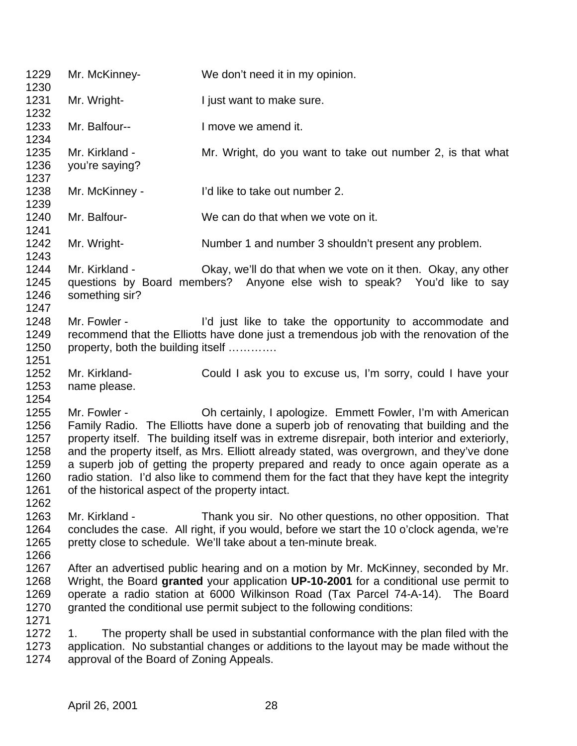Mr. McKinney- We don't need it in my opinion.

Mr. Wright- I just want to make sure.

Mr. Balfour-- I move we amend it.

Mr. Kirkland - Mr. Wright, do you want to take out number 2, is that what you're saying?

Mr. McKinney - I'd like to take out number 2.

Mr. Balfour- We can do that when we vote on it.

Mr. Wright- Number 1 and number 3 shouldn't present any problem.

Mr. Kirkland - Okay, we'll do that when we vote on it then. Okay, any other questions by Board members? Anyone else wish to speak? You'd like to say something sir?

Mr. Fowler - I'd just like to take the opportunity to accommodate and recommend that the Elliotts have done just a tremendous job with the renovation of the property, both the building itself ………….

Mr. Kirkland- Could I ask you to excuse us, I'm sorry, could I have your name please.

Mr. Fowler - Oh certainly, I apologize. Emmett Fowler, I'm with American Family Radio. The Elliotts have done a superb job of renovating that building and the property itself. The building itself was in extreme disrepair, both interior and exteriorly, and the property itself, as Mrs. Elliott already stated, was overgrown, and they've done a superb job of getting the property prepared and ready to once again operate as a radio station. I'd also like to commend them for the fact that they have kept the integrity of the historical aspect of the property intact.

Mr. Kirkland - Thank you sir. No other questions, no other opposition. That concludes the case. All right, if you would, before we start the 10 o'clock agenda, we're pretty close to schedule. We'll take about a ten-minute break.

After an advertised public hearing and on a motion by Mr. McKinney, seconded by Mr. Wright, the Board **granted** your application **UP-10-2001** for a conditional use permit to operate a radio station at 6000 Wilkinson Road (Tax Parcel 74-A-14). The Board granted the conditional use permit subject to the following conditions:

1. The property shall be used in substantial conformance with the plan filed with the application. No substantial changes or additions to the layout may be made without the approval of the Board of Zoning Appeals.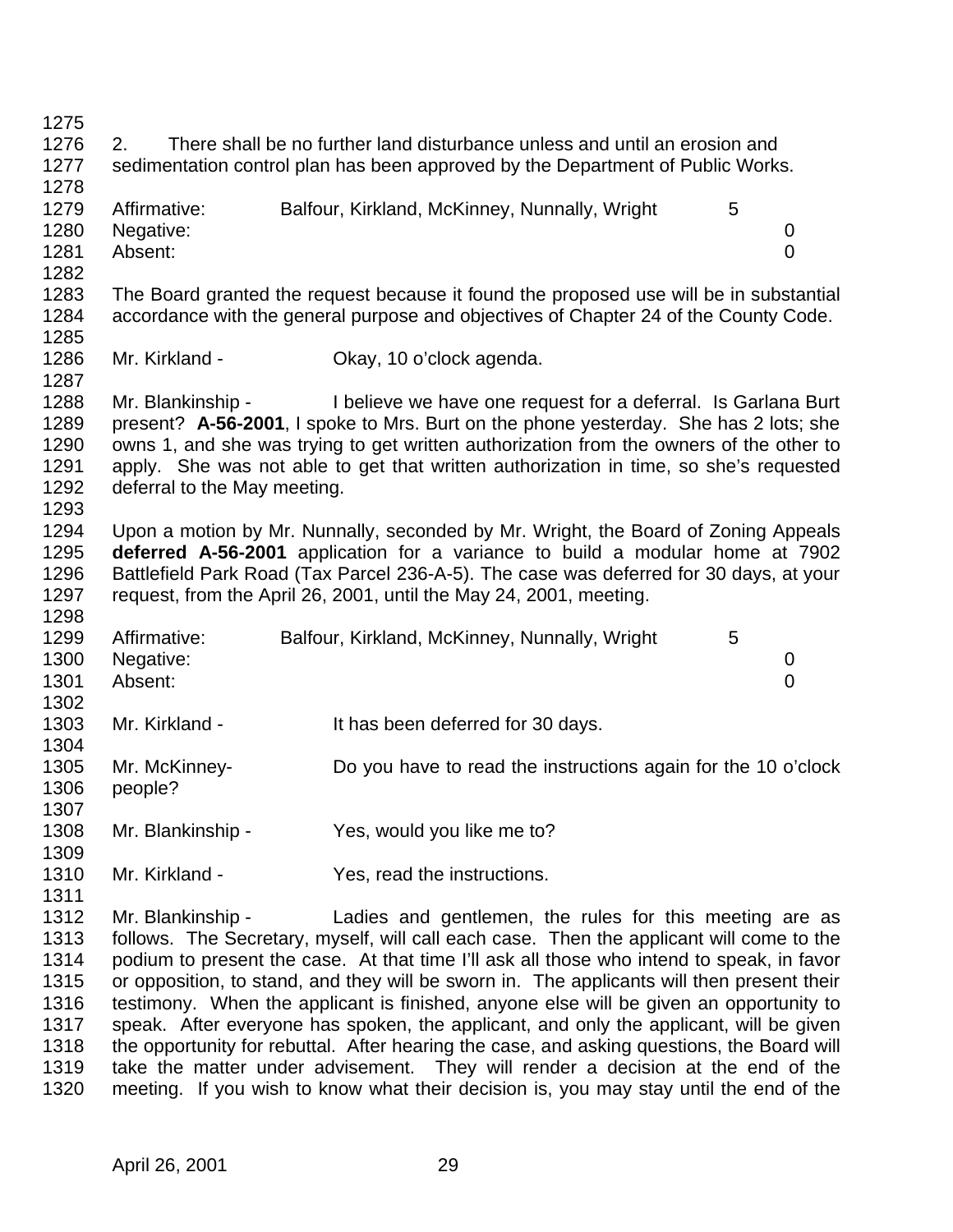2. There shall be no further land disturbance unless and until an erosion and sedimentation control plan has been approved by the Department of Public Works.

Affirmative: Balfour, Kirkland, McKinney, Nunnally, Wright 5
Negative: 0
Absent: 0

The Board granted the request because it found the proposed use will be in substantial accordance with the general purpose and objectives of Chapter 24 of the County Code.

Mr. Kirkland - Okay, 10 o'clock agenda.

Mr. Blankinship - I believe we have one request for a deferral. Is Garlana Burt present? **A-56-2001**, I spoke to Mrs. Burt on the phone yesterday. She has 2 lots; she owns 1, and she was trying to get written authorization from the owners of the other to apply. She was not able to get that written authorization in time, so she's requested deferral to the May meeting.

Upon a motion by Mr. Nunnally, seconded by Mr. Wright, the Board of Zoning Appeals **deferred A-56-2001** application for a variance to build a modular home at 7902 Battlefield Park Road (Tax Parcel 236-A-5). The case was deferred for 30 days, at your request, from the April 26, 2001, until the May 24, 2001, meeting.

Affirmative: Balfour, Kirkland, McKinney, Nunnally, Wright 5
Negative: 0
Absent: 0

Mr. Kirkland - It has been deferred for 30 days.

Mr. McKinney- Do you have to read the instructions again for the 10 o'clock people?

Mr. Blankinship - Yes, would you like me to?

Mr. Kirkland - Yes, read the instructions.

Mr. Blankinship - Ladies and gentlemen, the rules for this meeting are as follows. The Secretary, myself, will call each case. Then the applicant will come to the podium to present the case. At that time I'll ask all those who intend to speak, in favor or opposition, to stand, and they will be sworn in. The applicants will then present their testimony. When the applicant is finished, anyone else will be given an opportunity to speak. After everyone has spoken, the applicant, and only the applicant, will be given the opportunity for rebuttal. After hearing the case, and asking questions, the Board will take the matter under advisement. They will render a decision at the end of the meeting. If you wish to know what their decision is, you may stay until the end of the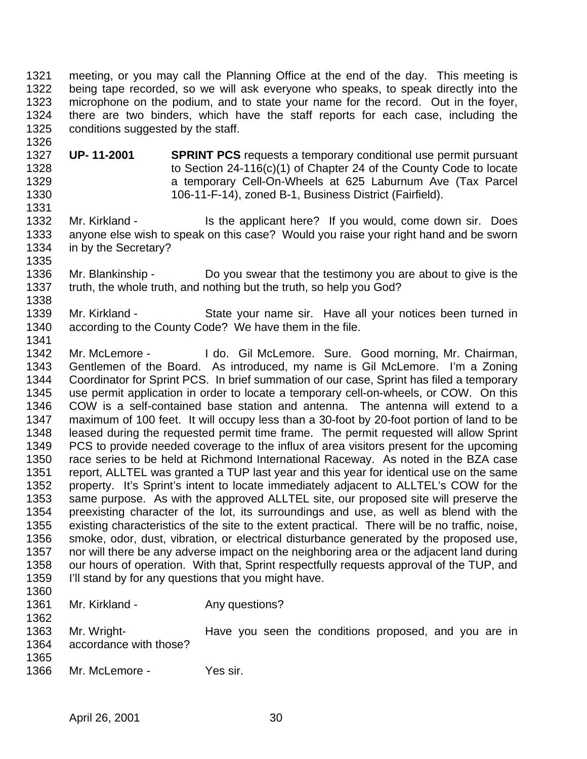meeting, or you may call the Planning Office at the end of the day. This meeting is being tape recorded, so we will ask everyone who speaks, to speak directly into the microphone on the podium, and to state your name for the record. Out in the foyer, there are two binders, which have the staff reports for each case, including the conditions suggested by the staff.

**UP- 11-2001** **SPRINT PCS** requests a temporary conditional use permit pursuant to Section 24-116(c)(1) of Chapter 24 of the County Code to locate a temporary Cell-On-Wheels at 625 Laburnum Ave (Tax Parcel 106-11-F-14), zoned B-1, Business District (Fairfield).

Mr. Kirkland - Is the applicant here? If you would, come down sir. Does anyone else wish to speak on this case? Would you raise your right hand and be sworn in by the Secretary?

Mr. Blankinship - Do you swear that the testimony you are about to give is the truth, the whole truth, and nothing but the truth, so help you God?

Mr. Kirkland - State your name sir. Have all your notices been turned in according to the County Code? We have them in the file.

Mr. McLemore - I do. Gil McLemore. Sure. Good morning, Mr. Chairman, Gentlemen of the Board. As introduced, my name is Gil McLemore. I'm a Zoning Coordinator for Sprint PCS. In brief summation of our case, Sprint has filed a temporary use permit application in order to locate a temporary cell-on-wheels, or COW. On this COW is a self-contained base station and antenna. The antenna will extend to a maximum of 100 feet. It will occupy less than a 30-foot by 20-foot portion of land to be leased during the requested permit time frame. The permit requested will allow Sprint PCS to provide needed coverage to the influx of area visitors present for the upcoming race series to be held at Richmond International Raceway. As noted in the BZA case report, ALLTEL was granted a TUP last year and this year for identical use on the same property. It's Sprint's intent to locate immediately adjacent to ALLTEL's COW for the same purpose. As with the approved ALLTEL site, our proposed site will preserve the preexisting character of the lot, its surroundings and use, as well as blend with the existing characteristics of the site to the extent practical. There will be no traffic, noise, smoke, odor, dust, vibration, or electrical disturbance generated by the proposed use, nor will there be any adverse impact on the neighboring area or the adjacent land during our hours of operation. With that, Sprint respectfully requests approval of the TUP, and I'll stand by for any questions that you might have.

Mr. Kirkland - Any questions?

Mr. Wright- Have you seen the conditions proposed, and you are in accordance with those?

Mr. McLemore - Yes sir.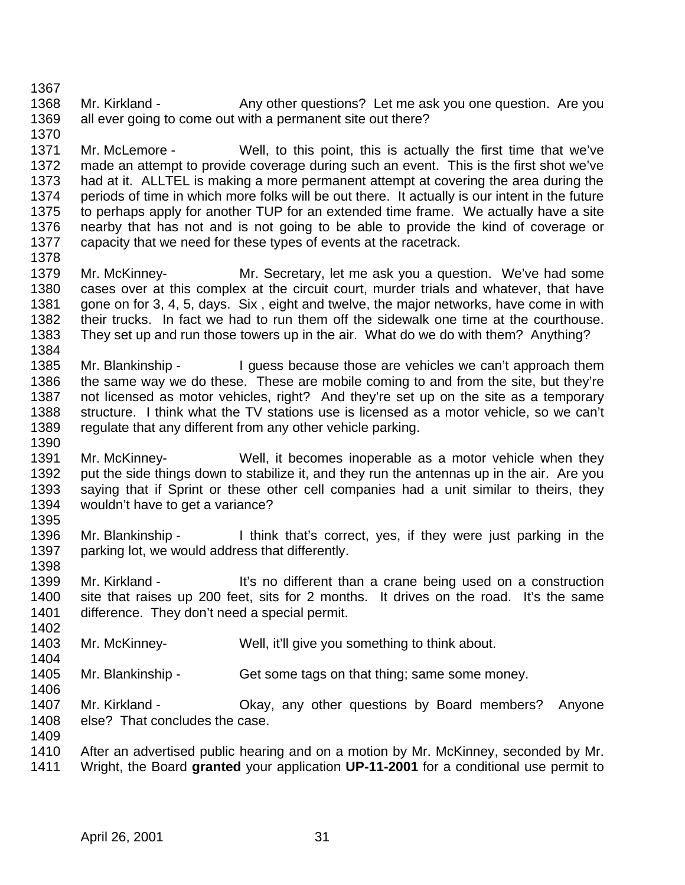Mr. Kirkland - Any other questions? Let me ask you one question. Are you all ever going to come out with a permanent site out there?

Mr. McLemore - Well, to this point, this is actually the first time that we've made an attempt to provide coverage during such an event. This is the first shot we've had at it. ALLTEL is making a more permanent attempt at covering the area during the periods of time in which more folks will be out there. It actually is our intent in the future to perhaps apply for another TUP for an extended time frame. We actually have a site nearby that has not and is not going to be able to provide the kind of coverage or capacity that we need for these types of events at the racetrack.

Mr. McKinney- Mr. Secretary, let me ask you a question. We've had some cases over at this complex at the circuit court, murder trials and whatever, that have gone on for 3, 4, 5, days. Six , eight and twelve, the major networks, have come in with their trucks. In fact we had to run them off the sidewalk one time at the courthouse. They set up and run those towers up in the air. What do we do with them? Anything?

Mr. Blankinship - I guess because those are vehicles we can't approach them the same way we do these. These are mobile coming to and from the site, but they're not licensed as motor vehicles, right? And they're set up on the site as a temporary structure. I think what the TV stations use is licensed as a motor vehicle, so we can't regulate that any different from any other vehicle parking.

Mr. McKinney- Well, it becomes inoperable as a motor vehicle when they put the side things down to stabilize it, and they run the antennas up in the air. Are you saying that if Sprint or these other cell companies had a unit similar to theirs, they wouldn't have to get a variance?

Mr. Blankinship - I think that's correct, yes, if they were just parking in the parking lot, we would address that differently.

Mr. Kirkland - It's no different than a crane being used on a construction site that raises up 200 feet, sits for 2 months. It drives on the road. It's the same difference. They don't need a special permit.

Mr. McKinney- Well, it'll give you something to think about.

Mr. Blankinship - Get some tags on that thing; same some money.

Mr. Kirkland - Okay, any other questions by Board members? Anyone else? That concludes the case.

After an advertised public hearing and on a motion by Mr. McKinney, seconded by Mr. Wright, the Board **granted** your application **UP-11-2001** for a conditional use permit to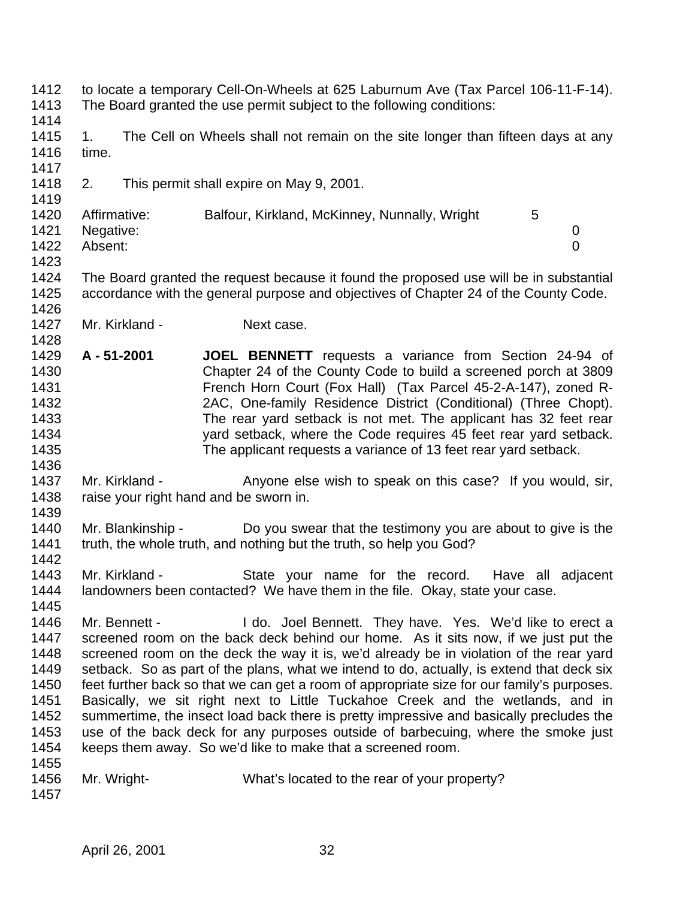to locate a temporary Cell-On-Wheels at 625 Laburnum Ave (Tax Parcel 106-11-F-14). The Board granted the use permit subject to the following conditions:

1. The Cell on Wheels shall not remain on the site longer than fifteen days at any time.

2. This permit shall expire on May 9, 2001.

| | | |
|---|---|---|
| Affirmative: | Balfour, Kirkland, McKinney, Nunnally, Wright | 5 |
| Negative: | | 0 |
| Absent: | | 0 |

The Board granted the request because it found the proposed use will be in substantial accordance with the general purpose and objectives of Chapter 24 of the County Code.

Mr. Kirkland - Next case.

**A - 51-2001** **JOEL BENNETT** requests a variance from Section 24-94 of Chapter 24 of the County Code to build a screened porch at 3809 French Horn Court (Fox Hall) (Tax Parcel 45-2-A-147), zoned R-2AC, One-family Residence District (Conditional) (Three Chopt). The rear yard setback is not met. The applicant has 32 feet rear yard setback, where the Code requires 45 feet rear yard setback. The applicant requests a variance of 13 feet rear yard setback.

Mr. Kirkland - Anyone else wish to speak on this case? If you would, sir, raise your right hand and be sworn in.

Mr. Blankinship - Do you swear that the testimony you are about to give is the truth, the whole truth, and nothing but the truth, so help you God?

Mr. Kirkland - State your name for the record. Have all adjacent landowners been contacted? We have them in the file. Okay, state your case.

Mr. Bennett - I do. Joel Bennett. They have. Yes. We'd like to erect a screened room on the back deck behind our home. As it sits now, if we just put the screened room on the deck the way it is, we'd already be in violation of the rear yard setback. So as part of the plans, what we intend to do, actually, is extend that deck six feet further back so that we can get a room of appropriate size for our family's purposes. Basically, we sit right next to Little Tuckahoe Creek and the wetlands, and in summertime, the insect load back there is pretty impressive and basically precludes the use of the back deck for any purposes outside of barbecuing, where the smoke just keeps them away. So we'd like to make that a screened room.

Mr. Wright- What's located to the rear of your property?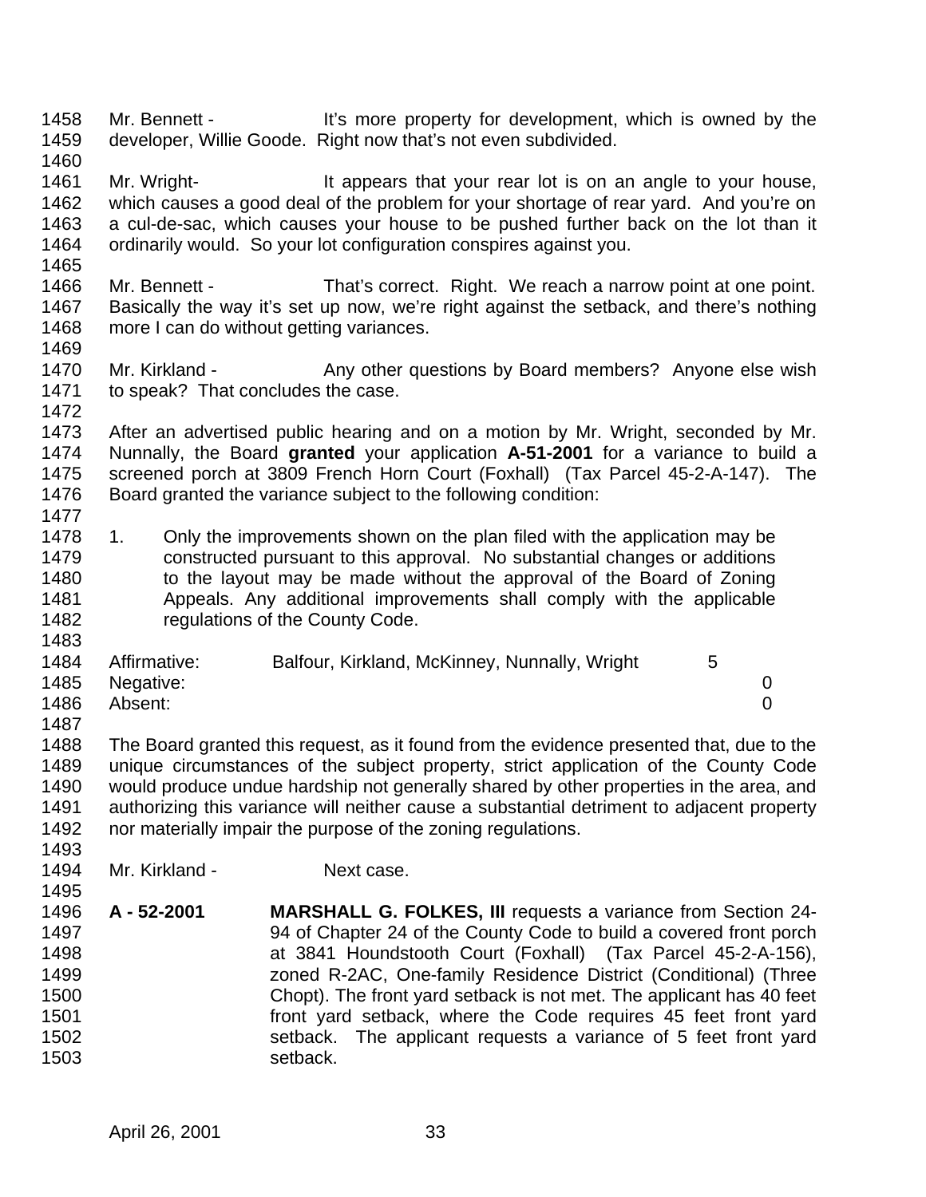Mr. Bennett - It's more property for development, which is owned by the developer, Willie Goode. Right now that's not even subdivided.

Mr. Wright- It appears that your rear lot is on an angle to your house, which causes a good deal of the problem for your shortage of rear yard. And you're on a cul-de-sac, which causes your house to be pushed further back on the lot than it ordinarily would. So your lot configuration conspires against you.

Mr. Bennett - That's correct. Right. We reach a narrow point at one point. Basically the way it's set up now, we're right against the setback, and there's nothing more I can do without getting variances.

Mr. Kirkland - Any other questions by Board members? Anyone else wish to speak? That concludes the case.

After an advertised public hearing and on a motion by Mr. Wright, seconded by Mr. Nunnally, the Board **granted** your application **A-51-2001** for a variance to build a screened porch at 3809 French Horn Court (Foxhall) (Tax Parcel 45-2-A-147). The Board granted the variance subject to the following condition:

1. Only the improvements shown on the plan filed with the application may be constructed pursuant to this approval. No substantial changes or additions to the layout may be made without the approval of the Board of Zoning Appeals. Any additional improvements shall comply with the applicable regulations of the County Code.

| | | |
|---|---|---|
| Affirmative: | Balfour, Kirkland, McKinney, Nunnally, Wright | 5 |
| Negative: | | 0 |
| Absent: | | 0 |

The Board granted this request, as it found from the evidence presented that, due to the unique circumstances of the subject property, strict application of the County Code would produce undue hardship not generally shared by other properties in the area, and authorizing this variance will neither cause a substantial detriment to adjacent property nor materially impair the purpose of the zoning regulations.

Mr. Kirkland - Next case.

**A - 52-2001** **MARSHALL G. FOLKES, III** requests a variance from Section 24-94 of Chapter 24 of the County Code to build a covered front porch at 3841 Houndstooth Court (Foxhall) (Tax Parcel 45-2-A-156), zoned R-2AC, One-family Residence District (Conditional) (Three Chopt). The front yard setback is not met. The applicant has 40 feet front yard setback, where the Code requires 45 feet front yard setback. The applicant requests a variance of 5 feet front yard setback.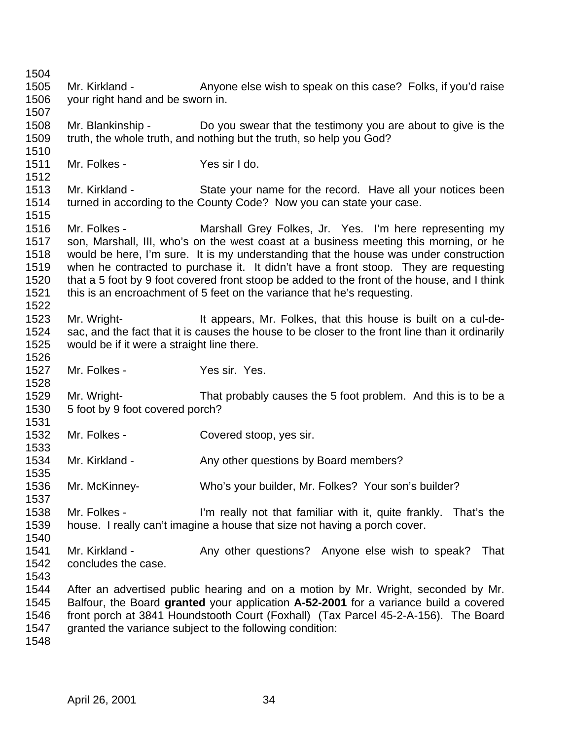Mr. Kirkland - Anyone else wish to speak on this case? Folks, if you'd raise your right hand and be sworn in.

Mr. Blankinship - Do you swear that the testimony you are about to give is the truth, the whole truth, and nothing but the truth, so help you God?

Mr. Folkes - Yes sir I do.

Mr. Kirkland - State your name for the record. Have all your notices been turned in according to the County Code? Now you can state your case.

Mr. Folkes - Marshall Grey Folkes, Jr. Yes. I'm here representing my son, Marshall, III, who's on the west coast at a business meeting this morning, or he would be here, I'm sure. It is my understanding that the house was under construction when he contracted to purchase it. It didn't have a front stoop. They are requesting that a 5 foot by 9 foot covered front stoop be added to the front of the house, and I think this is an encroachment of 5 feet on the variance that he's requesting.

Mr. Wright- It appears, Mr. Folkes, that this house is built on a cul-de-sac, and the fact that it is causes the house to be closer to the front line than it ordinarily would be if it were a straight line there.

Mr. Folkes - Yes sir. Yes.

Mr. Wright- That probably causes the 5 foot problem. And this is to be a 5 foot by 9 foot covered porch?

Mr. Folkes - Covered stoop, yes sir.

Mr. Kirkland - Any other questions by Board members?

Mr. McKinney- Who's your builder, Mr. Folkes? Your son's builder?

Mr. Folkes - I'm really not that familiar with it, quite frankly. That's the house. I really can't imagine a house that size not having a porch cover.

Mr. Kirkland - Any other questions? Anyone else wish to speak? That concludes the case.

After an advertised public hearing and on a motion by Mr. Wright, seconded by Mr. Balfour, the Board **granted** your application **A-52-2001** for a variance build a covered front porch at 3841 Houndstooth Court (Foxhall) (Tax Parcel 45-2-A-156). The Board granted the variance subject to the following condition: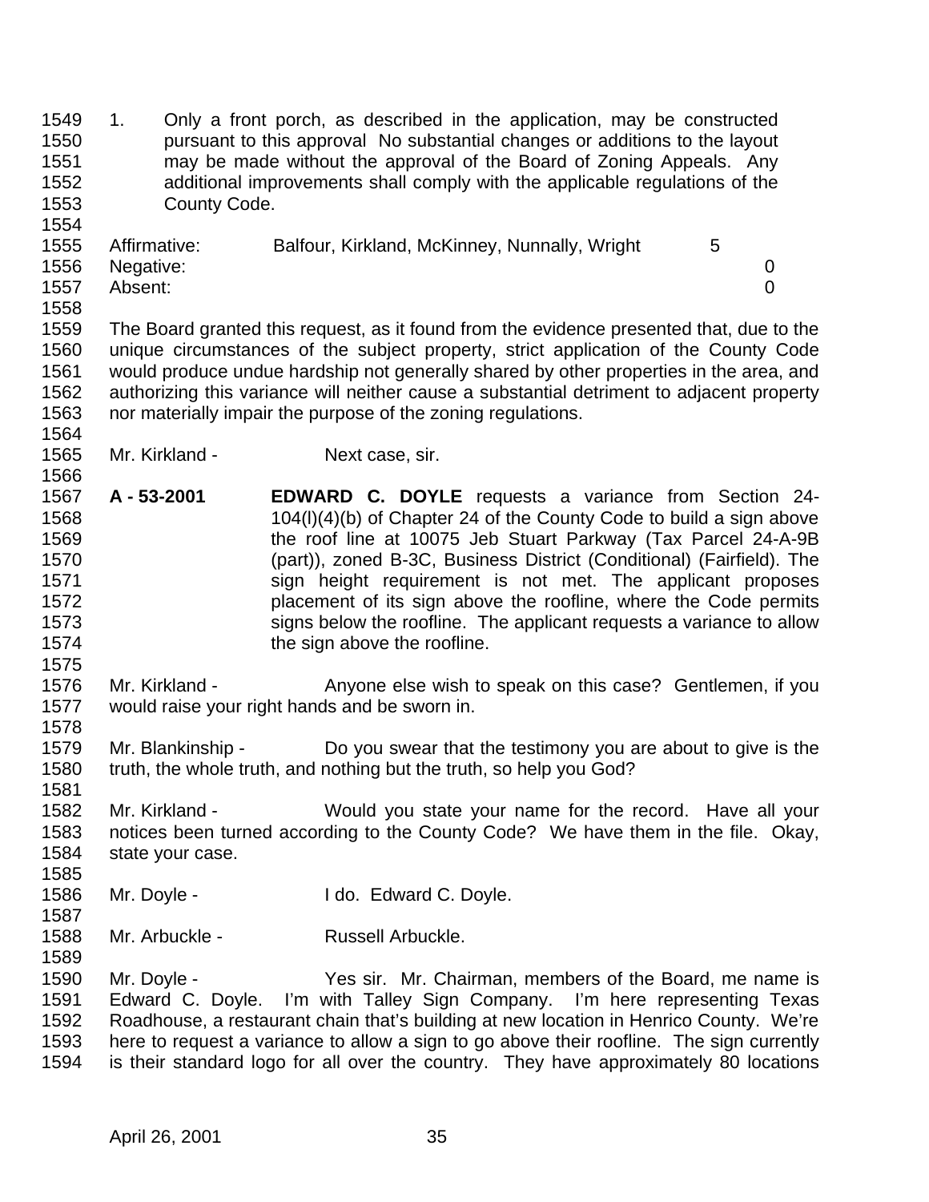1. Only a front porch, as described in the application, may be constructed pursuant to this approval No substantial changes or additions to the layout may be made without the approval of the Board of Zoning Appeals. Any additional improvements shall comply with the applicable regulations of the County Code.

| | | |
|---|---|---|
| Affirmative: | Balfour, Kirkland, McKinney, Nunnally, Wright | 5 |
| Negative: | | 0 |
| Absent: | | 0 |

The Board granted this request, as it found from the evidence presented that, due to the unique circumstances of the subject property, strict application of the County Code would produce undue hardship not generally shared by other properties in the area, and authorizing this variance will neither cause a substantial detriment to adjacent property nor materially impair the purpose of the zoning regulations.

Mr. Kirkland - Next case, sir.

**A - 53-2001** **EDWARD C. DOYLE** requests a variance from Section 24-104(l)(4)(b) of Chapter 24 of the County Code to build a sign above the roof line at 10075 Jeb Stuart Parkway (Tax Parcel 24-A-9B (part)), zoned B-3C, Business District (Conditional) (Fairfield). The sign height requirement is not met. The applicant proposes placement of its sign above the roofline, where the Code permits signs below the roofline. The applicant requests a variance to allow the sign above the roofline.

Mr. Kirkland - Anyone else wish to speak on this case? Gentlemen, if you would raise your right hands and be sworn in.

Mr. Blankinship - Do you swear that the testimony you are about to give is the truth, the whole truth, and nothing but the truth, so help you God?

Mr. Kirkland - Would you state your name for the record. Have all your notices been turned according to the County Code? We have them in the file. Okay, state your case.

Mr. Doyle - I do. Edward C. Doyle.

Mr. Arbuckle - Russell Arbuckle.

Mr. Doyle - Yes sir. Mr. Chairman, members of the Board, me name is Edward C. Doyle. I'm with Talley Sign Company. I'm here representing Texas Roadhouse, a restaurant chain that's building at new location in Henrico County. We're here to request a variance to allow a sign to go above their roofline. The sign currently is their standard logo for all over the country. They have approximately 80 locations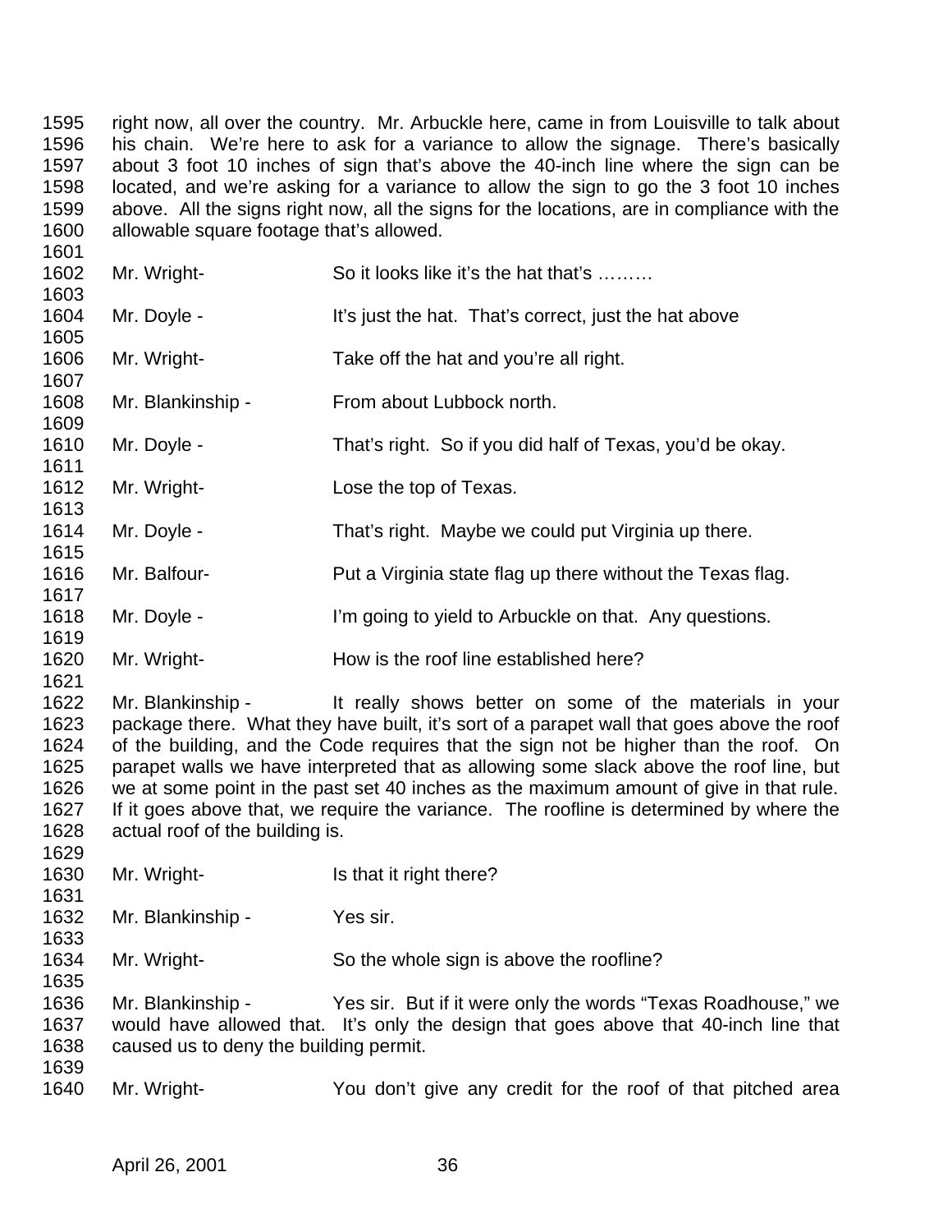1595 right now, all over the country. Mr. Arbuckle here, came in from Louisville to talk about
1596 his chain. We're here to ask for a variance to allow the signage. There's basically
1597 about 3 foot 10 inches of sign that's above the 40-inch line where the sign can be
1598 located, and we're asking for a variance to allow the sign to go the 3 foot 10 inches
1599 above. All the signs right now, all the signs for the locations, are in compliance with the
1600 allowable square footage that's allowed.
1601
1602 Mr. Wright- So it looks like it's the hat that's ………
1603
1604 Mr. Doyle - It's just the hat. That's correct, just the hat above
1605
1606 Mr. Wright- Take off the hat and you're all right.
1607
1608 Mr. Blankinship - From about Lubbock north.
1609
1610 Mr. Doyle - That's right. So if you did half of Texas, you'd be okay.
1611
1612 Mr. Wright- Lose the top of Texas.
1613
1614 Mr. Doyle - That's right. Maybe we could put Virginia up there.
1615
1616 Mr. Balfour- Put a Virginia state flag up there without the Texas flag.
1617
1618 Mr. Doyle - I'm going to yield to Arbuckle on that. Any questions.
1619
1620 Mr. Wright- How is the roof line established here?
1621
1622 Mr. Blankinship - It really shows better on some of the materials in your
1623 package there. What they have built, it's sort of a parapet wall that goes above the roof
1624 of the building, and the Code requires that the sign not be higher than the roof. On
1625 parapet walls we have interpreted that as allowing some slack above the roof line, but
1626 we at some point in the past set 40 inches as the maximum amount of give in that rule.
1627 If it goes above that, we require the variance. The roofline is determined by where the
1628 actual roof of the building is.
1629
1630 Mr. Wright- Is that it right there?
1631
1632 Mr. Blankinship - Yes sir.
1633
1634 Mr. Wright- So the whole sign is above the roofline?
1635
1636 Mr. Blankinship - Yes sir. But if it were only the words "Texas Roadhouse," we
1637 would have allowed that. It's only the design that goes above that 40-inch line that
1638 caused us to deny the building permit.
1639
1640 Mr. Wright- You don't give any credit for the roof of that pitched area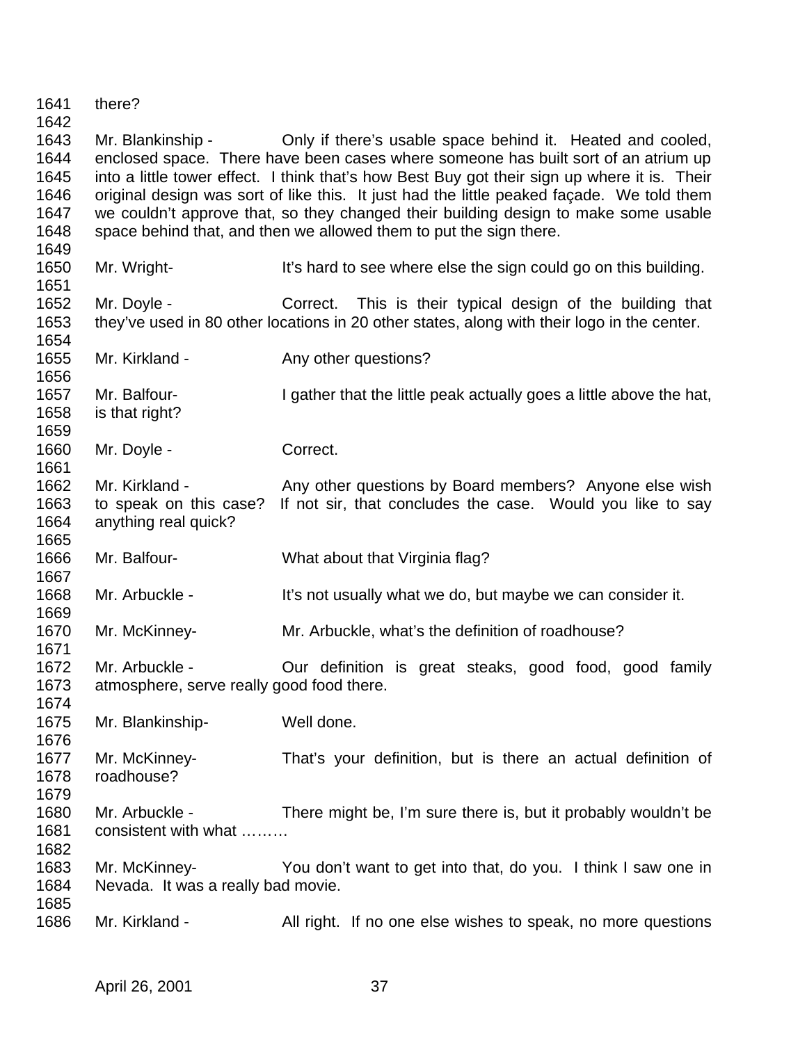1641 there?

1643 Mr. Blankinship - Only if there's usable space behind it. Heated and cooled,
1644 enclosed space. There have been cases where someone has built sort of an atrium up
1645 into a little tower effect. I think that's how Best Buy got their sign up where it is. Their
1646 original design was sort of like this. It just had the little peaked façade. We told them
1647 we couldn't approve that, so they changed their building design to make some usable
1648 space behind that, and then we allowed them to put the sign there.

1650 Mr. Wright- It's hard to see where else the sign could go on this building.

1652 Mr. Doyle - Correct. This is their typical design of the building that
1653 they've used in 80 other locations in 20 other states, along with their logo in the center.

1655 Mr. Kirkland - Any other questions?

1657 Mr. Balfour- I gather that the little peak actually goes a little above the hat,
1658 is that right?

1660 Mr. Doyle - Correct.

1662 Mr. Kirkland - Any other questions by Board members? Anyone else wish
1663 to speak on this case? If not sir, that concludes the case. Would you like to say
1664 anything real quick?

1666 Mr. Balfour- What about that Virginia flag?

1668 Mr. Arbuckle - It's not usually what we do, but maybe we can consider it.

1670 Mr. McKinney- Mr. Arbuckle, what's the definition of roadhouse?

1672 Mr. Arbuckle - Our definition is great steaks, good food, good family
1673 atmosphere, serve really good food there.

1675 Mr. Blankinship- Well done.

1677 Mr. McKinney- That's your definition, but is there an actual definition of
1678 roadhouse?

1680 Mr. Arbuckle - There might be, I'm sure there is, but it probably wouldn't be
1681 consistent with what ………

1683 Mr. McKinney- You don't want to get into that, do you. I think I saw one in
1684 Nevada. It was a really bad movie.

1686 Mr. Kirkland - All right. If no one else wishes to speak, no more questions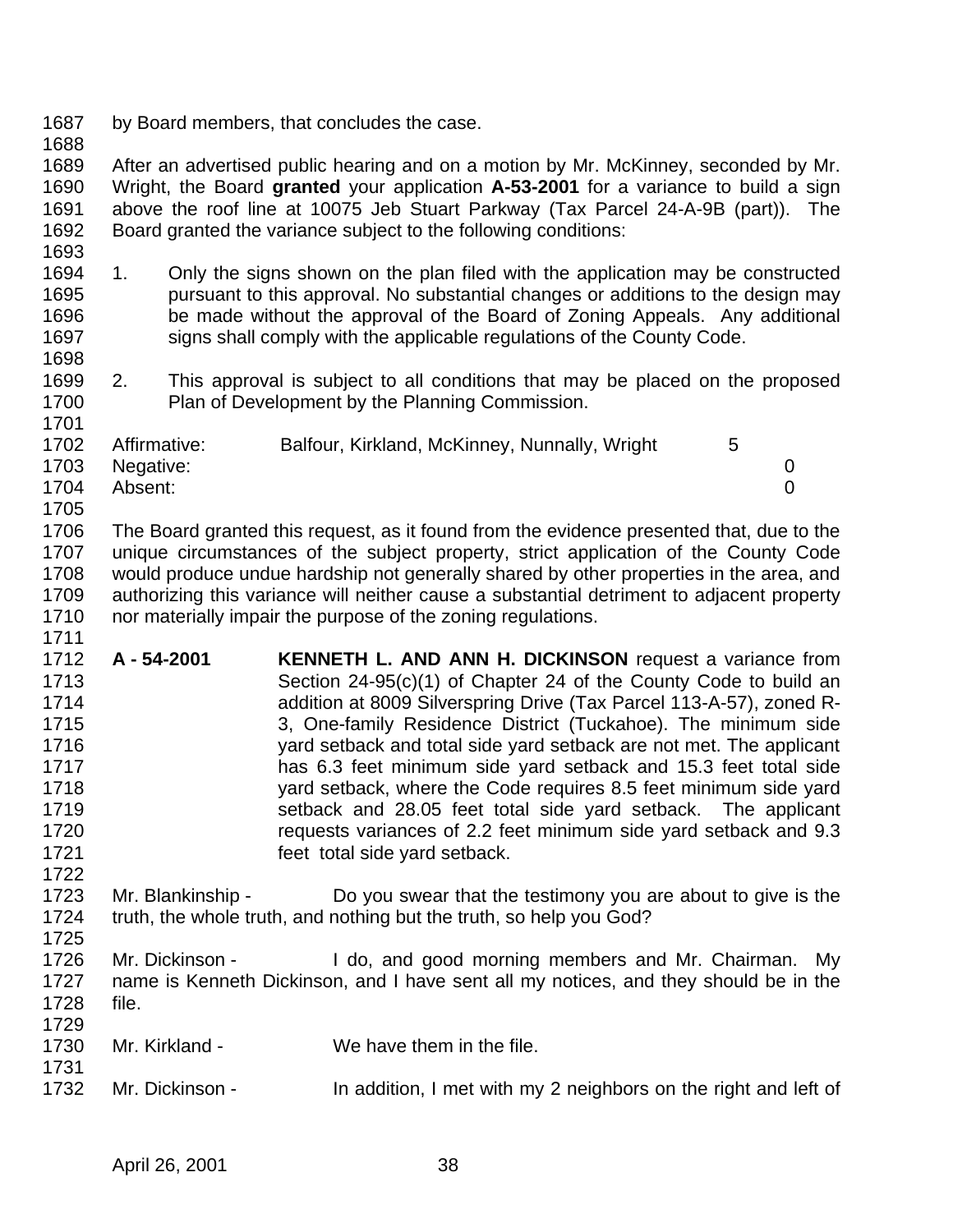by Board members, that concludes the case.

After an advertised public hearing and on a motion by Mr. McKinney, seconded by Mr. Wright, the Board **granted** your application **A-53-2001** for a variance to build a sign above the roof line at 10075 Jeb Stuart Parkway (Tax Parcel 24-A-9B (part)). The Board granted the variance subject to the following conditions:

1. Only the signs shown on the plan filed with the application may be constructed pursuant to this approval. No substantial changes or additions to the design may be made without the approval of the Board of Zoning Appeals. Any additional signs shall comply with the applicable regulations of the County Code.

2. This approval is subject to all conditions that may be placed on the proposed Plan of Development by the Planning Commission.

| | | |
|---|---|---|
| Affirmative: | Balfour, Kirkland, McKinney, Nunnally, Wright | 5 |
| Negative: | | 0 |
| Absent: | | 0 |

The Board granted this request, as it found from the evidence presented that, due to the unique circumstances of the subject property, strict application of the County Code would produce undue hardship not generally shared by other properties in the area, and authorizing this variance will neither cause a substantial detriment to adjacent property nor materially impair the purpose of the zoning regulations.

**A - 54-2001** **KENNETH L. AND ANN H. DICKINSON** request a variance from Section 24-95(c)(1) of Chapter 24 of the County Code to build an addition at 8009 Silverspring Drive (Tax Parcel 113-A-57), zoned R-3, One-family Residence District (Tuckahoe). The minimum side yard setback and total side yard setback are not met. The applicant has 6.3 feet minimum side yard setback and 15.3 feet total side yard setback, where the Code requires 8.5 feet minimum side yard setback and 28.05 feet total side yard setback. The applicant requests variances of 2.2 feet minimum side yard setback and 9.3 feet total side yard setback.

Mr. Blankinship - Do you swear that the testimony you are about to give is the truth, the whole truth, and nothing but the truth, so help you God?

Mr. Dickinson - I do, and good morning members and Mr. Chairman. My name is Kenneth Dickinson, and I have sent all my notices, and they should be in the file.

Mr. Kirkland - We have them in the file.

Mr. Dickinson - In addition, I met with my 2 neighbors on the right and left of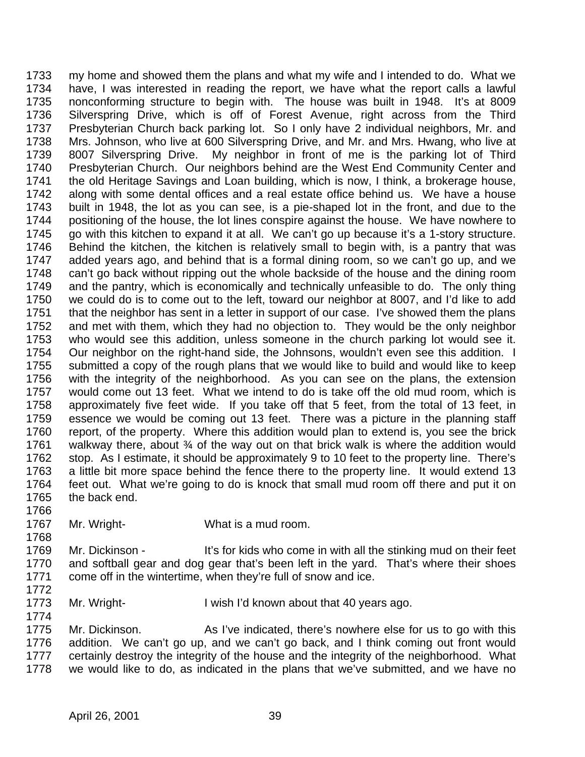1733 my home and showed them the plans and what my wife and I intended to do. What we
1734 have, I was interested in reading the report, we have what the report calls a lawful
1735 nonconforming structure to begin with. The house was built in 1948. It's at 8009
1736 Silverspring Drive, which is off of Forest Avenue, right across from the Third
1737 Presbyterian Church back parking lot. So I only have 2 individual neighbors, Mr. and
1738 Mrs. Johnson, who live at 600 Silverspring Drive, and Mr. and Mrs. Hwang, who live at
1739 8007 Silverspring Drive. My neighbor in front of me is the parking lot of Third
1740 Presbyterian Church. Our neighbors behind are the West End Community Center and
1741 the old Heritage Savings and Loan building, which is now, I think, a brokerage house,
1742 along with some dental offices and a real estate office behind us. We have a house
1743 built in 1948, the lot as you can see, is a pie-shaped lot in the front, and due to the
1744 positioning of the house, the lot lines conspire against the house. We have nowhere to
1745 go with this kitchen to expand it at all. We can't go up because it's a 1-story structure.
1746 Behind the kitchen, the kitchen is relatively small to begin with, is a pantry that was
1747 added years ago, and behind that is a formal dining room, so we can't go up, and we
1748 can't go back without ripping out the whole backside of the house and the dining room
1749 and the pantry, which is economically and technically unfeasible to do. The only thing
1750 we could do is to come out to the left, toward our neighbor at 8007, and I'd like to add
1751 that the neighbor has sent in a letter in support of our case. I've showed them the plans
1752 and met with them, which they had no objection to. They would be the only neighbor
1753 who would see this addition, unless someone in the church parking lot would see it.
1754 Our neighbor on the right-hand side, the Johnsons, wouldn't even see this addition. I
1755 submitted a copy of the rough plans that we would like to build and would like to keep
1756 with the integrity of the neighborhood. As you can see on the plans, the extension
1757 would come out 13 feet. What we intend to do is take off the old mud room, which is
1758 approximately five feet wide. If you take off that 5 feet, from the total of 13 feet, in
1759 essence we would be coming out 13 feet. There was a picture in the planning staff
1760 report, of the property. Where this addition would plan to extend is, you see the brick
1761 walkway there, about ¾ of the way out on that brick walk is where the addition would
1762 stop. As I estimate, it should be approximately 9 to 10 feet to the property line. There's
1763 a little bit more space behind the fence there to the property line. It would extend 13
1764 feet out. What we're going to do is knock that small mud room off there and put it on
1765 the back end.
1766
1767 Mr. Wright- What is a mud room.
1768
1769 Mr. Dickinson - It's for kids who come in with all the stinking mud on their feet
1770 and softball gear and dog gear that's been left in the yard. That's where their shoes
1771 come off in the wintertime, when they're full of snow and ice.
1772
1773 Mr. Wright- I wish I'd known about that 40 years ago.
1774
1775 Mr. Dickinson. As I've indicated, there's nowhere else for us to go with this
1776 addition. We can't go up, and we can't go back, and I think coming out front would
1777 certainly destroy the integrity of the house and the integrity of the neighborhood. What
1778 we would like to do, as indicated in the plans that we've submitted, and we have no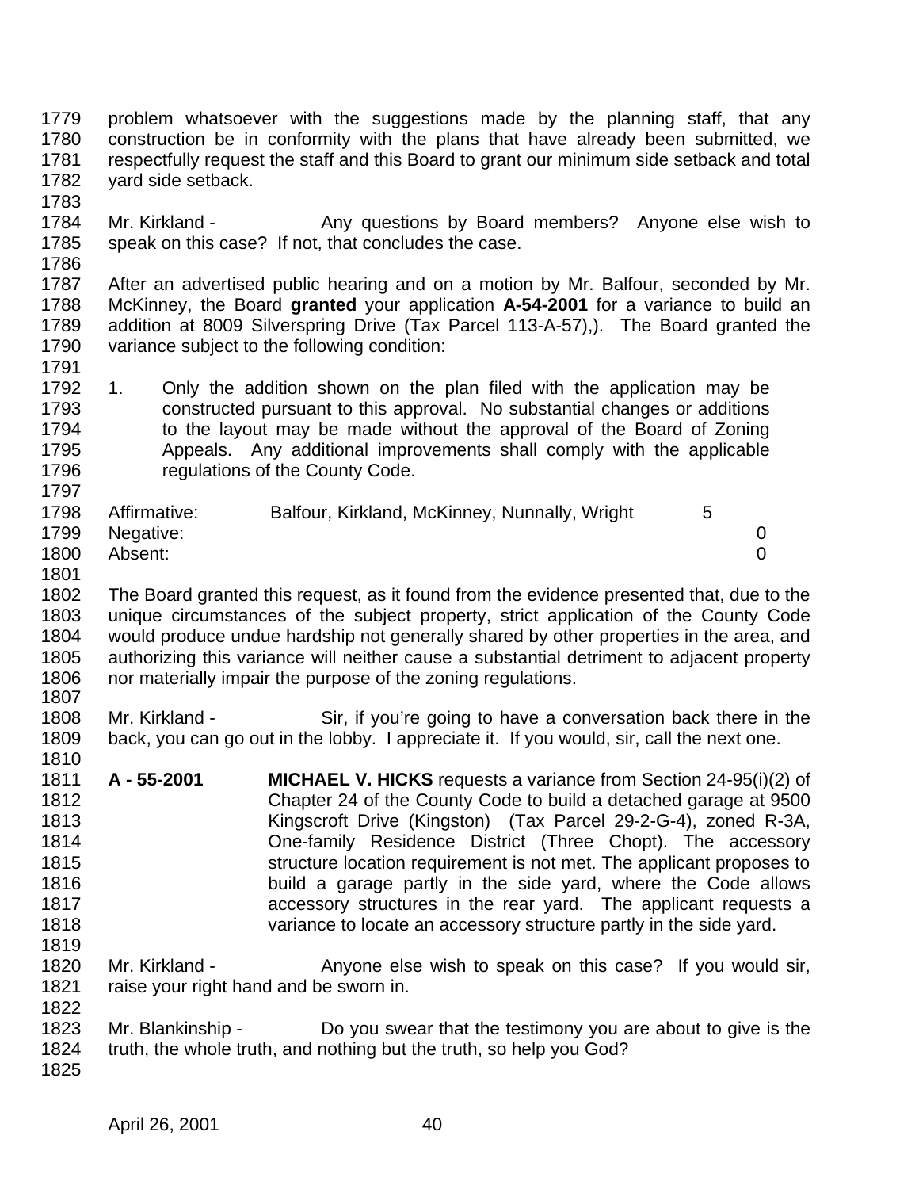problem whatsoever with the suggestions made by the planning staff, that any construction be in conformity with the plans that have already been submitted, we respectfully request the staff and this Board to grant our minimum side setback and total yard side setback.

Mr. Kirkland - Any questions by Board members? Anyone else wish to speak on this case? If not, that concludes the case.

After an advertised public hearing and on a motion by Mr. Balfour, seconded by Mr. McKinney, the Board **granted** your application **A-54-2001** for a variance to build an addition at 8009 Silverspring Drive (Tax Parcel 113-A-57),). The Board granted the variance subject to the following condition:

1. Only the addition shown on the plan filed with the application may be constructed pursuant to this approval. No substantial changes or additions to the layout may be made without the approval of the Board of Zoning Appeals. Any additional improvements shall comply with the applicable regulations of the County Code.

| | | |
|---|---|---|
| Affirmative: | Balfour, Kirkland, McKinney, Nunnally, Wright | 5 |
| Negative: | | 0 |
| Absent: | | 0 |

The Board granted this request, as it found from the evidence presented that, due to the unique circumstances of the subject property, strict application of the County Code would produce undue hardship not generally shared by other properties in the area, and authorizing this variance will neither cause a substantial detriment to adjacent property nor materially impair the purpose of the zoning regulations.

Mr. Kirkland - Sir, if you're going to have a conversation back there in the back, you can go out in the lobby. I appreciate it. If you would, sir, call the next one.

**A - 55-2001** **MICHAEL V. HICKS** requests a variance from Section 24-95(i)(2) of Chapter 24 of the County Code to build a detached garage at 9500 Kingscroft Drive (Kingston) (Tax Parcel 29-2-G-4), zoned R-3A, One-family Residence District (Three Chopt). The accessory structure location requirement is not met. The applicant proposes to build a garage partly in the side yard, where the Code allows accessory structures in the rear yard. The applicant requests a variance to locate an accessory structure partly in the side yard.

Mr. Kirkland - Anyone else wish to speak on this case? If you would sir, raise your right hand and be sworn in.

Mr. Blankinship - Do you swear that the testimony you are about to give is the truth, the whole truth, and nothing but the truth, so help you God?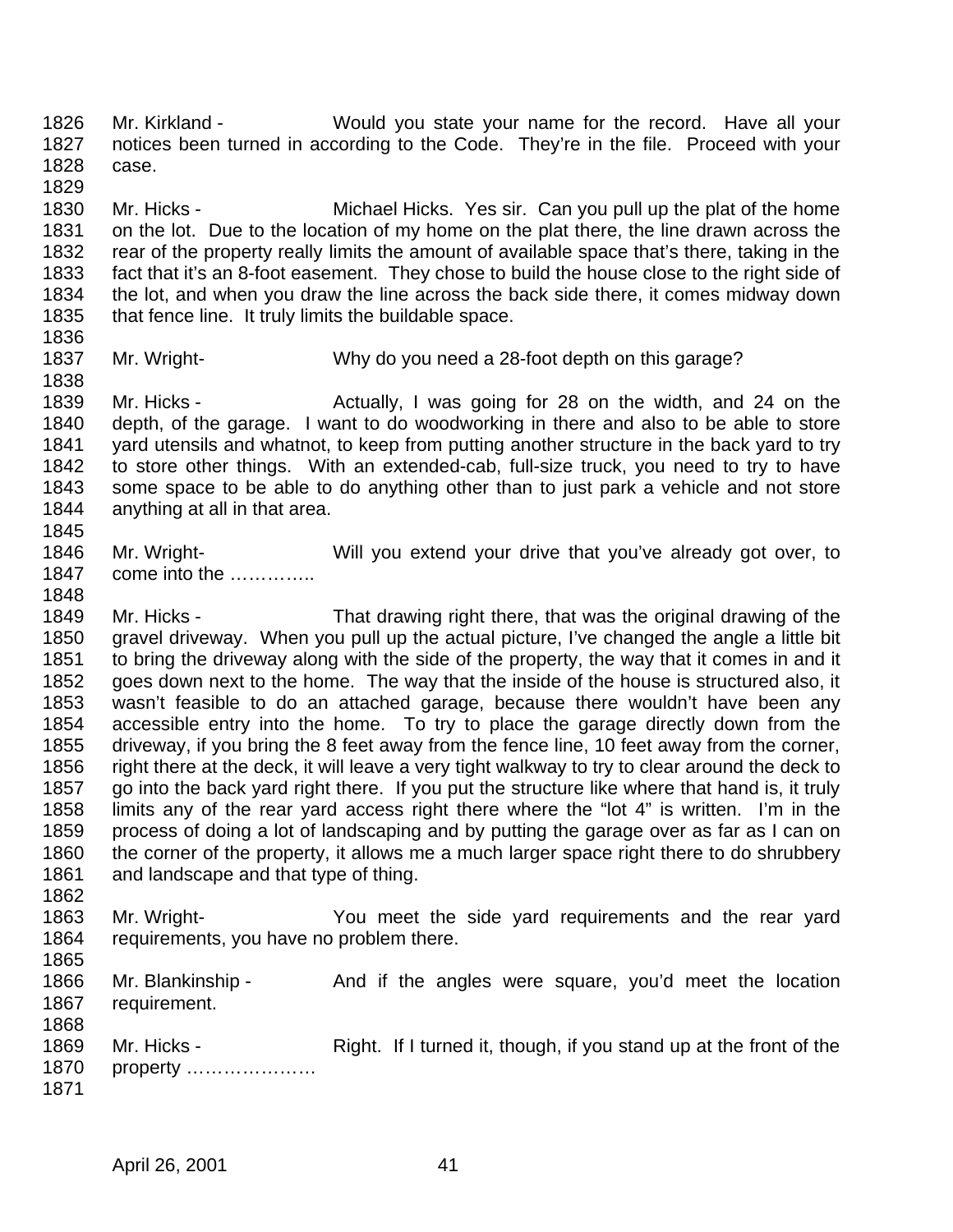1826 Mr. Kirkland - Would you state your name for the record. Have all your
1827 notices been turned in according to the Code. They're in the file. Proceed with your
1828 case.
1829
1830 Mr. Hicks - Michael Hicks. Yes sir. Can you pull up the plat of the home
1831 on the lot. Due to the location of my home on the plat there, the line drawn across the
1832 rear of the property really limits the amount of available space that's there, taking in the
1833 fact that it's an 8-foot easement. They chose to build the house close to the right side of
1834 the lot, and when you draw the line across the back side there, it comes midway down
1835 that fence line. It truly limits the buildable space.
1836
1837 Mr. Wright- Why do you need a 28-foot depth on this garage?
1838
1839 Mr. Hicks - Actually, I was going for 28 on the width, and 24 on the
1840 depth, of the garage. I want to do woodworking in there and also to be able to store
1841 yard utensils and whatnot, to keep from putting another structure in the back yard to try
1842 to store other things. With an extended-cab, full-size truck, you need to try to have
1843 some space to be able to do anything other than to just park a vehicle and not store
1844 anything at all in that area.
1845
1846 Mr. Wright- Will you extend your drive that you've already got over, to
1847 come into the …………..
1848
1849 Mr. Hicks - That drawing right there, that was the original drawing of the
1850 gravel driveway. When you pull up the actual picture, I've changed the angle a little bit
1851 to bring the driveway along with the side of the property, the way that it comes in and it
1852 goes down next to the home. The way that the inside of the house is structured also, it
1853 wasn't feasible to do an attached garage, because there wouldn't have been any
1854 accessible entry into the home. To try to place the garage directly down from the
1855 driveway, if you bring the 8 feet away from the fence line, 10 feet away from the corner,
1856 right there at the deck, it will leave a very tight walkway to try to clear around the deck to
1857 go into the back yard right there. If you put the structure like where that hand is, it truly
1858 limits any of the rear yard access right there where the "lot 4" is written. I'm in the
1859 process of doing a lot of landscaping and by putting the garage over as far as I can on
1860 the corner of the property, it allows me a much larger space right there to do shrubbery
1861 and landscape and that type of thing.
1862
1863 Mr. Wright- You meet the side yard requirements and the rear yard
1864 requirements, you have no problem there.
1865
1866 Mr. Blankinship - And if the angles were square, you'd meet the location
1867 requirement.
1868
1869 Mr. Hicks - Right. If I turned it, though, if you stand up at the front of the
1870 property …………………
1871

April 26, 2001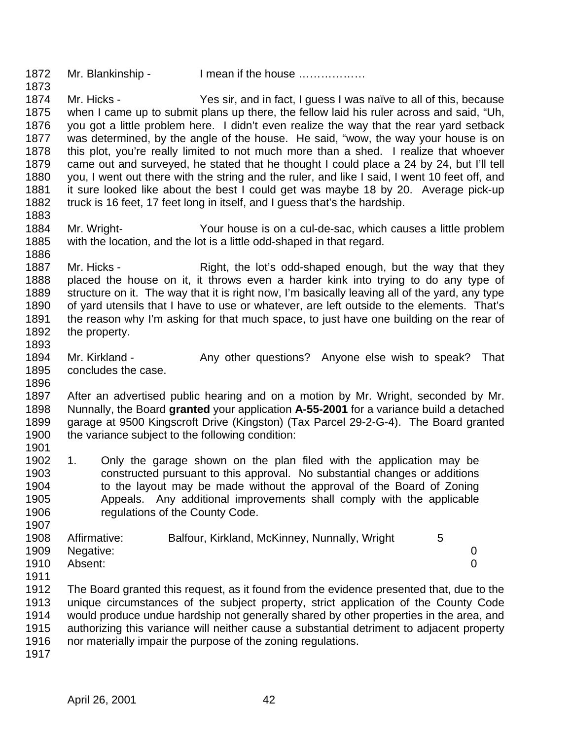Mr. Blankinship - I mean if the house ………………

Mr. Hicks - Yes sir, and in fact, I guess I was naïve to all of this, because when I came up to submit plans up there, the fellow laid his ruler across and said, "Uh, you got a little problem here. I didn't even realize the way that the rear yard setback was determined, by the angle of the house. He said, "wow, the way your house is on this plot, you're really limited to not much more than a shed. I realize that whoever came out and surveyed, he stated that he thought I could place a 24 by 24, but I'll tell you, I went out there with the string and the ruler, and like I said, I went 10 feet off, and it sure looked like about the best I could get was maybe 18 by 20. Average pick-up truck is 16 feet, 17 feet long in itself, and I guess that's the hardship.

Mr. Wright- Your house is on a cul-de-sac, which causes a little problem with the location, and the lot is a little odd-shaped in that regard.

Mr. Hicks - Right, the lot's odd-shaped enough, but the way that they placed the house on it, it throws even a harder kink into trying to do any type of structure on it. The way that it is right now, I'm basically leaving all of the yard, any type of yard utensils that I have to use or whatever, are left outside to the elements. That's the reason why I'm asking for that much space, to just have one building on the rear of the property.

Mr. Kirkland - Any other questions? Anyone else wish to speak? That concludes the case.

After an advertised public hearing and on a motion by Mr. Wright, seconded by Mr. Nunnally, the Board **granted** your application **A-55-2001** for a variance build a detached garage at 9500 Kingscroft Drive (Kingston) (Tax Parcel 29-2-G-4). The Board granted the variance subject to the following condition:

1. Only the garage shown on the plan filed with the application may be constructed pursuant to this approval. No substantial changes or additions to the layout may be made without the approval of the Board of Zoning Appeals. Any additional improvements shall comply with the applicable regulations of the County Code.

| | | |
|---|---|---|
| Affirmative: | Balfour, Kirkland, McKinney, Nunnally, Wright | 5 |
| Negative: | | 0 |
| Absent: | | 0 |

The Board granted this request, as it found from the evidence presented that, due to the unique circumstances of the subject property, strict application of the County Code would produce undue hardship not generally shared by other properties in the area, and authorizing this variance will neither cause a substantial detriment to adjacent property nor materially impair the purpose of the zoning regulations.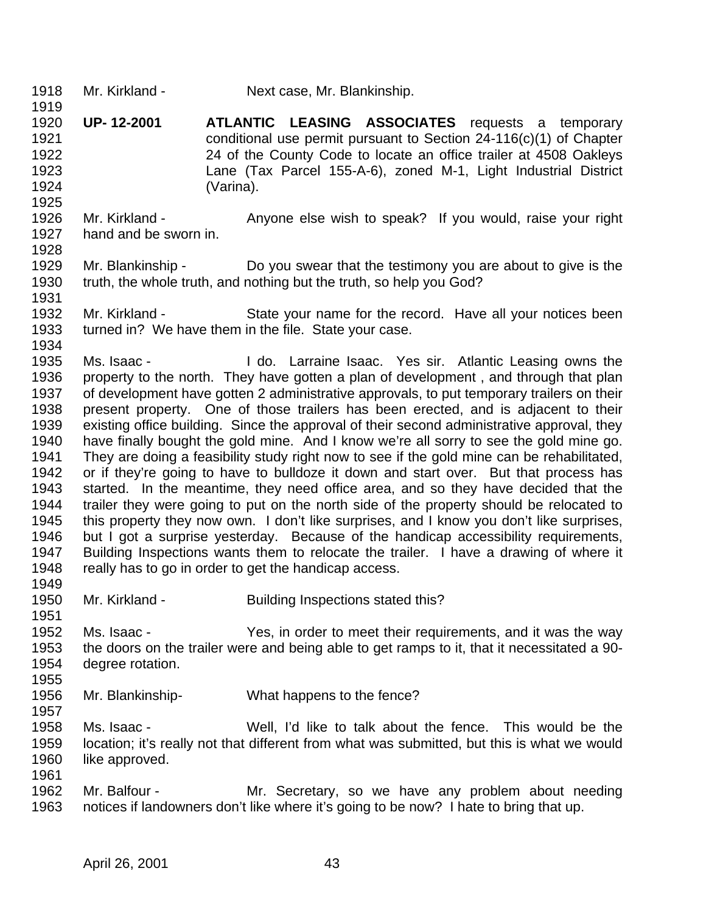1918 Mr. Kirkland - Next case, Mr. Blankinship.

1919

1920 **UP- 12-2001** **ATLANTIC LEASING ASSOCIATES** requests a temporary
1921 conditional use permit pursuant to Section 24-116(c)(1) of Chapter
1922 24 of the County Code to locate an office trailer at 4508 Oakleys
1923 Lane (Tax Parcel 155-A-6), zoned M-1, Light Industrial District
1924 (Varina).

1925

1926 Mr. Kirkland - Anyone else wish to speak? If you would, raise your right
1927 hand and be sworn in.

1928

1929 Mr. Blankinship - Do you swear that the testimony you are about to give is the
1930 truth, the whole truth, and nothing but the truth, so help you God?

1931

1932 Mr. Kirkland - State your name for the record. Have all your notices been
1933 turned in? We have them in the file. State your case.

1934

1935 Ms. Isaac - I do. Larraine Isaac. Yes sir. Atlantic Leasing owns the
1936 property to the north. They have gotten a plan of development , and through that plan
1937 of development have gotten 2 administrative approvals, to put temporary trailers on their
1938 present property. One of those trailers has been erected, and is adjacent to their
1939 existing office building. Since the approval of their second administrative approval, they
1940 have finally bought the gold mine. And I know we're all sorry to see the gold mine go.
1941 They are doing a feasibility study right now to see if the gold mine can be rehabilitated,
1942 or if they're going to have to bulldoze it down and start over. But that process has
1943 started. In the meantime, they need office area, and so they have decided that the
1944 trailer they were going to put on the north side of the property should be relocated to
1945 this property they now own. I don't like surprises, and I know you don't like surprises,
1946 but I got a surprise yesterday. Because of the handicap accessibility requirements,
1947 Building Inspections wants them to relocate the trailer. I have a drawing of where it
1948 really has to go in order to get the handicap access.

1949

1950 Mr. Kirkland - Building Inspections stated this?

1951

1952 Ms. Isaac - Yes, in order to meet their requirements, and it was the way
1953 the doors on the trailer were and being able to get ramps to it, that it necessitated a 90-
1954 degree rotation.

1955

1956 Mr. Blankinship- What happens to the fence?

1957

1958 Ms. Isaac - Well, I'd like to talk about the fence. This would be the
1959 location; it's really not that different from what was submitted, but this is what we would
1960 like approved.

1961

1962 Mr. Balfour - Mr. Secretary, so we have any problem about needing
1963 notices if landowners don't like where it's going to be now? I hate to bring that up.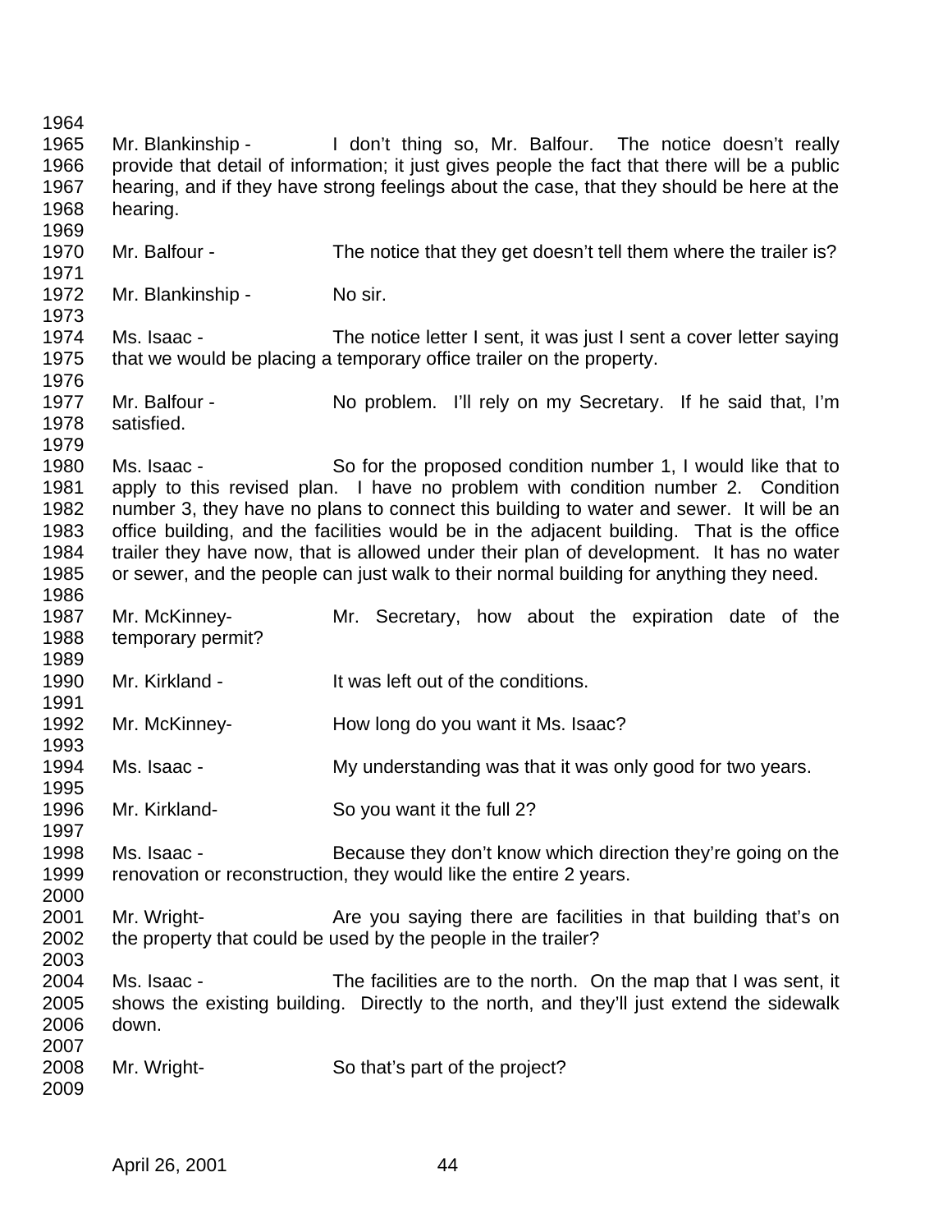Mr. Blankinship - I don't thing so, Mr. Balfour. The notice doesn't really provide that detail of information; it just gives people the fact that there will be a public hearing, and if they have strong feelings about the case, that they should be here at the hearing.

Mr. Balfour - The notice that they get doesn't tell them where the trailer is?

Mr. Blankinship - No sir.

Ms. Isaac - The notice letter I sent, it was just I sent a cover letter saying that we would be placing a temporary office trailer on the property.

Mr. Balfour - No problem. I'll rely on my Secretary. If he said that, I'm satisfied.

Ms. Isaac - So for the proposed condition number 1, I would like that to apply to this revised plan. I have no problem with condition number 2. Condition number 3, they have no plans to connect this building to water and sewer. It will be an office building, and the facilities would be in the adjacent building. That is the office trailer they have now, that is allowed under their plan of development. It has no water or sewer, and the people can just walk to their normal building for anything they need.

Mr. McKinney- Mr. Secretary, how about the expiration date of the temporary permit?

Mr. Kirkland - It was left out of the conditions.

Mr. McKinney- How long do you want it Ms. Isaac?

Ms. Isaac - My understanding was that it was only good for two years.

Mr. Kirkland- So you want it the full 2?

Ms. Isaac - Because they don't know which direction they're going on the renovation or reconstruction, they would like the entire 2 years.

Mr. Wright- Are you saying there are facilities in that building that's on the property that could be used by the people in the trailer?

Ms. Isaac - The facilities are to the north. On the map that I was sent, it shows the existing building. Directly to the north, and they'll just extend the sidewalk down.

Mr. Wright- So that's part of the project?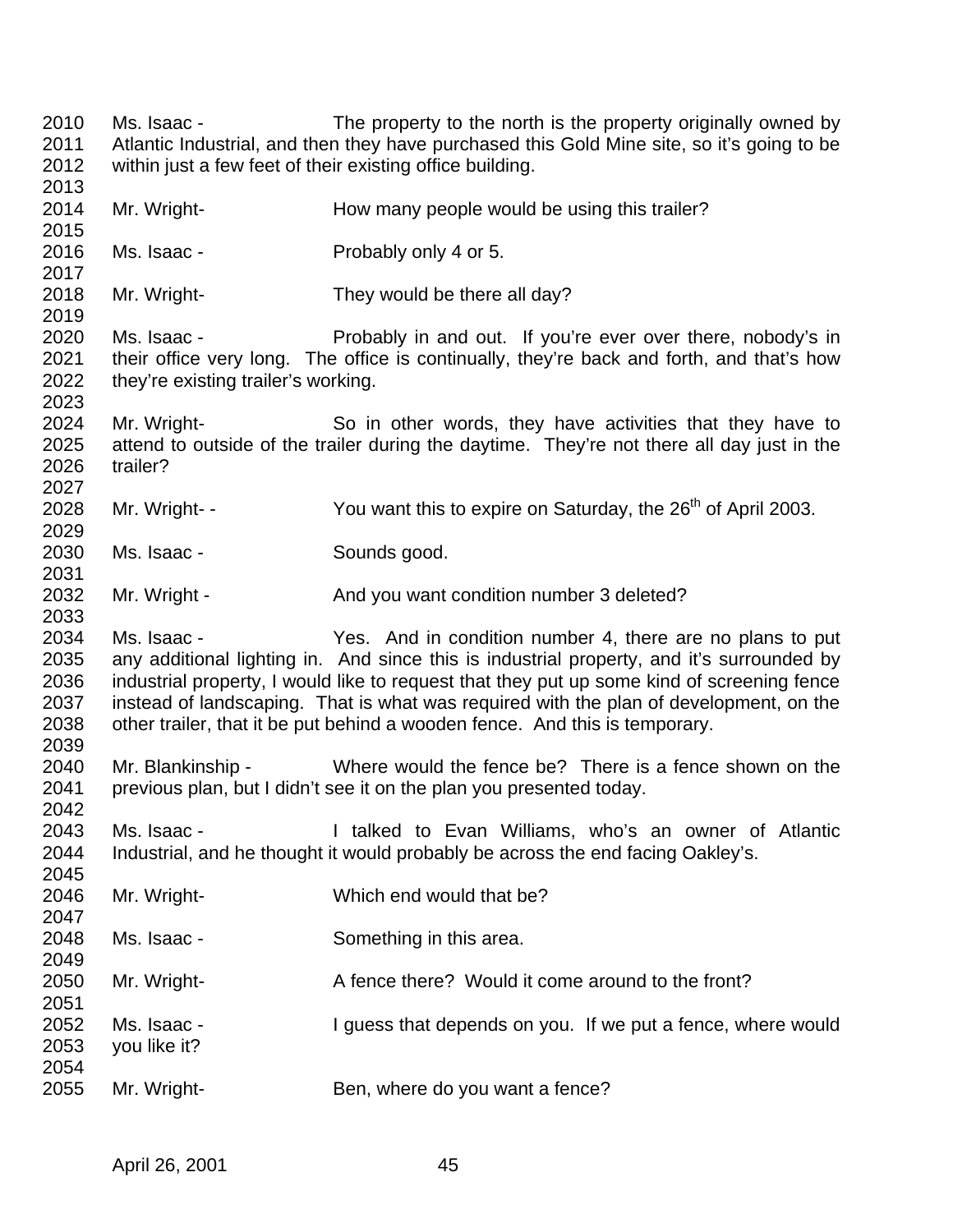2010 Ms. Isaac - The property to the north is the property originally owned by
2011 Atlantic Industrial, and then they have purchased this Gold Mine site, so it's going to be
2012 within just a few feet of their existing office building.
2013
2014 Mr. Wright- How many people would be using this trailer?
2015
2016 Ms. Isaac - Probably only 4 or 5.
2017
2018 Mr. Wright- They would be there all day?
2019
2020 Ms. Isaac - Probably in and out. If you're ever over there, nobody's in
2021 their office very long. The office is continually, they're back and forth, and that's how
2022 they're existing trailer's working.
2023
2024 Mr. Wright- So in other words, they have activities that they have to
2025 attend to outside of the trailer during the daytime. They're not there all day just in the
2026 trailer?
2027
2028 Mr. Wright- - You want this to expire on Saturday, the 26th of April 2003.
2029
2030 Ms. Isaac - Sounds good.
2031
2032 Mr. Wright - And you want condition number 3 deleted?
2033
2034 Ms. Isaac - Yes. And in condition number 4, there are no plans to put
2035 any additional lighting in. And since this is industrial property, and it's surrounded by
2036 industrial property, I would like to request that they put up some kind of screening fence
2037 instead of landscaping. That is what was required with the plan of development, on the
2038 other trailer, that it be put behind a wooden fence. And this is temporary.
2039
2040 Mr. Blankinship - Where would the fence be? There is a fence shown on the
2041 previous plan, but I didn't see it on the plan you presented today.
2042
2043 Ms. Isaac - I talked to Evan Williams, who's an owner of Atlantic
2044 Industrial, and he thought it would probably be across the end facing Oakley's.
2045
2046 Mr. Wright- Which end would that be?
2047
2048 Ms. Isaac - Something in this area.
2049
2050 Mr. Wright- A fence there? Would it come around to the front?
2051
2052 Ms. Isaac - I guess that depends on you. If we put a fence, where would
2053 you like it?
2054
2055 Mr. Wright- Ben, where do you want a fence?

April 26, 2001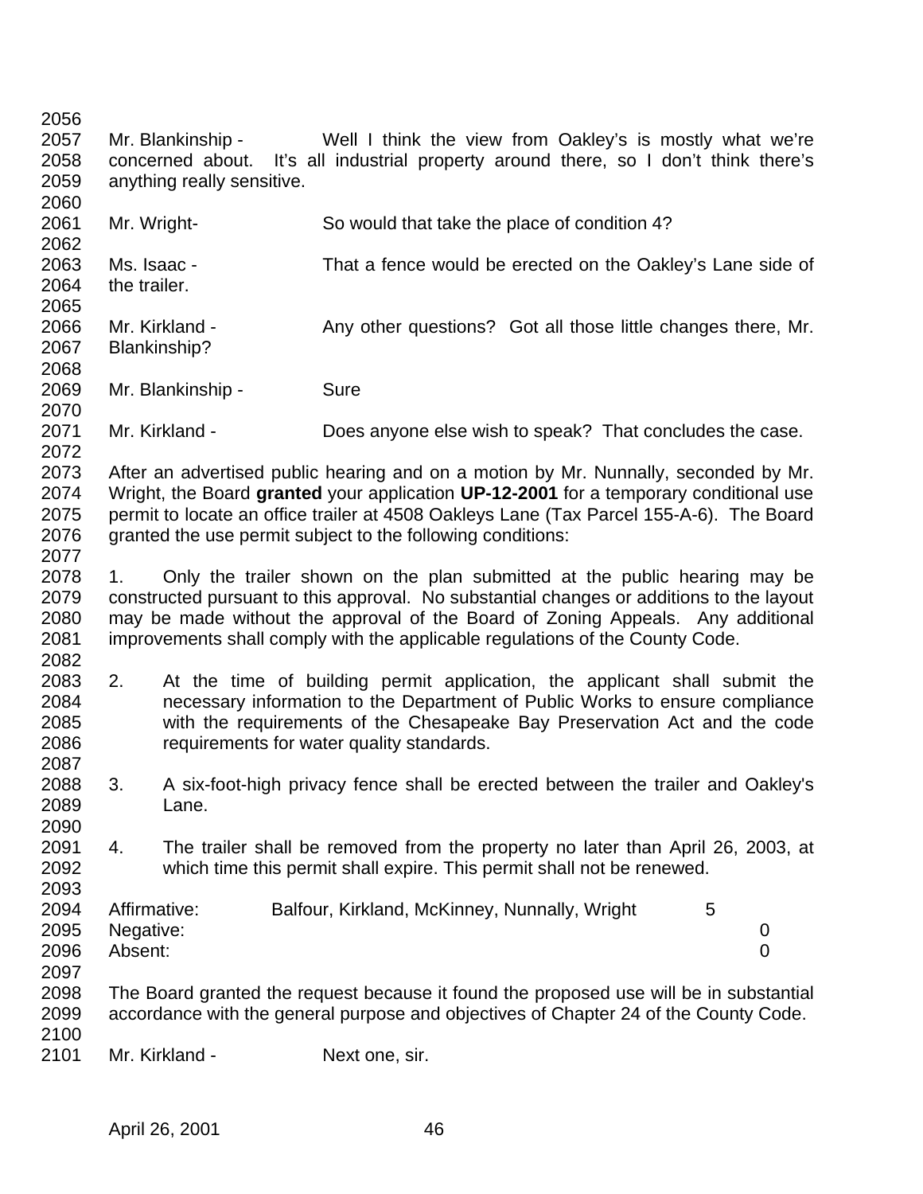Mr. Blankinship - Well I think the view from Oakley's is mostly what we're concerned about. It's all industrial property around there, so I don't think there's anything really sensitive.

Mr. Wright- So would that take the place of condition 4?

Ms. Isaac - That a fence would be erected on the Oakley's Lane side of the trailer.

Mr. Kirkland - Any other questions? Got all those little changes there, Mr. Blankinship?

Mr. Blankinship - Sure

Mr. Kirkland - Does anyone else wish to speak? That concludes the case.

After an advertised public hearing and on a motion by Mr. Nunnally, seconded by Mr. Wright, the Board **granted** your application **UP-12-2001** for a temporary conditional use permit to locate an office trailer at 4508 Oakleys Lane (Tax Parcel 155-A-6). The Board granted the use permit subject to the following conditions:

1. Only the trailer shown on the plan submitted at the public hearing may be constructed pursuant to this approval. No substantial changes or additions to the layout may be made without the approval of the Board of Zoning Appeals. Any additional improvements shall comply with the applicable regulations of the County Code.

2. At the time of building permit application, the applicant shall submit the necessary information to the Department of Public Works to ensure compliance with the requirements of the Chesapeake Bay Preservation Act and the code requirements for water quality standards.

3. A six-foot-high privacy fence shall be erected between the trailer and Oakley's Lane.

4. The trailer shall be removed from the property no later than April 26, 2003, at which time this permit shall expire. This permit shall not be renewed.

| | | |
|---|---|---|
| Affirmative: | Balfour, Kirkland, McKinney, Nunnally, Wright | 5 |
| Negative: | | 0 |
| Absent: | | 0 |

The Board granted the request because it found the proposed use will be in substantial accordance with the general purpose and objectives of Chapter 24 of the County Code.

Mr. Kirkland - Next one, sir.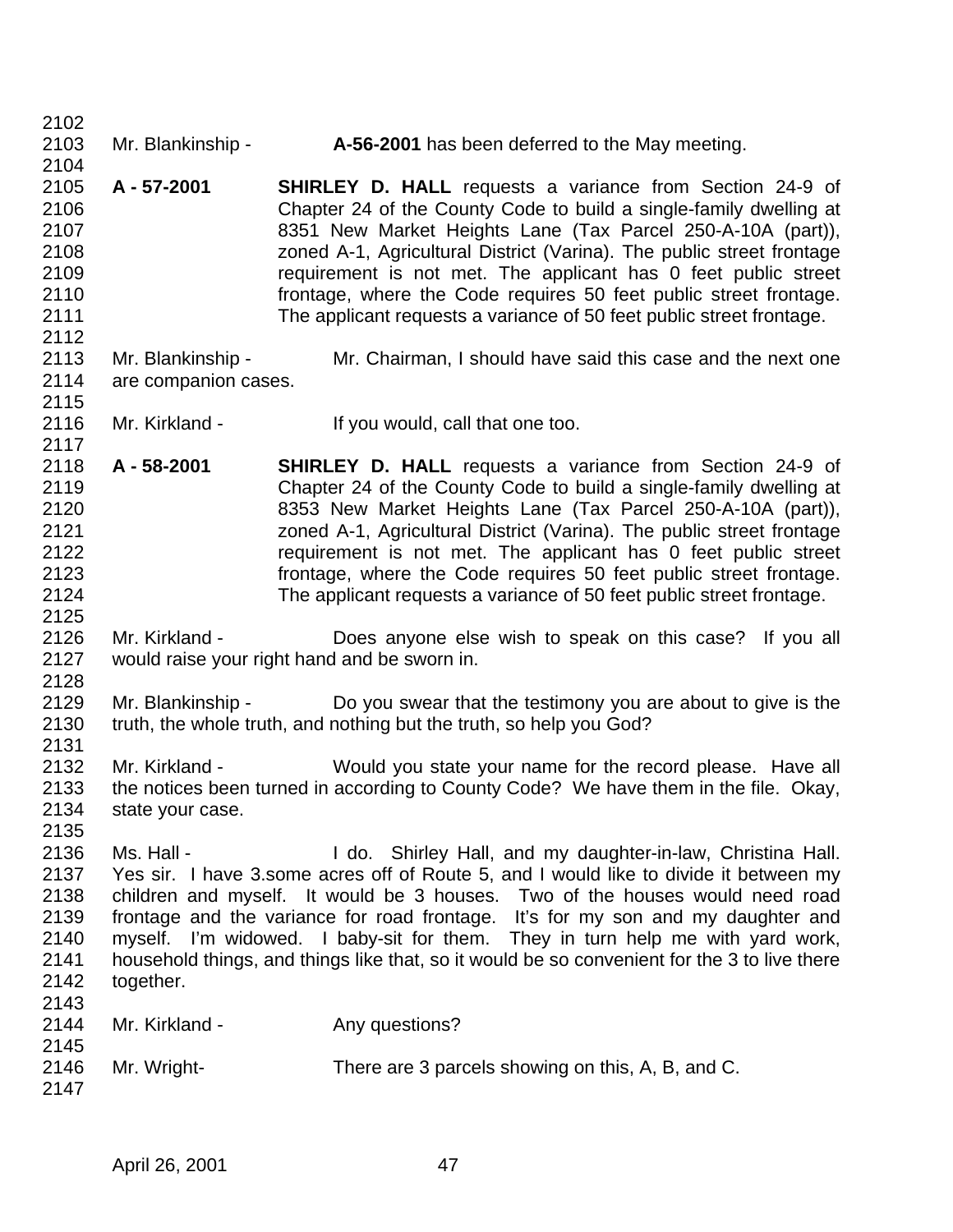Mr. Blankinship - **A-56-2001** has been deferred to the May meeting.

**A - 57-2001** **SHIRLEY D. HALL** requests a variance from Section 24-9 of Chapter 24 of the County Code to build a single-family dwelling at 8351 New Market Heights Lane (Tax Parcel 250-A-10A (part)), zoned A-1, Agricultural District (Varina). The public street frontage requirement is not met. The applicant has 0 feet public street frontage, where the Code requires 50 feet public street frontage. The applicant requests a variance of 50 feet public street frontage.

Mr. Blankinship - Mr. Chairman, I should have said this case and the next one are companion cases.

Mr. Kirkland - If you would, call that one too.

**A - 58-2001** **SHIRLEY D. HALL** requests a variance from Section 24-9 of Chapter 24 of the County Code to build a single-family dwelling at 8353 New Market Heights Lane (Tax Parcel 250-A-10A (part)), zoned A-1, Agricultural District (Varina). The public street frontage requirement is not met. The applicant has 0 feet public street frontage, where the Code requires 50 feet public street frontage. The applicant requests a variance of 50 feet public street frontage.

Mr. Kirkland - Does anyone else wish to speak on this case? If you all would raise your right hand and be sworn in.

Mr. Blankinship - Do you swear that the testimony you are about to give is the truth, the whole truth, and nothing but the truth, so help you God?

Mr. Kirkland - Would you state your name for the record please. Have all the notices been turned in according to County Code? We have them in the file. Okay, state your case.

Ms. Hall - I do. Shirley Hall, and my daughter-in-law, Christina Hall. Yes sir. I have 3.some acres off of Route 5, and I would like to divide it between my children and myself. It would be 3 houses. Two of the houses would need road frontage and the variance for road frontage. It's for my son and my daughter and myself. I'm widowed. I baby-sit for them. They in turn help me with yard work, household things, and things like that, so it would be so convenient for the 3 to live there together.

Mr. Kirkland - Any questions?

Mr. Wright- There are 3 parcels showing on this, A, B, and C.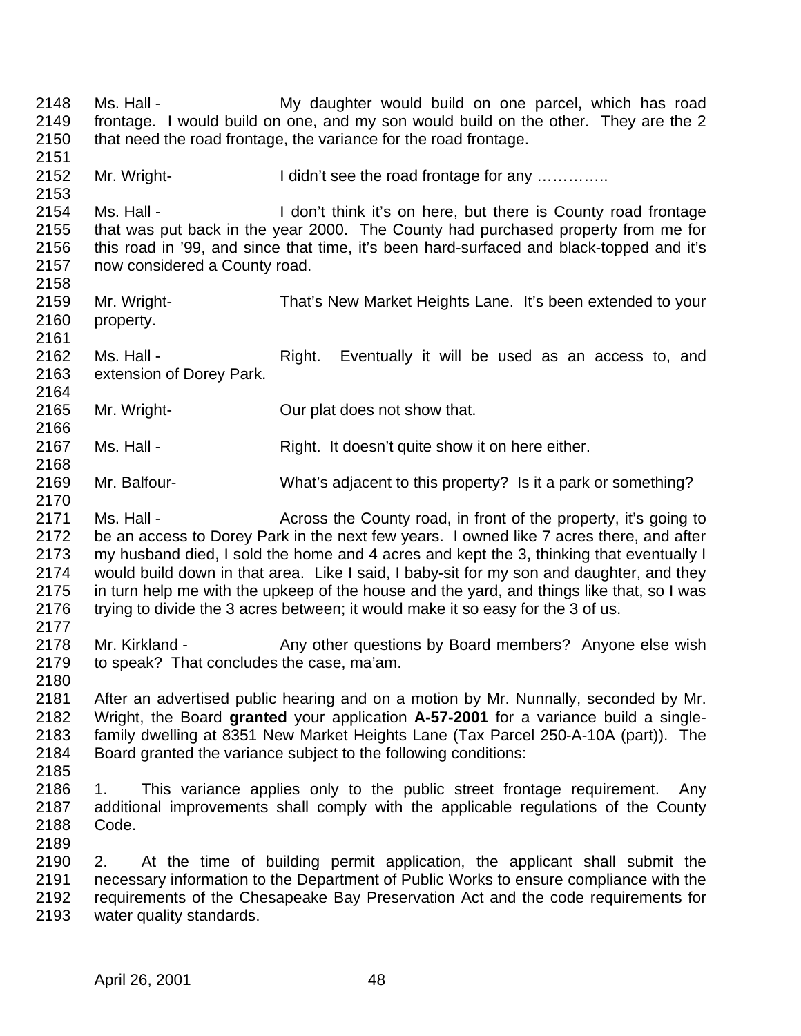Ms. Hall - My daughter would build on one parcel, which has road frontage. I would build on one, and my son would build on the other. They are the 2 that need the road frontage, the variance for the road frontage.

Mr. Wright- I didn't see the road frontage for any …………..

Ms. Hall - I don't think it's on here, but there is County road frontage that was put back in the year 2000. The County had purchased property from me for this road in '99, and since that time, it's been hard-surfaced and black-topped and it's now considered a County road.

Mr. Wright- That's New Market Heights Lane. It's been extended to your property.

Ms. Hall - Right. Eventually it will be used as an access to, and extension of Dorey Park.

Mr. Wright- Our plat does not show that.

Ms. Hall - Right. It doesn't quite show it on here either.

Mr. Balfour- What's adjacent to this property? Is it a park or something?

Ms. Hall - Across the County road, in front of the property, it's going to be an access to Dorey Park in the next few years. I owned like 7 acres there, and after my husband died, I sold the home and 4 acres and kept the 3, thinking that eventually I would build down in that area. Like I said, I baby-sit for my son and daughter, and they in turn help me with the upkeep of the house and the yard, and things like that, so I was trying to divide the 3 acres between; it would make it so easy for the 3 of us.

Mr. Kirkland - Any other questions by Board members? Anyone else wish to speak? That concludes the case, ma'am.

After an advertised public hearing and on a motion by Mr. Nunnally, seconded by Mr. Wright, the Board **granted** your application **A-57-2001** for a variance build a single-family dwelling at 8351 New Market Heights Lane (Tax Parcel 250-A-10A (part)). The Board granted the variance subject to the following conditions:

1. This variance applies only to the public street frontage requirement. Any additional improvements shall comply with the applicable regulations of the County Code.

2. At the time of building permit application, the applicant shall submit the necessary information to the Department of Public Works to ensure compliance with the requirements of the Chesapeake Bay Preservation Act and the code requirements for water quality standards.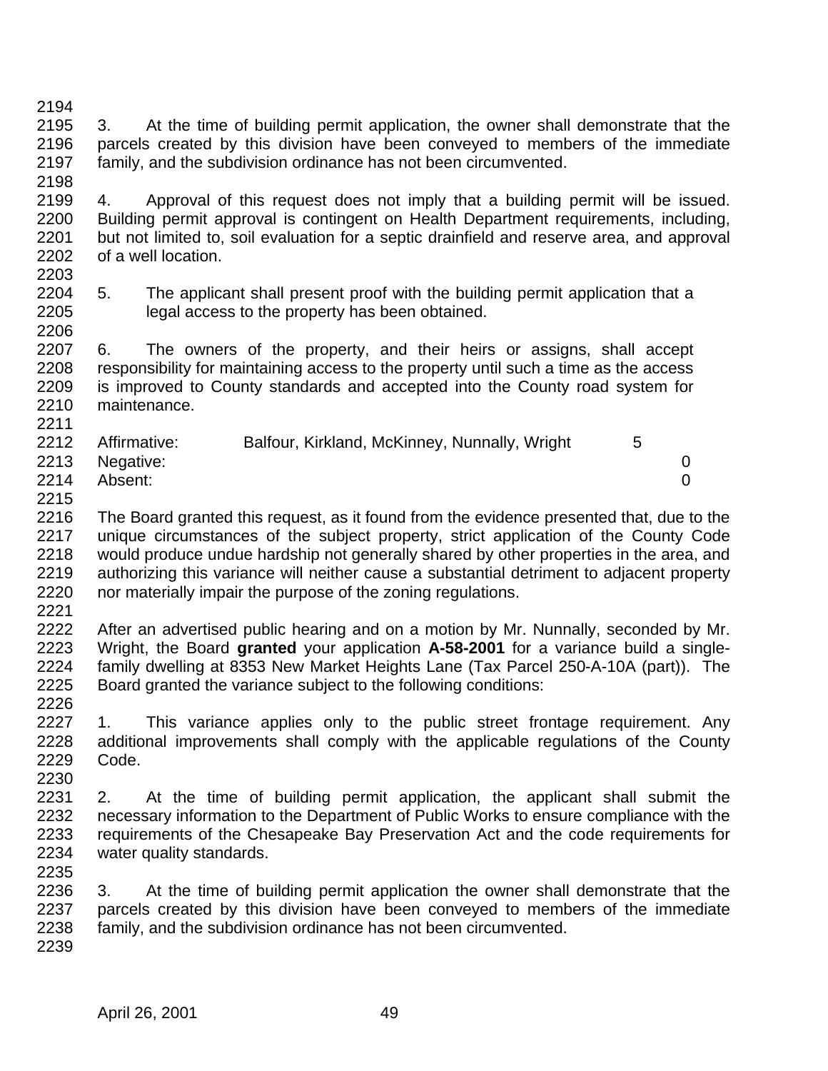3. At the time of building permit application, the owner shall demonstrate that the parcels created by this division have been conveyed to members of the immediate family, and the subdivision ordinance has not been circumvented.

4. Approval of this request does not imply that a building permit will be issued. Building permit approval is contingent on Health Department requirements, including, but not limited to, soil evaluation for a septic drainfield and reserve area, and approval of a well location.

5. The applicant shall present proof with the building permit application that a legal access to the property has been obtained.

6. The owners of the property, and their heirs or assigns, shall accept responsibility for maintaining access to the property until such a time as the access is improved to County standards and accepted into the County road system for maintenance.

| | | |
|---|---|---|
| Affirmative: | Balfour, Kirkland, McKinney, Nunnally, Wright | 5 |
| Negative: | | 0 |
| Absent: | | 0 |

The Board granted this request, as it found from the evidence presented that, due to the unique circumstances of the subject property, strict application of the County Code would produce undue hardship not generally shared by other properties in the area, and authorizing this variance will neither cause a substantial detriment to adjacent property nor materially impair the purpose of the zoning regulations.

After an advertised public hearing and on a motion by Mr. Nunnally, seconded by Mr. Wright, the Board **granted** your application **A-58-2001** for a variance build a single-family dwelling at 8353 New Market Heights Lane (Tax Parcel 250-A-10A (part)). The Board granted the variance subject to the following conditions:

1. This variance applies only to the public street frontage requirement. Any additional improvements shall comply with the applicable regulations of the County Code.

2. At the time of building permit application, the applicant shall submit the necessary information to the Department of Public Works to ensure compliance with the requirements of the Chesapeake Bay Preservation Act and the code requirements for water quality standards.

3. At the time of building permit application the owner shall demonstrate that the parcels created by this division have been conveyed to members of the immediate family, and the subdivision ordinance has not been circumvented.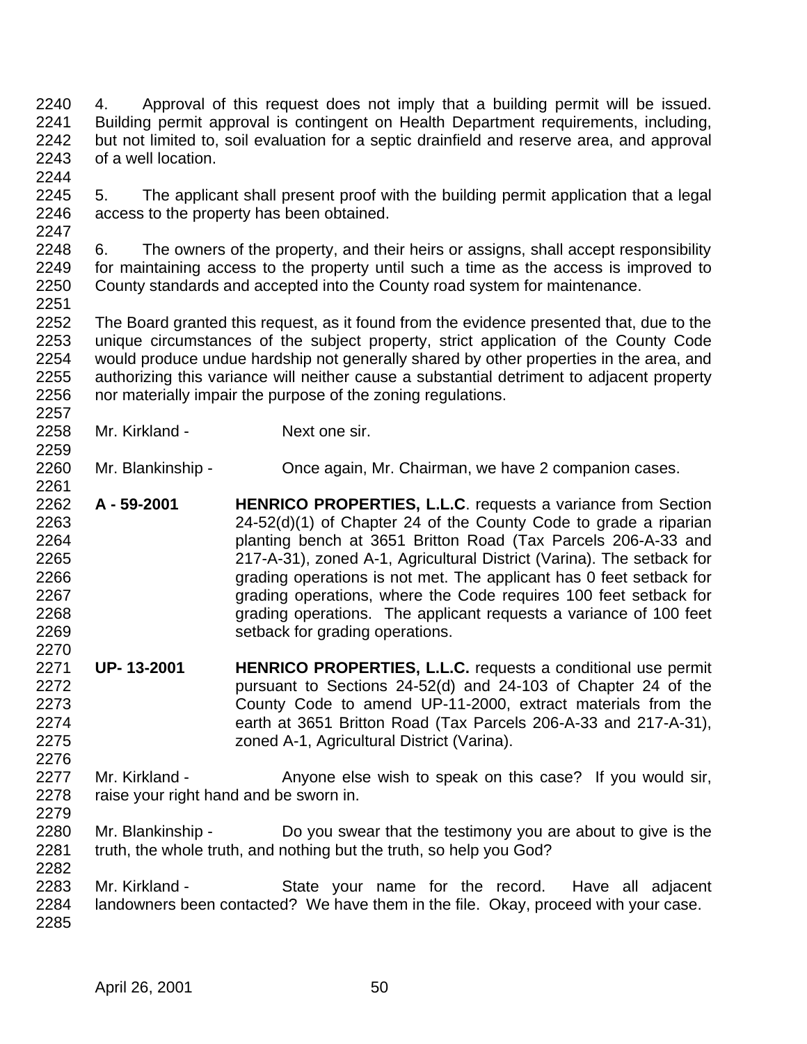4. Approval of this request does not imply that a building permit will be issued. Building permit approval is contingent on Health Department requirements, including, but not limited to, soil evaluation for a septic drainfield and reserve area, and approval of a well location.

5. The applicant shall present proof with the building permit application that a legal access to the property has been obtained.

6. The owners of the property, and their heirs or assigns, shall accept responsibility for maintaining access to the property until such a time as the access is improved to County standards and accepted into the County road system for maintenance.

The Board granted this request, as it found from the evidence presented that, due to the unique circumstances of the subject property, strict application of the County Code would produce undue hardship not generally shared by other properties in the area, and authorizing this variance will neither cause a substantial detriment to adjacent property nor materially impair the purpose of the zoning regulations.

Mr. Kirkland - Next one sir.

Mr. Blankinship - Once again, Mr. Chairman, we have 2 companion cases.

**A - 59-2001** **HENRICO PROPERTIES, L.L.C**. requests a variance from Section 24-52(d)(1) of Chapter 24 of the County Code to grade a riparian planting bench at 3651 Britton Road (Tax Parcels 206-A-33 and 217-A-31), zoned A-1, Agricultural District (Varina). The setback for grading operations is not met. The applicant has 0 feet setback for grading operations, where the Code requires 100 feet setback for grading operations. The applicant requests a variance of 100 feet setback for grading operations.

**UP- 13-2001** **HENRICO PROPERTIES, L.L.C.** requests a conditional use permit pursuant to Sections 24-52(d) and 24-103 of Chapter 24 of the County Code to amend UP-11-2000, extract materials from the earth at 3651 Britton Road (Tax Parcels 206-A-33 and 217-A-31), zoned A-1, Agricultural District (Varina).

Mr. Kirkland - Anyone else wish to speak on this case? If you would sir, raise your right hand and be sworn in.

Mr. Blankinship - Do you swear that the testimony you are about to give is the truth, the whole truth, and nothing but the truth, so help you God?

Mr. Kirkland - State your name for the record. Have all adjacent landowners been contacted? We have them in the file. Okay, proceed with your case.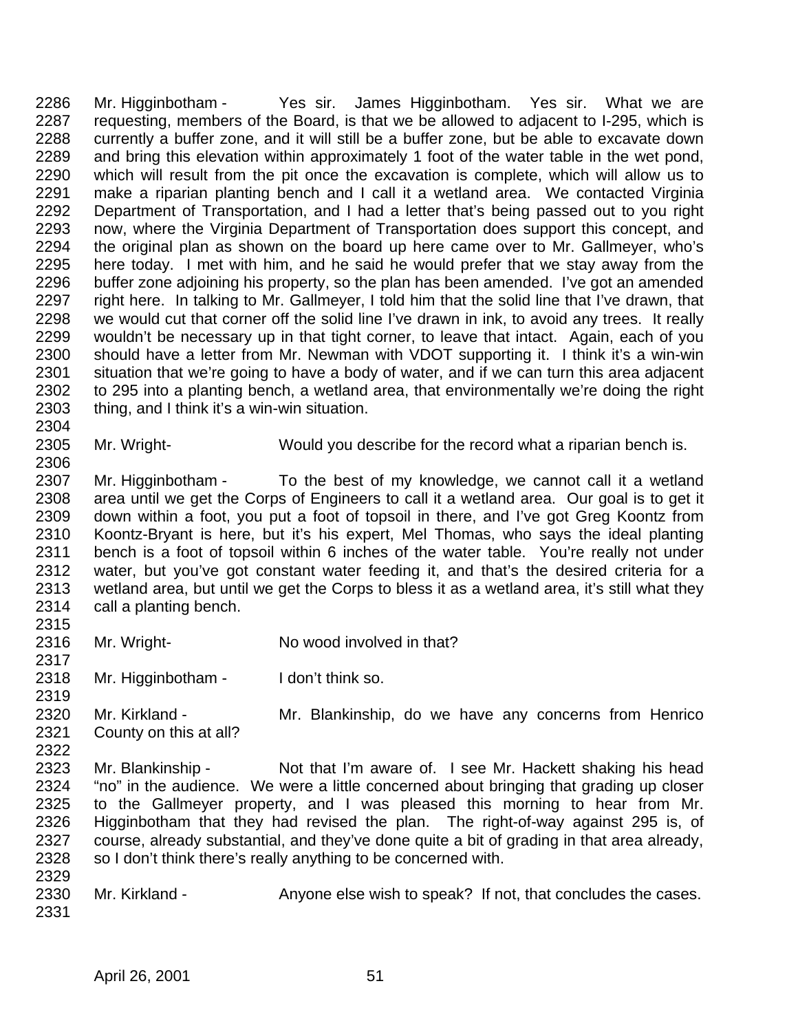Mr. Higginbotham - Yes sir. James Higginbotham. Yes sir. What we are requesting, members of the Board, is that we be allowed to adjacent to I-295, which is currently a buffer zone, and it will still be a buffer zone, but be able to excavate down and bring this elevation within approximately 1 foot of the water table in the wet pond, which will result from the pit once the excavation is complete, which will allow us to make a riparian planting bench and I call it a wetland area. We contacted Virginia Department of Transportation, and I had a letter that's being passed out to you right now, where the Virginia Department of Transportation does support this concept, and the original plan as shown on the board up here came over to Mr. Gallmeyer, who's here today. I met with him, and he said he would prefer that we stay away from the buffer zone adjoining his property, so the plan has been amended. I've got an amended right here. In talking to Mr. Gallmeyer, I told him that the solid line that I've drawn, that we would cut that corner off the solid line I've drawn in ink, to avoid any trees. It really wouldn't be necessary up in that tight corner, to leave that intact. Again, each of you should have a letter from Mr. Newman with VDOT supporting it. I think it's a win-win situation that we're going to have a body of water, and if we can turn this area adjacent to 295 into a planting bench, a wetland area, that environmentally we're doing the right thing, and I think it's a win-win situation.

Mr. Wright- Would you describe for the record what a riparian bench is.

Mr. Higginbotham - To the best of my knowledge, we cannot call it a wetland area until we get the Corps of Engineers to call it a wetland area. Our goal is to get it down within a foot, you put a foot of topsoil in there, and I've got Greg Koontz from Koontz-Bryant is here, but it's his expert, Mel Thomas, who says the ideal planting bench is a foot of topsoil within 6 inches of the water table. You're really not under water, but you've got constant water feeding it, and that's the desired criteria for a wetland area, but until we get the Corps to bless it as a wetland area, it's still what they call a planting bench.

Mr. Wright- No wood involved in that?

Mr. Higginbotham - I don't think so.

Mr. Kirkland - Mr. Blankinship, do we have any concerns from Henrico County on this at all?

Mr. Blankinship - Not that I'm aware of. I see Mr. Hackett shaking his head "no" in the audience. We were a little concerned about bringing that grading up closer to the Gallmeyer property, and I was pleased this morning to hear from Mr. Higginbotham that they had revised the plan. The right-of-way against 295 is, of course, already substantial, and they've done quite a bit of grading in that area already, so I don't think there's really anything to be concerned with.

Mr. Kirkland - Anyone else wish to speak? If not, that concludes the cases.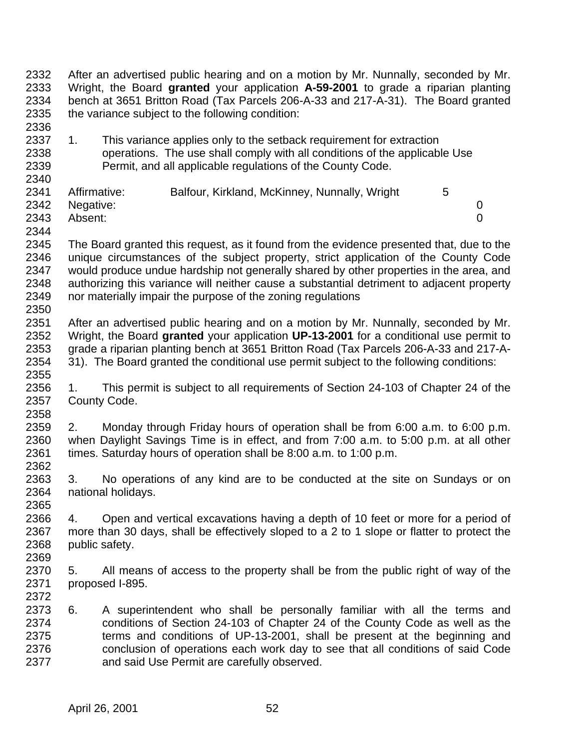After an advertised public hearing and on a motion by Mr. Nunnally, seconded by Mr. Wright, the Board **granted** your application **A-59-2001** to grade a riparian planting bench at 3651 Britton Road (Tax Parcels 206-A-33 and 217-A-31). The Board granted the variance subject to the following condition:

1. This variance applies only to the setback requirement for extraction operations. The use shall comply with all conditions of the applicable Use Permit, and all applicable regulations of the County Code.

| | | |
|---|---|---|
| Affirmative: | Balfour, Kirkland, McKinney, Nunnally, Wright | 5 |
| Negative: | | 0 |
| Absent: | | 0 |

The Board granted this request, as it found from the evidence presented that, due to the unique circumstances of the subject property, strict application of the County Code would produce undue hardship not generally shared by other properties in the area, and authorizing this variance will neither cause a substantial detriment to adjacent property nor materially impair the purpose of the zoning regulations

After an advertised public hearing and on a motion by Mr. Nunnally, seconded by Mr. Wright, the Board **granted** your application **UP-13-2001** for a conditional use permit to grade a riparian planting bench at 3651 Britton Road (Tax Parcels 206-A-33 and 217-A-31). The Board granted the conditional use permit subject to the following conditions:

1. This permit is subject to all requirements of Section 24-103 of Chapter 24 of the County Code.

2. Monday through Friday hours of operation shall be from 6:00 a.m. to 6:00 p.m. when Daylight Savings Time is in effect, and from 7:00 a.m. to 5:00 p.m. at all other times. Saturday hours of operation shall be 8:00 a.m. to 1:00 p.m.

3. No operations of any kind are to be conducted at the site on Sundays or on national holidays.

4. Open and vertical excavations having a depth of 10 feet or more for a period of more than 30 days, shall be effectively sloped to a 2 to 1 slope or flatter to protect the public safety.

5. All means of access to the property shall be from the public right of way of the proposed I-895.

6. A superintendent who shall be personally familiar with all the terms and conditions of Section 24-103 of Chapter 24 of the County Code as well as the terms and conditions of UP-13-2001, shall be present at the beginning and conclusion of operations each work day to see that all conditions of said Code and said Use Permit are carefully observed.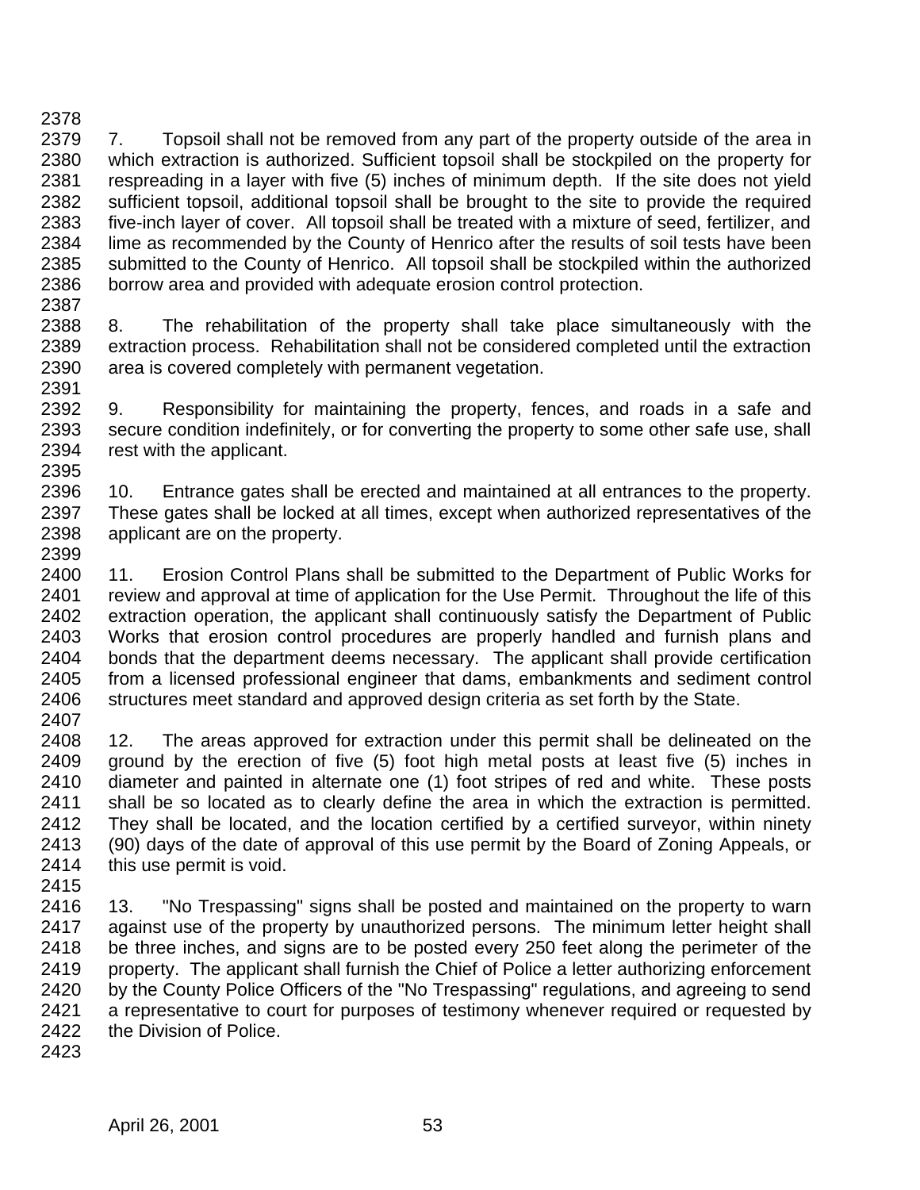7. Topsoil shall not be removed from any part of the property outside of the area in which extraction is authorized. Sufficient topsoil shall be stockpiled on the property for respreading in a layer with five (5) inches of minimum depth. If the site does not yield sufficient topsoil, additional topsoil shall be brought to the site to provide the required five-inch layer of cover. All topsoil shall be treated with a mixture of seed, fertilizer, and lime as recommended by the County of Henrico after the results of soil tests have been submitted to the County of Henrico. All topsoil shall be stockpiled within the authorized borrow area and provided with adequate erosion control protection.

8. The rehabilitation of the property shall take place simultaneously with the extraction process. Rehabilitation shall not be considered completed until the extraction area is covered completely with permanent vegetation.

9. Responsibility for maintaining the property, fences, and roads in a safe and secure condition indefinitely, or for converting the property to some other safe use, shall rest with the applicant.

10. Entrance gates shall be erected and maintained at all entrances to the property. These gates shall be locked at all times, except when authorized representatives of the applicant are on the property.

11. Erosion Control Plans shall be submitted to the Department of Public Works for review and approval at time of application for the Use Permit. Throughout the life of this extraction operation, the applicant shall continuously satisfy the Department of Public Works that erosion control procedures are properly handled and furnish plans and bonds that the department deems necessary. The applicant shall provide certification from a licensed professional engineer that dams, embankments and sediment control structures meet standard and approved design criteria as set forth by the State.

12. The areas approved for extraction under this permit shall be delineated on the ground by the erection of five (5) foot high metal posts at least five (5) inches in diameter and painted in alternate one (1) foot stripes of red and white. These posts shall be so located as to clearly define the area in which the extraction is permitted. They shall be located, and the location certified by a certified surveyor, within ninety (90) days of the date of approval of this use permit by the Board of Zoning Appeals, or this use permit is void.

13. "No Trespassing" signs shall be posted and maintained on the property to warn against use of the property by unauthorized persons. The minimum letter height shall be three inches, and signs are to be posted every 250 feet along the perimeter of the property. The applicant shall furnish the Chief of Police a letter authorizing enforcement by the County Police Officers of the "No Trespassing" regulations, and agreeing to send a representative to court for purposes of testimony whenever required or requested by the Division of Police.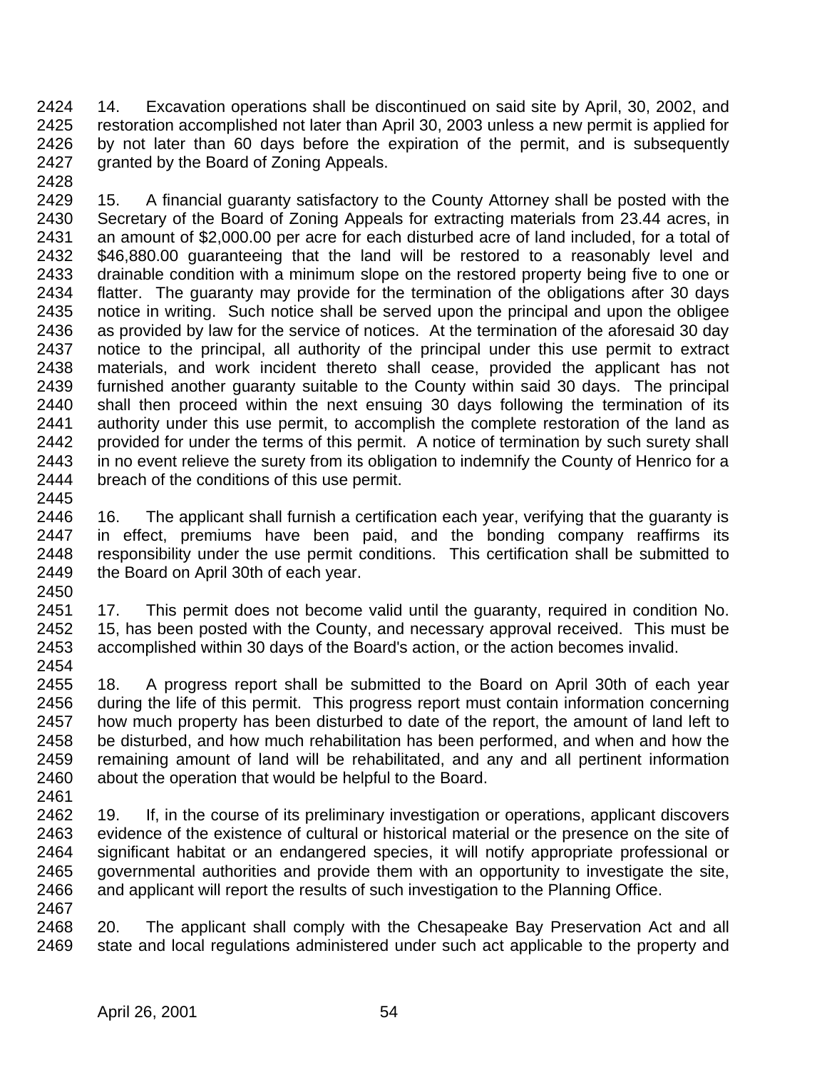14. Excavation operations shall be discontinued on said site by April, 30, 2002, and restoration accomplished not later than April 30, 2003 unless a new permit is applied for by not later than 60 days before the expiration of the permit, and is subsequently granted by the Board of Zoning Appeals.

15. A financial guaranty satisfactory to the County Attorney shall be posted with the Secretary of the Board of Zoning Appeals for extracting materials from 23.44 acres, in an amount of $2,000.00 per acre for each disturbed acre of land included, for a total of $46,880.00 guaranteeing that the land will be restored to a reasonably level and drainable condition with a minimum slope on the restored property being five to one or flatter. The guaranty may provide for the termination of the obligations after 30 days notice in writing. Such notice shall be served upon the principal and upon the obligee as provided by law for the service of notices. At the termination of the aforesaid 30 day notice to the principal, all authority of the principal under this use permit to extract materials, and work incident thereto shall cease, provided the applicant has not furnished another guaranty suitable to the County within said 30 days. The principal shall then proceed within the next ensuing 30 days following the termination of its authority under this use permit, to accomplish the complete restoration of the land as provided for under the terms of this permit. A notice of termination by such surety shall in no event relieve the surety from its obligation to indemnify the County of Henrico for a breach of the conditions of this use permit.

16. The applicant shall furnish a certification each year, verifying that the guaranty is in effect, premiums have been paid, and the bonding company reaffirms its responsibility under the use permit conditions. This certification shall be submitted to the Board on April 30th of each year.

17. This permit does not become valid until the guaranty, required in condition No. 15, has been posted with the County, and necessary approval received. This must be accomplished within 30 days of the Board's action, or the action becomes invalid.

18. A progress report shall be submitted to the Board on April 30th of each year during the life of this permit. This progress report must contain information concerning how much property has been disturbed to date of the report, the amount of land left to be disturbed, and how much rehabilitation has been performed, and when and how the remaining amount of land will be rehabilitated, and any and all pertinent information about the operation that would be helpful to the Board.

19. If, in the course of its preliminary investigation or operations, applicant discovers evidence of the existence of cultural or historical material or the presence on the site of significant habitat or an endangered species, it will notify appropriate professional or governmental authorities and provide them with an opportunity to investigate the site, and applicant will report the results of such investigation to the Planning Office.

20. The applicant shall comply with the Chesapeake Bay Preservation Act and all state and local regulations administered under such act applicable to the property and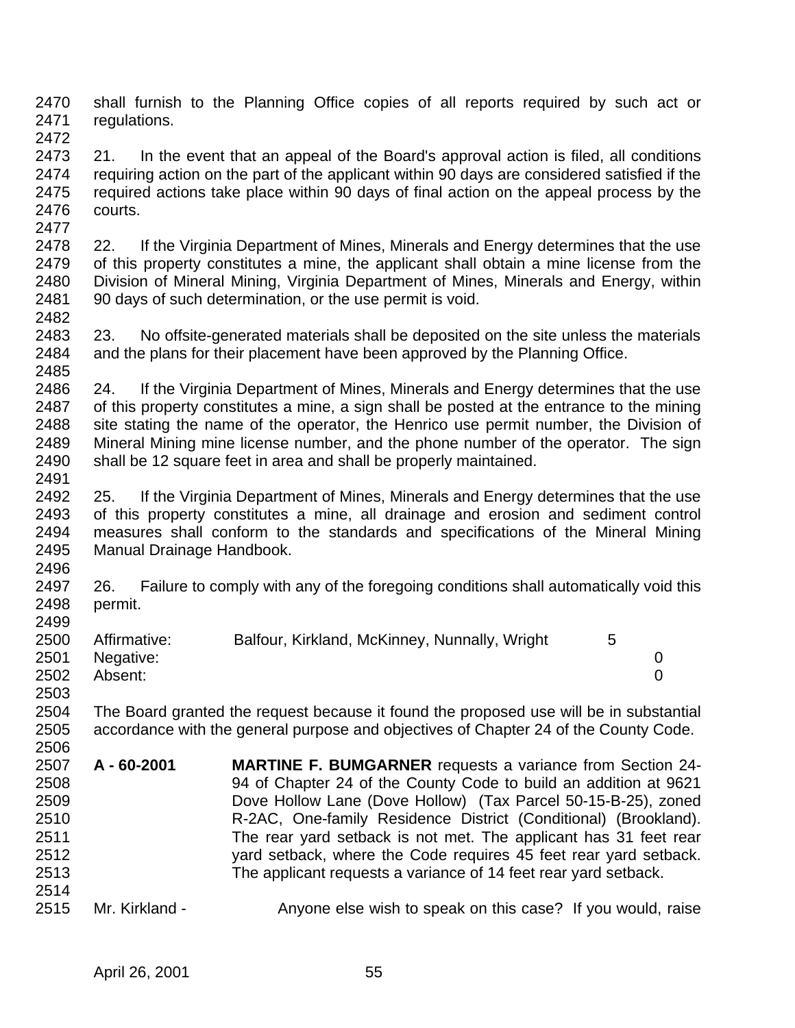shall furnish to the Planning Office copies of all reports required by such act or regulations.

21. In the event that an appeal of the Board's approval action is filed, all conditions requiring action on the part of the applicant within 90 days are considered satisfied if the required actions take place within 90 days of final action on the appeal process by the courts.

22. If the Virginia Department of Mines, Minerals and Energy determines that the use of this property constitutes a mine, the applicant shall obtain a mine license from the Division of Mineral Mining, Virginia Department of Mines, Minerals and Energy, within 90 days of such determination, or the use permit is void.

23. No offsite-generated materials shall be deposited on the site unless the materials and the plans for their placement have been approved by the Planning Office.

24. If the Virginia Department of Mines, Minerals and Energy determines that the use of this property constitutes a mine, a sign shall be posted at the entrance to the mining site stating the name of the operator, the Henrico use permit number, the Division of Mineral Mining mine license number, and the phone number of the operator. The sign shall be 12 square feet in area and shall be properly maintained.

25. If the Virginia Department of Mines, Minerals and Energy determines that the use of this property constitutes a mine, all drainage and erosion and sediment control measures shall conform to the standards and specifications of the Mineral Mining Manual Drainage Handbook.

26. Failure to comply with any of the foregoing conditions shall automatically void this permit.

| | | |
|---|---|---|
| Affirmative: | Balfour, Kirkland, McKinney, Nunnally, Wright | 5 |
| Negative: | | 0 |
| Absent: | | 0 |

The Board granted the request because it found the proposed use will be in substantial accordance with the general purpose and objectives of Chapter 24 of the County Code.

**A - 60-2001** **MARTINE F. BUMGARNER** requests a variance from Section 24-94 of Chapter 24 of the County Code to build an addition at 9621 Dove Hollow Lane (Dove Hollow) (Tax Parcel 50-15-B-25), zoned R-2AC, One-family Residence District (Conditional) (Brookland). The rear yard setback is not met. The applicant has 31 feet rear yard setback, where the Code requires 45 feet rear yard setback. The applicant requests a variance of 14 feet rear yard setback.

Mr. Kirkland - Anyone else wish to speak on this case? If you would, raise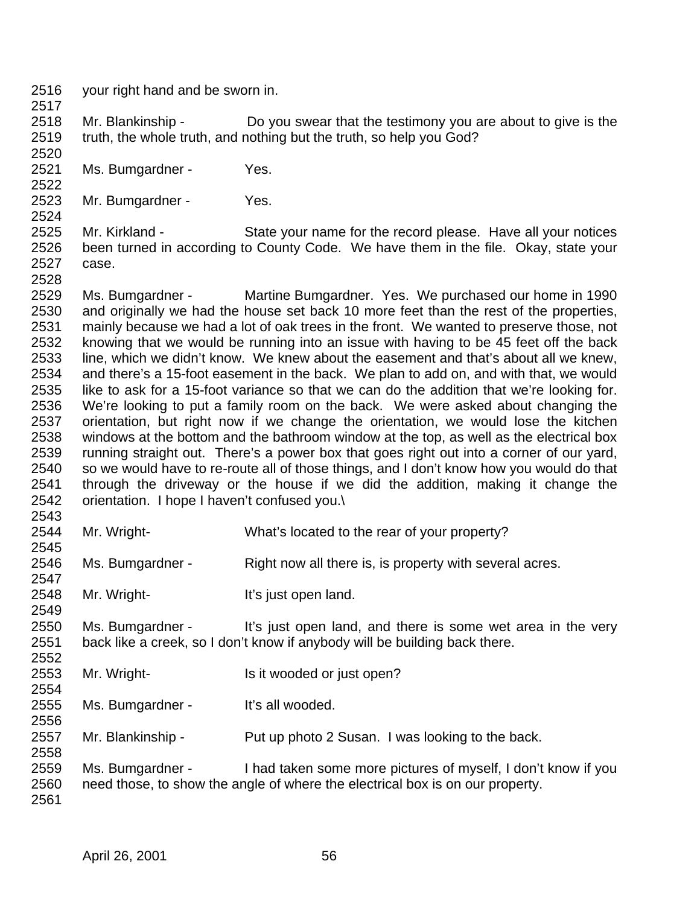your right hand and be sworn in.

Mr. Blankinship - Do you swear that the testimony you are about to give is the truth, the whole truth, and nothing but the truth, so help you God?

Ms. Bumgardner - Yes.

Mr. Bumgardner - Yes.

Mr. Kirkland - State your name for the record please. Have all your notices been turned in according to County Code. We have them in the file. Okay, state your case.

Ms. Bumgardner - Martine Bumgardner. Yes. We purchased our home in 1990 and originally we had the house set back 10 more feet than the rest of the properties, mainly because we had a lot of oak trees in the front. We wanted to preserve those, not knowing that we would be running into an issue with having to be 45 feet off the back line, which we didn't know. We knew about the easement and that's about all we knew, and there's a 15-foot easement in the back. We plan to add on, and with that, we would like to ask for a 15-foot variance so that we can do the addition that we're looking for. We're looking to put a family room on the back. We were asked about changing the orientation, but right now if we change the orientation, we would lose the kitchen windows at the bottom and the bathroom window at the top, as well as the electrical box running straight out. There's a power box that goes right out into a corner of our yard, so we would have to re-route all of those things, and I don't know how you would do that through the driveway or the house if we did the addition, making it change the orientation. I hope I haven't confused you.\

Mr. Wright- What's located to the rear of your property?

Ms. Bumgardner - Right now all there is, is property with several acres.

Mr. Wright- It's just open land.

Ms. Bumgardner - It's just open land, and there is some wet area in the very back like a creek, so I don't know if anybody will be building back there.

Mr. Wright- Is it wooded or just open?

Ms. Bumgardner - It's all wooded.

Mr. Blankinship - Put up photo 2 Susan. I was looking to the back.

Ms. Bumgardner - I had taken some more pictures of myself, I don't know if you need those, to show the angle of where the electrical box is on our property.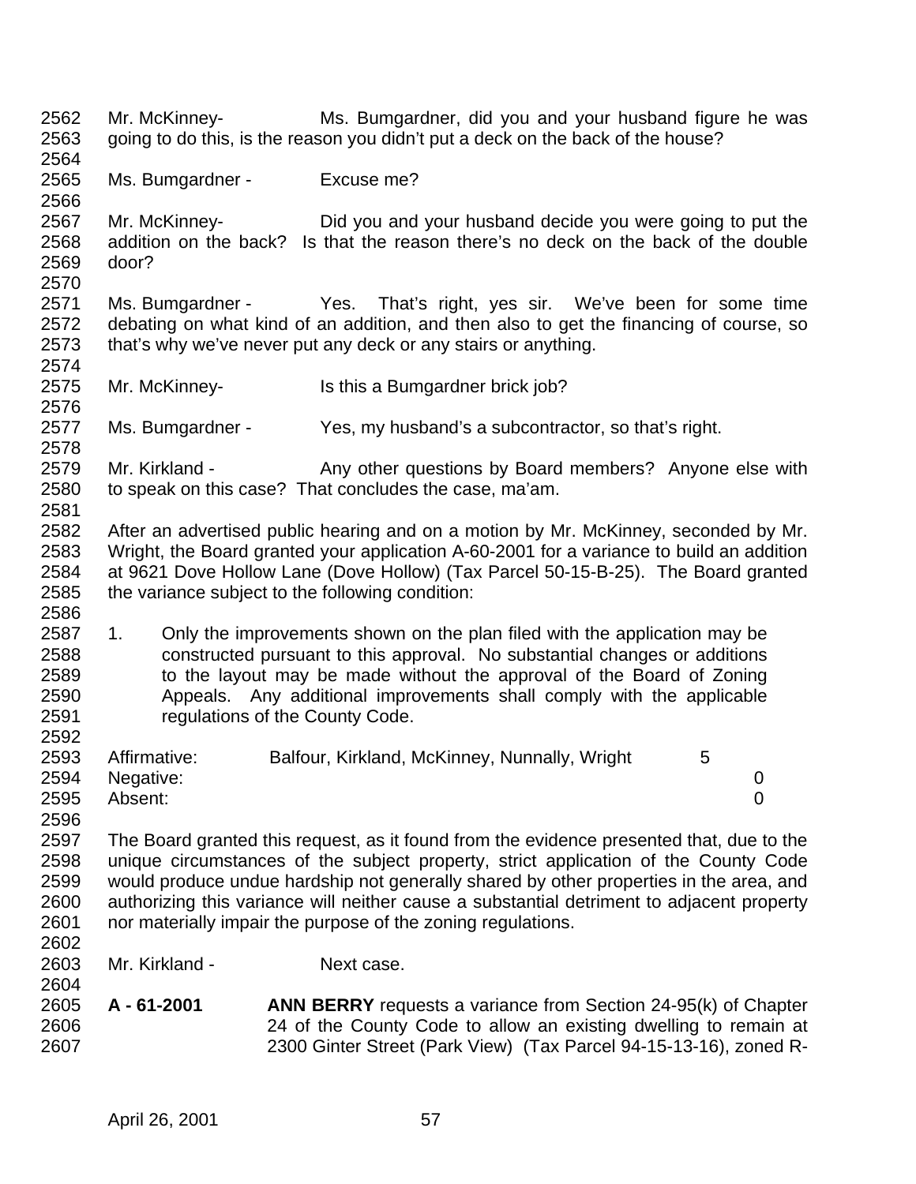Mr. McKinney- Ms. Bumgardner, did you and your husband figure he was going to do this, is the reason you didn't put a deck on the back of the house?

Ms. Bumgardner - Excuse me?

Mr. McKinney- Did you and your husband decide you were going to put the addition on the back? Is that the reason there's no deck on the back of the double door?

Ms. Bumgardner - Yes. That's right, yes sir. We've been for some time debating on what kind of an addition, and then also to get the financing of course, so that's why we've never put any deck or any stairs or anything.

Mr. McKinney- Is this a Bumgardner brick job?

Ms. Bumgardner - Yes, my husband's a subcontractor, so that's right.

Mr. Kirkland - Any other questions by Board members? Anyone else with to speak on this case? That concludes the case, ma'am.

After an advertised public hearing and on a motion by Mr. McKinney, seconded by Mr. Wright, the Board granted your application A-60-2001 for a variance to build an addition at 9621 Dove Hollow Lane (Dove Hollow) (Tax Parcel 50-15-B-25). The Board granted the variance subject to the following condition:

1. Only the improvements shown on the plan filed with the application may be constructed pursuant to this approval. No substantial changes or additions to the layout may be made without the approval of the Board of Zoning Appeals. Any additional improvements shall comply with the applicable regulations of the County Code.

| | | |
|---|---|---|
| Affirmative: | Balfour, Kirkland, McKinney, Nunnally, Wright | 5 |
| Negative: | | 0 |
| Absent: | | 0 |

The Board granted this request, as it found from the evidence presented that, due to the unique circumstances of the subject property, strict application of the County Code would produce undue hardship not generally shared by other properties in the area, and authorizing this variance will neither cause a substantial detriment to adjacent property nor materially impair the purpose of the zoning regulations.

Mr. Kirkland - Next case.

**A - 61-2001** **ANN BERRY** requests a variance from Section 24-95(k) of Chapter 24 of the County Code to allow an existing dwelling to remain at 2300 Ginter Street (Park View) (Tax Parcel 94-15-13-16), zoned R-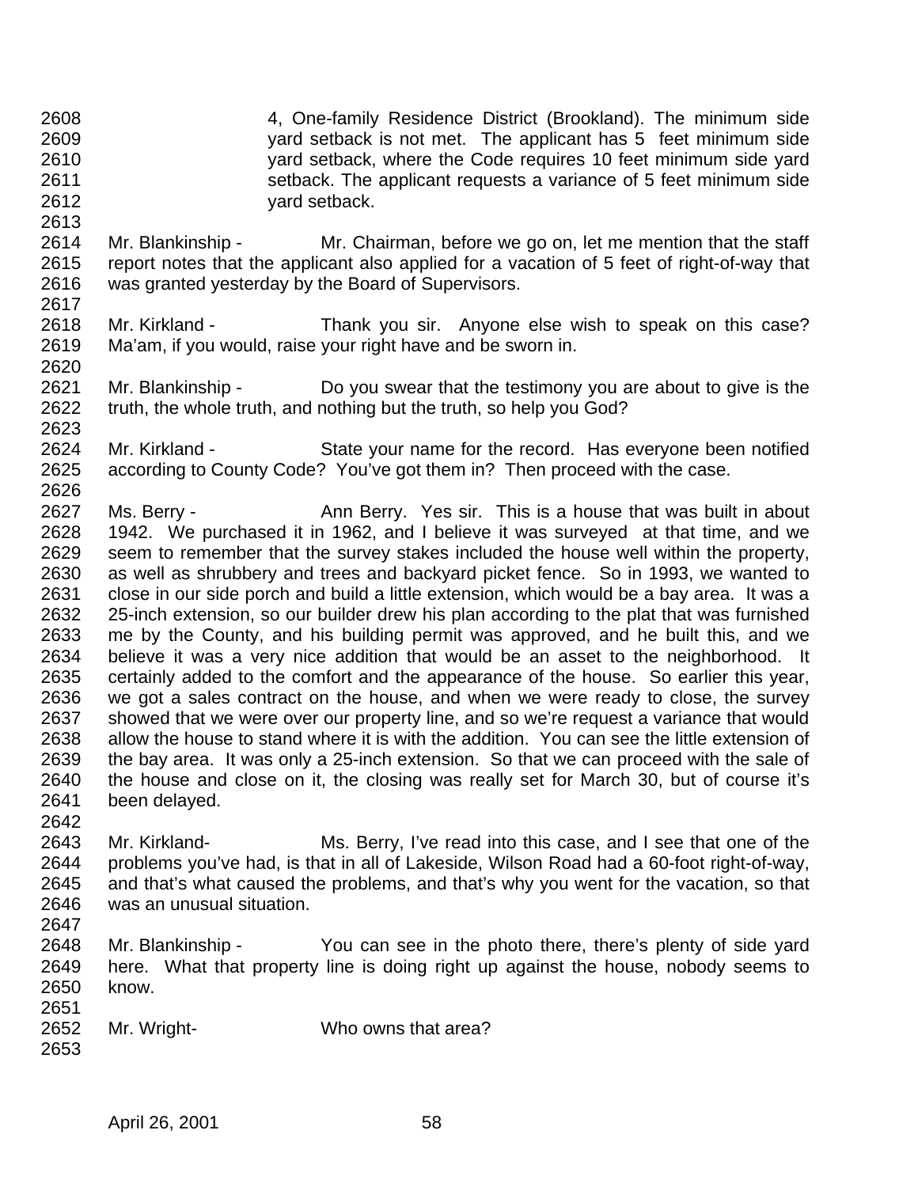4, One-family Residence District (Brookland). The minimum side yard setback is not met. The applicant has 5 feet minimum side yard setback, where the Code requires 10 feet minimum side yard setback. The applicant requests a variance of 5 feet minimum side yard setback.

Mr. Blankinship - Mr. Chairman, before we go on, let me mention that the staff report notes that the applicant also applied for a vacation of 5 feet of right-of-way that was granted yesterday by the Board of Supervisors.

Mr. Kirkland - Thank you sir. Anyone else wish to speak on this case? Ma'am, if you would, raise your right have and be sworn in.

Mr. Blankinship - Do you swear that the testimony you are about to give is the truth, the whole truth, and nothing but the truth, so help you God?

Mr. Kirkland - State your name for the record. Has everyone been notified according to County Code? You've got them in? Then proceed with the case.

Ms. Berry - Ann Berry. Yes sir. This is a house that was built in about 1942. We purchased it in 1962, and I believe it was surveyed at that time, and we seem to remember that the survey stakes included the house well within the property, as well as shrubbery and trees and backyard picket fence. So in 1993, we wanted to close in our side porch and build a little extension, which would be a bay area. It was a 25-inch extension, so our builder drew his plan according to the plat that was furnished me by the County, and his building permit was approved, and he built this, and we believe it was a very nice addition that would be an asset to the neighborhood. It certainly added to the comfort and the appearance of the house. So earlier this year, we got a sales contract on the house, and when we were ready to close, the survey showed that we were over our property line, and so we're request a variance that would allow the house to stand where it is with the addition. You can see the little extension of the bay area. It was only a 25-inch extension. So that we can proceed with the sale of the house and close on it, the closing was really set for March 30, but of course it's been delayed.

Mr. Kirkland- Ms. Berry, I've read into this case, and I see that one of the problems you've had, is that in all of Lakeside, Wilson Road had a 60-foot right-of-way, and that's what caused the problems, and that's why you went for the vacation, so that was an unusual situation.

Mr. Blankinship - You can see in the photo there, there's plenty of side yard here. What that property line is doing right up against the house, nobody seems to know.

Mr. Wright- Who owns that area?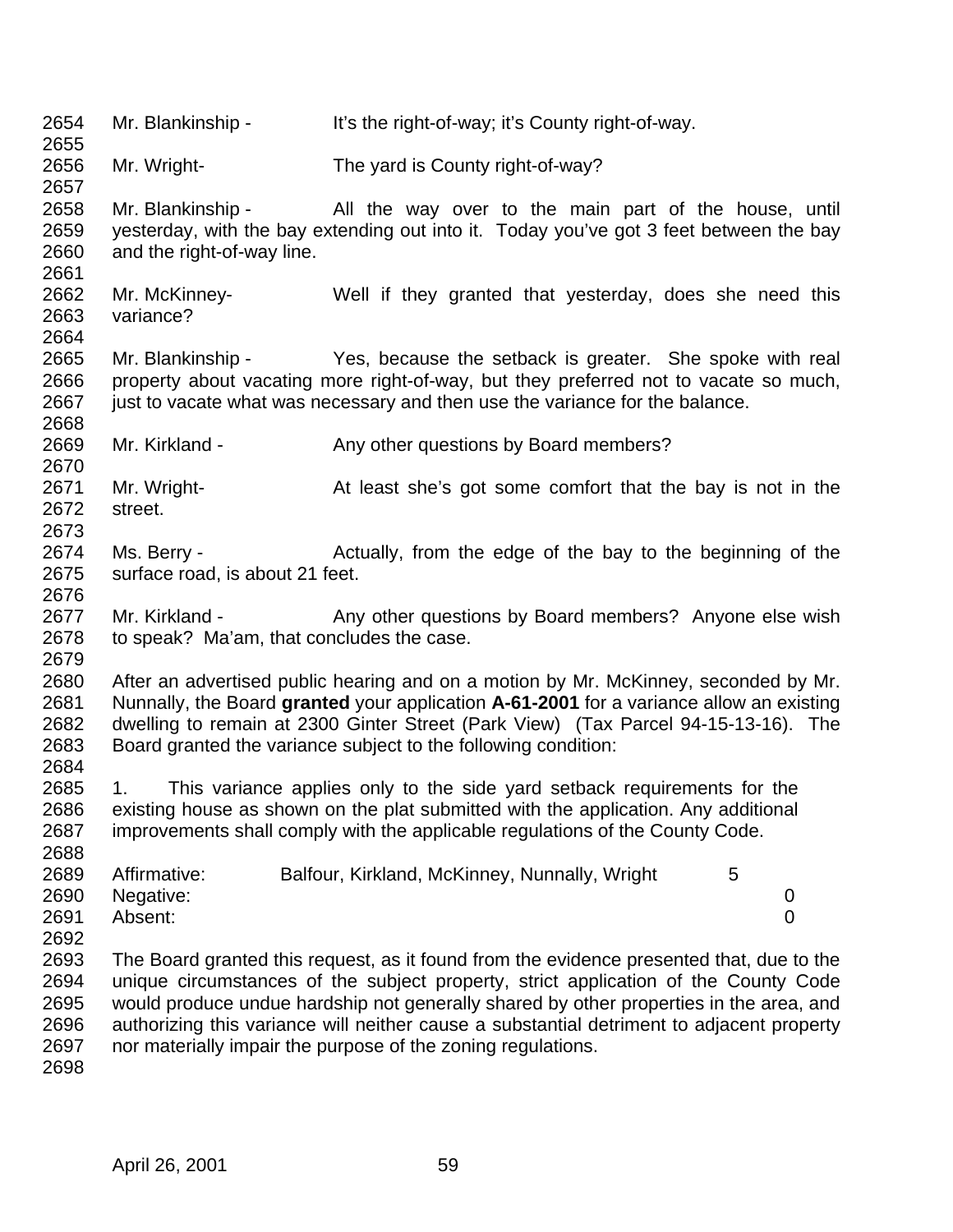Mr. Blankinship - It's the right-of-way; it's County right-of-way.

Mr. Wright- The yard is County right-of-way?

Mr. Blankinship - All the way over to the main part of the house, until yesterday, with the bay extending out into it. Today you've got 3 feet between the bay and the right-of-way line.

Mr. McKinney- Well if they granted that yesterday, does she need this variance?

Mr. Blankinship - Yes, because the setback is greater. She spoke with real property about vacating more right-of-way, but they preferred not to vacate so much, just to vacate what was necessary and then use the variance for the balance.

Mr. Kirkland - Any other questions by Board members?

Mr. Wright- At least she's got some comfort that the bay is not in the street.

Ms. Berry - Actually, from the edge of the bay to the beginning of the surface road, is about 21 feet.

Mr. Kirkland - Any other questions by Board members? Anyone else wish to speak? Ma'am, that concludes the case.

After an advertised public hearing and on a motion by Mr. McKinney, seconded by Mr. Nunnally, the Board **granted** your application **A-61-2001** for a variance allow an existing dwelling to remain at 2300 Ginter Street (Park View) (Tax Parcel 94-15-13-16). The Board granted the variance subject to the following condition:

1. This variance applies only to the side yard setback requirements for the existing house as shown on the plat submitted with the application. Any additional improvements shall comply with the applicable regulations of the County Code.

| | | |
|---|---|---|
| Affirmative: | Balfour, Kirkland, McKinney, Nunnally, Wright | 5 |
| Negative: | | 0 |
| Absent: | | 0 |

The Board granted this request, as it found from the evidence presented that, due to the unique circumstances of the subject property, strict application of the County Code would produce undue hardship not generally shared by other properties in the area, and authorizing this variance will neither cause a substantial detriment to adjacent property nor materially impair the purpose of the zoning regulations.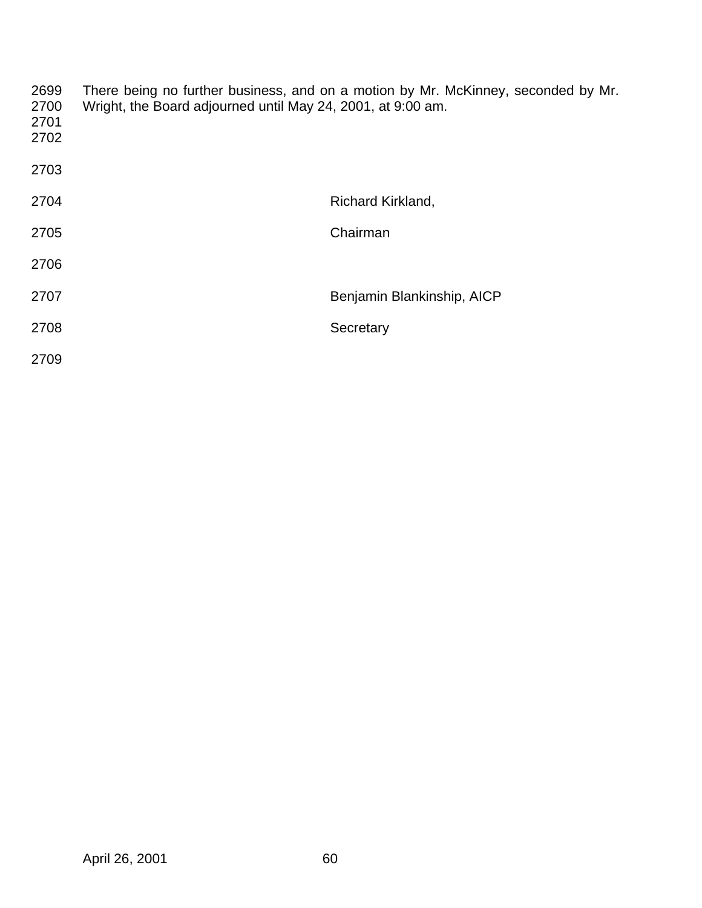There being no further business, and on a motion by Mr. McKinney, seconded by Mr. Wright, the Board adjourned until May 24, 2001, at 9:00 am.

Richard Kirkland,

Chairman

Benjamin Blankinship, AICP

Secretary